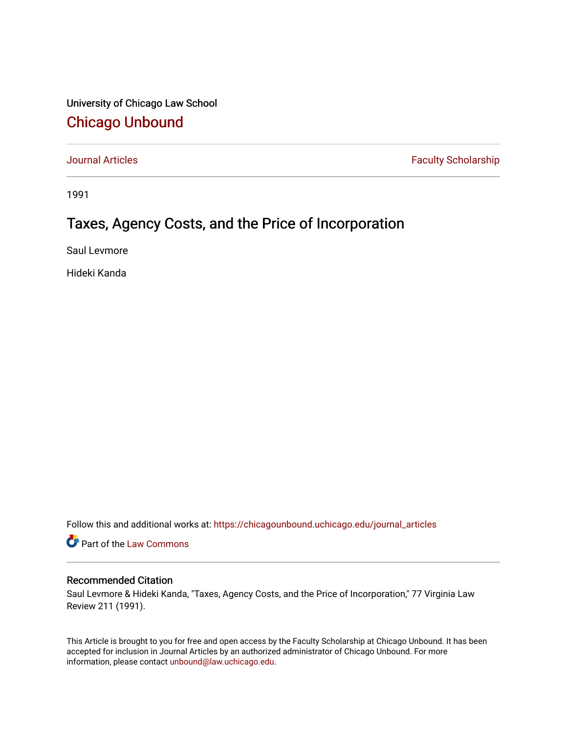University of Chicago Law School

# Chicago Unbound

Journal Articles | Faculty Scholarship

1991

## Taxes, Agency Costs, and the Price of Incorporation

Saul Levmore

Hideki Kanda

Follow this and additional works at: https://chicagounbound.uchicago.edu/journal_articles

Part of the Law Commons

### Recommended Citation

Saul Levmore & Hideki Kanda, "Taxes, Agency Costs, and the Price of Incorporation," 77 Virginia Law Review 211 (1991).

This Article is brought to you for free and open access by the Faculty Scholarship at Chicago Unbound. It has been accepted for inclusion in Journal Articles by an authorized administrator of Chicago Unbound. For more information, please contact unbound@law.uchicago.edu.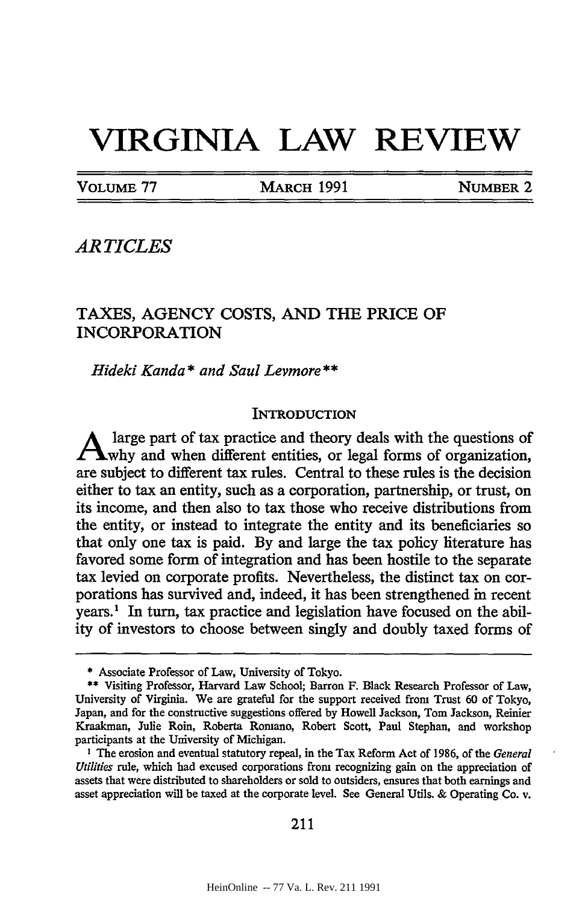# VIRGINIA LAW REVIEW

VOLUME 77 MARCH 1991 NUMBER 2

*ARTICLES*

## TAXES, AGENCY COSTS, AND THE PRICE OF INCORPORATION

*Hideki Kanda\* and Saul Levmore\*\**

### INTRODUCTION

A large part of tax practice and theory deals with the questions of why and when different entities, or legal forms of organization, are subject to different tax rules. Central to these rules is the decision either to tax an entity, such as a corporation, partnership, or trust, on its income, and then also to tax those who receive distributions from the entity, or instead to integrate the entity and its beneficiaries so that only one tax is paid. By and large the tax policy literature has favored some form of integration and has been hostile to the separate tax levied on corporate profits. Nevertheless, the distinct tax on corporations has survived and, indeed, it has been strengthened in recent years.[1] In turn, tax practice and legislation have focused on the ability of investors to choose between singly and doubly taxed forms of

---

\* Associate Professor of Law, University of Tokyo.

\*\* Visiting Professor, Harvard Law School; Barron F. Black Research Professor of Law, University of Virginia. We are grateful for the support received from Trust 60 of Tokyo, Japan, and for the constructive suggestions offered by Howell Jackson, Tom Jackson, Reinier Kraakman, Julie Roin, Roberta Romano, Robert Scott, Paul Stephan, and workshop participants at the University of Michigan.

[1] The erosion and eventual statutory repeal, in the Tax Reform Act of 1986, of the *General Utilities* rule, which had excused corporations from recognizing gain on the appreciation of assets that were distributed to shareholders or sold to outsiders, ensures that both earnings and asset appreciation will be taxed at the corporate level. See General Utils. & Operating Co. v.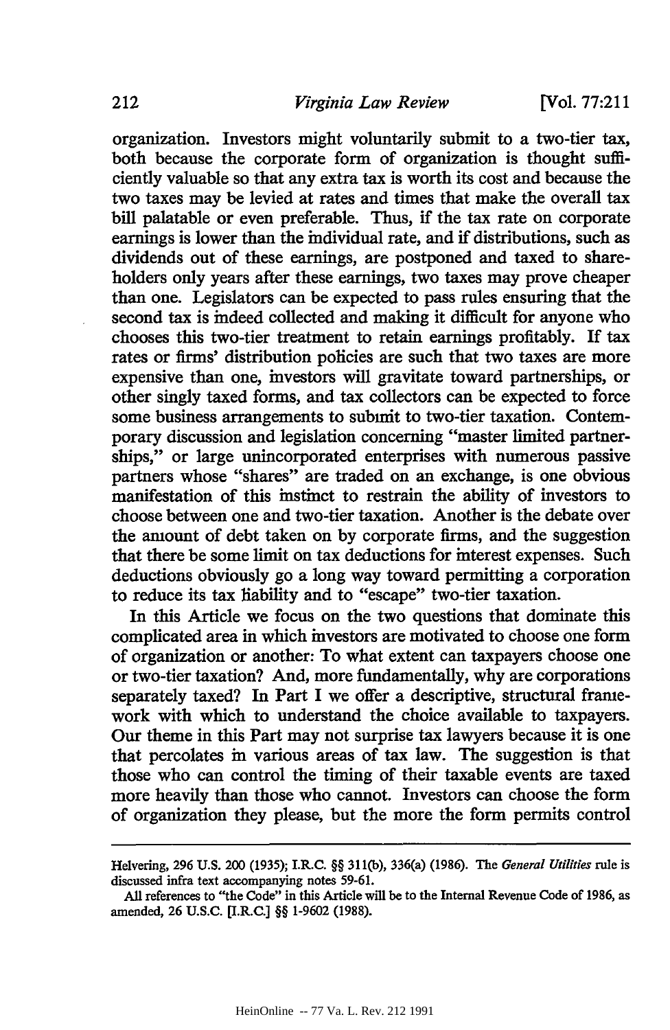organization. Investors might voluntarily submit to a two-tier tax, both because the corporate form of organization is thought sufficiently valuable so that any extra tax is worth its cost and because the two taxes may be levied at rates and times that make the overall tax bill palatable or even preferable. Thus, if the tax rate on corporate earnings is lower than the individual rate, and if distributions, such as dividends out of these earnings, are postponed and taxed to shareholders only years after these earnings, two taxes may prove cheaper than one. Legislators can be expected to pass rules ensuring that the second tax is indeed collected and making it difficult for anyone who chooses this two-tier treatment to retain earnings profitably. If tax rates or firms' distribution policies are such that two taxes are more expensive than one, investors will gravitate toward partnerships, or other singly taxed forms, and tax collectors can be expected to force some business arrangements to submit to two-tier taxation. Contemporary discussion and legislation concerning "master limited partnerships," or large unincorporated enterprises with numerous passive partners whose "shares" are traded on an exchange, is one obvious manifestation of this instinct to restrain the ability of investors to choose between one and two-tier taxation. Another is the debate over the amount of debt taken on by corporate firms, and the suggestion that there be some limit on tax deductions for interest expenses. Such deductions obviously go a long way toward permitting a corporation to reduce its tax liability and to "escape" two-tier taxation.

In this Article we focus on the two questions that dominate this complicated area in which investors are motivated to choose one form of organization or another: To what extent can taxpayers choose one or two-tier taxation? And, more fundamentally, why are corporations separately taxed? In Part I we offer a descriptive, structural framework with which to understand the choice available to taxpayers. Our theme in this Part may not surprise tax lawyers because it is one that percolates in various areas of tax law. The suggestion is that those who can control the timing of their taxable events are taxed more heavily than those who cannot. Investors can choose the form of organization they please, but the more the form permits control

---

Helvering, 296 U.S. 200 (1935); I.R.C. §§ 311(b), 336(a) (1986). The *General Utilities* rule is discussed infra text accompanying notes 59-61.

All references to "the Code" in this Article will be to the Internal Revenue Code of 1986, as amended, 26 U.S.C. [I.R.C.] §§ 1-9602 (1988).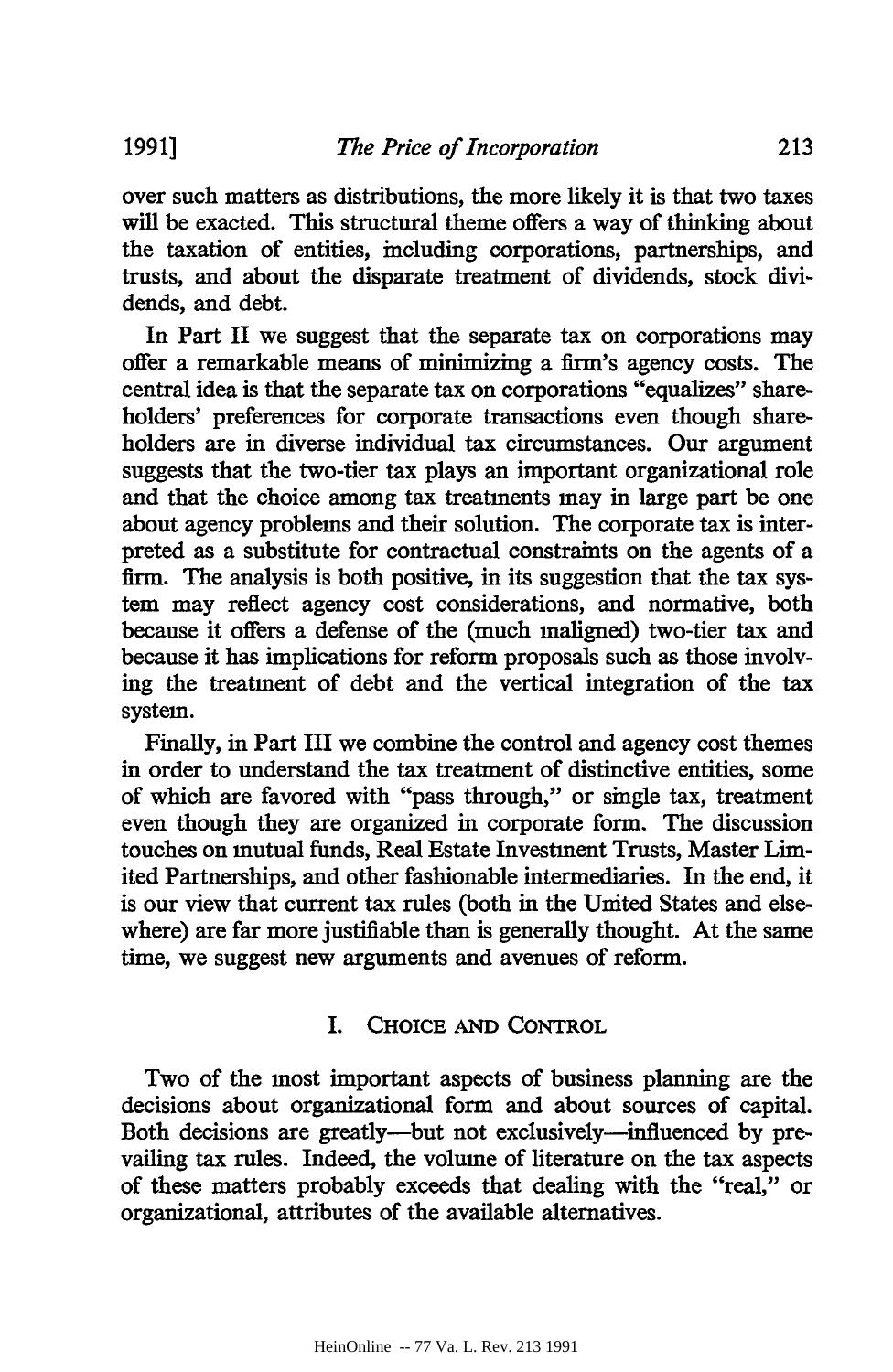over such matters as distributions, the more likely it is that two taxes will be exacted. This structural theme offers a way of thinking about the taxation of entities, including corporations, partnerships, and trusts, and about the disparate treatment of dividends, stock dividends, and debt.

In Part II we suggest that the separate tax on corporations may offer a remarkable means of minimizing a firm's agency costs. The central idea is that the separate tax on corporations "equalizes" shareholders' preferences for corporate transactions even though shareholders are in diverse individual tax circumstances. Our argument suggests that the two-tier tax plays an important organizational role and that the choice among tax treatments may in large part be one about agency problems and their solution. The corporate tax is interpreted as a substitute for contractual constraints on the agents of a firm. The analysis is both positive, in its suggestion that the tax system may reflect agency cost considerations, and normative, both because it offers a defense of the (much maligned) two-tier tax and because it has implications for reform proposals such as those involving the treatment of debt and the vertical integration of the tax system.

Finally, in Part III we combine the control and agency cost themes in order to understand the tax treatment of distinctive entities, some of which are favored with "pass through," or single tax, treatment even though they are organized in corporate form. The discussion touches on mutual funds, Real Estate Investment Trusts, Master Limited Partnerships, and other fashionable intermediaries. In the end, it is our view that current tax rules (both in the United States and elsewhere) are far more justifiable than is generally thought. At the same time, we suggest new arguments and avenues of reform.

## I. Choice and Control

Two of the most important aspects of business planning are the decisions about organizational form and about sources of capital. Both decisions are greatly—but not exclusively—influenced by prevailing tax rules. Indeed, the volume of literature on the tax aspects of these matters probably exceeds that dealing with the "real," or organizational, attributes of the available alternatives.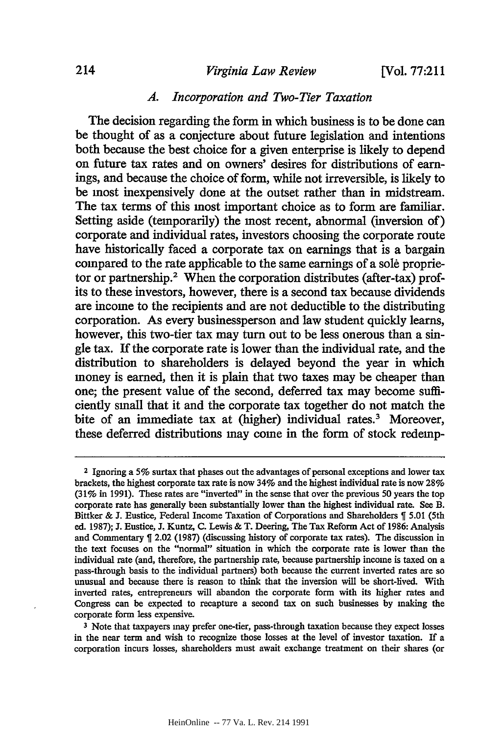### *A. Incorporation and Two-Tier Taxation*

The decision regarding the form in which business is to be done can be thought of as a conjecture about future legislation and intentions both because the best choice for a given enterprise is likely to depend on future tax rates and on owners' desires for distributions of earnings, and because the choice of form, while not irreversible, is likely to be most inexpensively done at the outset rather than in midstream. The tax terms of this most important choice as to form are familiar. Setting aside (temporarily) the most recent, abnormal (inversion of) corporate and individual rates, investors choosing the corporate route have historically faced a corporate tax on earnings that is a bargain compared to the rate applicable to the same earnings of a sole proprietor or partnership.[2] When the corporation distributes (after-tax) profits to these investors, however, there is a second tax because dividends are income to the recipients and are not deductible to the distributing corporation. As every businessperson and law student quickly learns, however, this two-tier tax may turn out to be less onerous than a single tax. If the corporate rate is lower than the individual rate, and the distribution to shareholders is delayed beyond the year in which money is earned, then it is plain that two taxes may be cheaper than one; the present value of the second, deferred tax may become sufficiently small that it and the corporate tax together do not match the bite of an immediate tax at (higher) individual rates.[3] Moreover, these deferred distributions may come in the form of stock redemp-

---

[2] Ignoring a 5% surtax that phases out the advantages of personal exceptions and lower tax brackets, the highest corporate tax rate is now 34% and the highest individual rate is now 28% (31% in 1991). These rates are "inverted" in the sense that over the previous 50 years the top corporate rate has generally been substantially lower than the highest individual rate. See B. Bittker & J. Eustice, Federal Income Taxation of Corporations and Shareholders ¶ 5.01 (5th ed. 1987); J. Eustice, J. Kuntz, C. Lewis & T. Deering, The Tax Reform Act of 1986: Analysis and Commentary ¶ 2.02 (1987) (discussing history of corporate tax rates). The discussion in the text focuses on the "normal" situation in which the corporate rate is lower than the individual rate (and, therefore, the partnership rate, because partnership income is taxed on a pass-through basis to the individual partners) both because the current inverted rates are so unusual and because there is reason to think that the inversion will be short-lived. With inverted rates, entrepreneurs will abandon the corporate form with its higher rates and Congress can be expected to recapture a second tax on such businesses by making the corporate form less expensive.

[3] Note that taxpayers may prefer one-tier, pass-through taxation because they expect losses in the near term and wish to recognize those losses at the level of investor taxation. If a corporation incurs losses, shareholders must await exchange treatment on their shares (or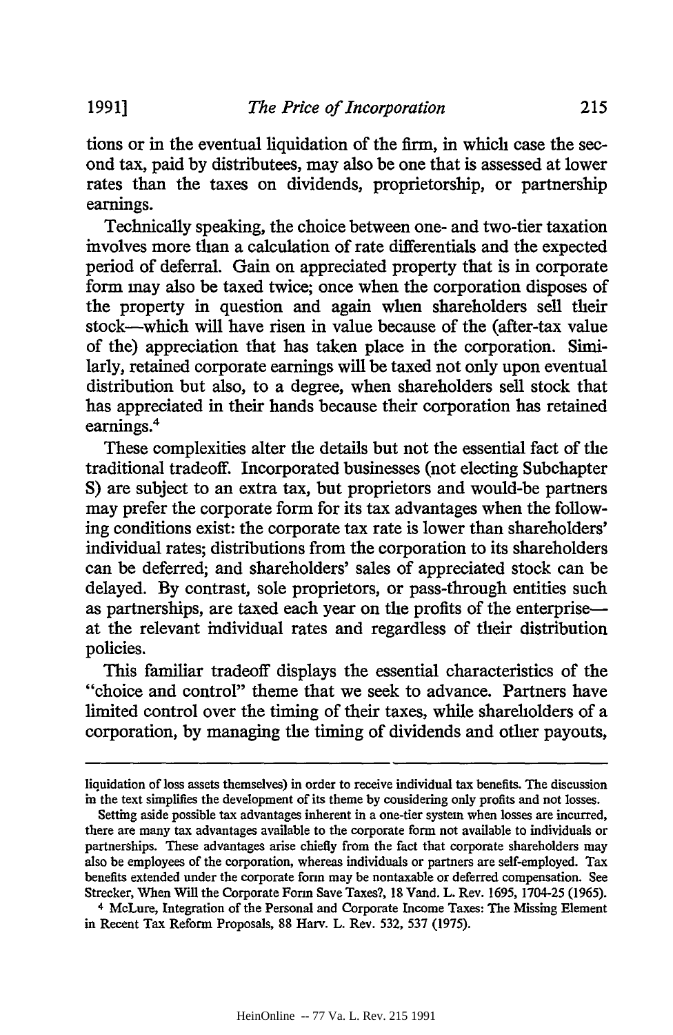tions or in the eventual liquidation of the firm, in which case the second tax, paid by distributees, may also be one that is assessed at lower rates than the taxes on dividends, proprietorship, or partnership earnings.

Technically speaking, the choice between one- and two-tier taxation involves more than a calculation of rate differentials and the expected period of deferral. Gain on appreciated property that is in corporate form may also be taxed twice; once when the corporation disposes of the property in question and again when shareholders sell their stock—which will have risen in value because of the (after-tax value of the) appreciation that has taken place in the corporation. Similarly, retained corporate earnings will be taxed not only upon eventual distribution but also, to a degree, when shareholders sell stock that has appreciated in their hands because their corporation has retained earnings.[4]

These complexities alter the details but not the essential fact of the traditional tradeoff. Incorporated businesses (not electing Subchapter S) are subject to an extra tax, but proprietors and would-be partners may prefer the corporate form for its tax advantages when the following conditions exist: the corporate tax rate is lower than shareholders' individual rates; distributions from the corporation to its shareholders can be deferred; and shareholders' sales of appreciated stock can be delayed. By contrast, sole proprietors, or pass-through entities such as partnerships, are taxed each year on the profits of the enterprise—at the relevant individual rates and regardless of their distribution policies.

This familiar tradeoff displays the essential characteristics of the "choice and control" theme that we seek to advance. Partners have limited control over the timing of their taxes, while shareholders of a corporation, by managing the timing of dividends and other payouts,

---

liquidation of loss assets themselves) in order to receive individual tax benefits. The discussion in the text simplifies the development of its theme by considering only profits and not losses.

Setting aside possible tax advantages inherent in a one-tier system when losses are incurred, there are many tax advantages available to the corporate form not available to individuals or partnerships. These advantages arise chiefly from the fact that corporate shareholders may also be employees of the corporation, whereas individuals or partners are self-employed. Tax benefits extended under the corporate form may be nontaxable or deferred compensation. See Strecker, When Will the Corporate Form Save Taxes?, 18 Vand. L. Rev. 1695, 1704-25 (1965).

[4] McLure, Integration of the Personal and Corporate Income Taxes: The Missing Element in Recent Tax Reform Proposals, 88 Harv. L. Rev. 532, 537 (1975).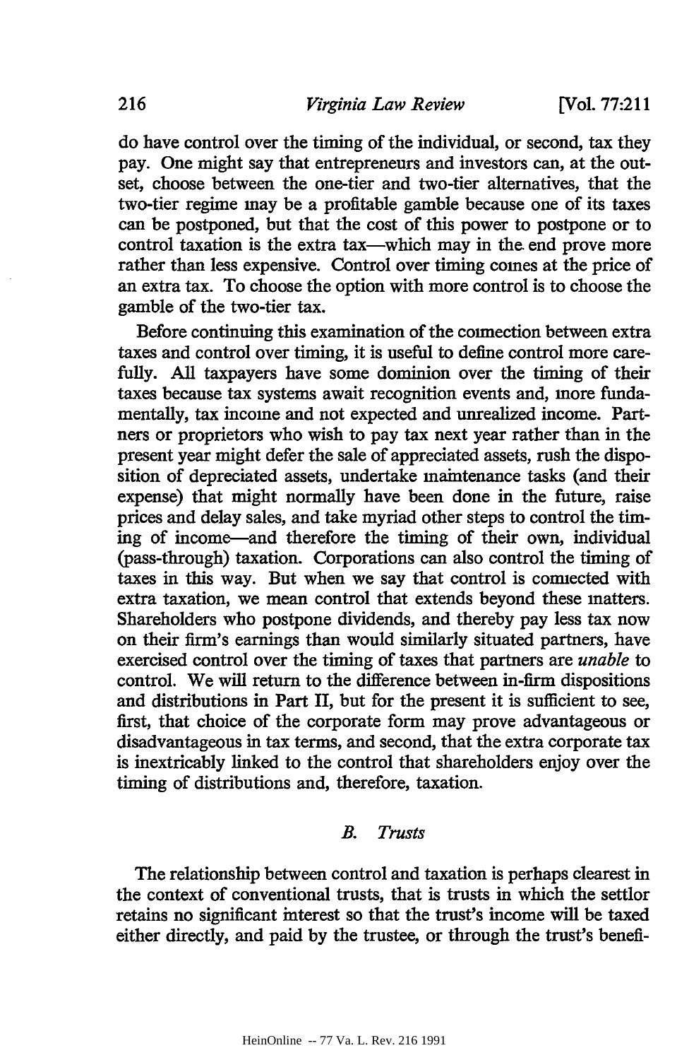do have control over the timing of the individual, or second, tax they pay. One might say that entrepreneurs and investors can, at the outset, choose between the one-tier and two-tier alternatives, that the two-tier regime may be a profitable gamble because one of its taxes can be postponed, but that the cost of this power to postpone or to control taxation is the extra tax—which may in the end prove more rather than less expensive. Control over timing comes at the price of an extra tax. To choose the option with more control is to choose the gamble of the two-tier tax.

Before continuing this examination of the connection between extra taxes and control over timing, it is useful to define control more carefully. All taxpayers have some dominion over the timing of their taxes because tax systems await recognition events and, more fundamentally, tax income and not expected and unrealized income. Partners or proprietors who wish to pay tax next year rather than in the present year might defer the sale of appreciated assets, rush the disposition of depreciated assets, undertake maintenance tasks (and their expense) that might normally have been done in the future, raise prices and delay sales, and take myriad other steps to control the timing of income—and therefore the timing of their own, individual (pass-through) taxation. Corporations can also control the timing of taxes in this way. But when we say that control is connected with extra taxation, we mean control that extends beyond these matters. Shareholders who postpone dividends, and thereby pay less tax now on their firm's earnings than would similarly situated partners, have exercised control over the timing of taxes that partners are *unable* to control. We will return to the difference between in-firm dispositions and distributions in Part II, but for the present it is sufficient to see, first, that choice of the corporate form may prove advantageous or disadvantageous in tax terms, and second, that the extra corporate tax is inextricably linked to the control that shareholders enjoy over the timing of distributions and, therefore, taxation.

### *B. Trusts*

The relationship between control and taxation is perhaps clearest in the context of conventional trusts, that is trusts in which the settlor retains no significant interest so that the trust's income will be taxed either directly, and paid by the trustee, or through the trust's benefi-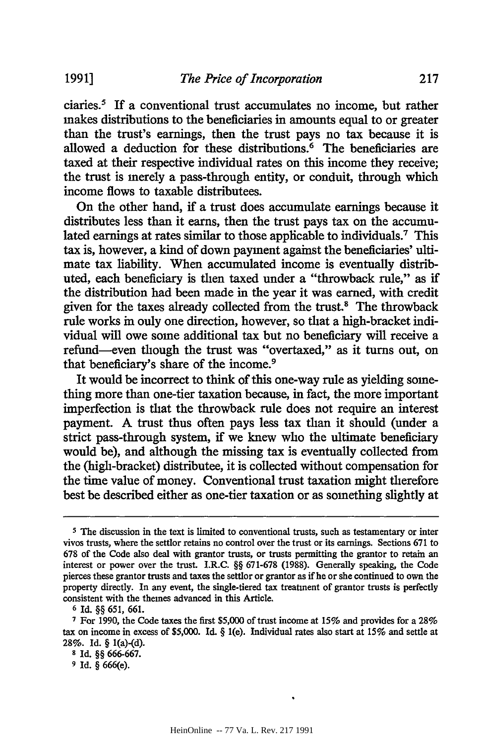ciaries.[5] If a conventional trust accumulates no income, but rather makes distributions to the beneficiaries in amounts equal to or greater than the trust's earnings, then the trust pays no tax because it is allowed a deduction for these distributions.[6] The beneficiaries are taxed at their respective individual rates on this income they receive; the trust is merely a pass-through entity, or conduit, through which income flows to taxable distributees.

On the other hand, if a trust does accumulate earnings because it distributes less than it earns, then the trust pays tax on the accumulated earnings at rates similar to those applicable to individuals.[7] This tax is, however, a kind of down payment against the beneficiaries' ultimate tax liability. When accumulated income is eventually distributed, each beneficiary is then taxed under a "throwback rule," as if the distribution had been made in the year it was earned, with credit given for the taxes already collected from the trust.[8] The throwback rule works in only one direction, however, so that a high-bracket individual will owe some additional tax but no beneficiary will receive a refund—even though the trust was "overtaxed," as it turns out, on that beneficiary's share of the income.[9]

It would be incorrect to think of this one-way rule as yielding something more than one-tier taxation because, in fact, the more important imperfection is that the throwback rule does not require an interest payment. A trust thus often pays less tax than it should (under a strict pass-through system, if we knew who the ultimate beneficiary would be), and although the missing tax is eventually collected from the (high-bracket) distributee, it is collected without compensation for the time value of money. Conventional trust taxation might therefore best be described either as one-tier taxation or as something slightly at

---

[5] The discussion in the text is limited to conventional trusts, such as testamentary or inter vivos trusts, where the settlor retains no control over the trust or its earnings. Sections 671 to 678 of the Code also deal with grantor trusts, or trusts permitting the grantor to retain an interest or power over the trust. I.R.C. §§ 671-678 (1988). Generally speaking, the Code pierces these grantor trusts and taxes the settlor or grantor as if he or she continued to own the property directly. In any event, the single-tiered tax treatment of grantor trusts is perfectly consistent with the themes advanced in this Article.

[6] Id. §§ 651, 661.

[7] For 1990, the Code taxes the first $5,000 of trust income at 15% and provides for a 28% tax on income in excess of $5,000. Id. § 1(e). Individual rates also start at 15% and settle at 28%. Id. § 1(a)-(d).

[8] Id. §§ 666-667.

[9] Id. § 666(e).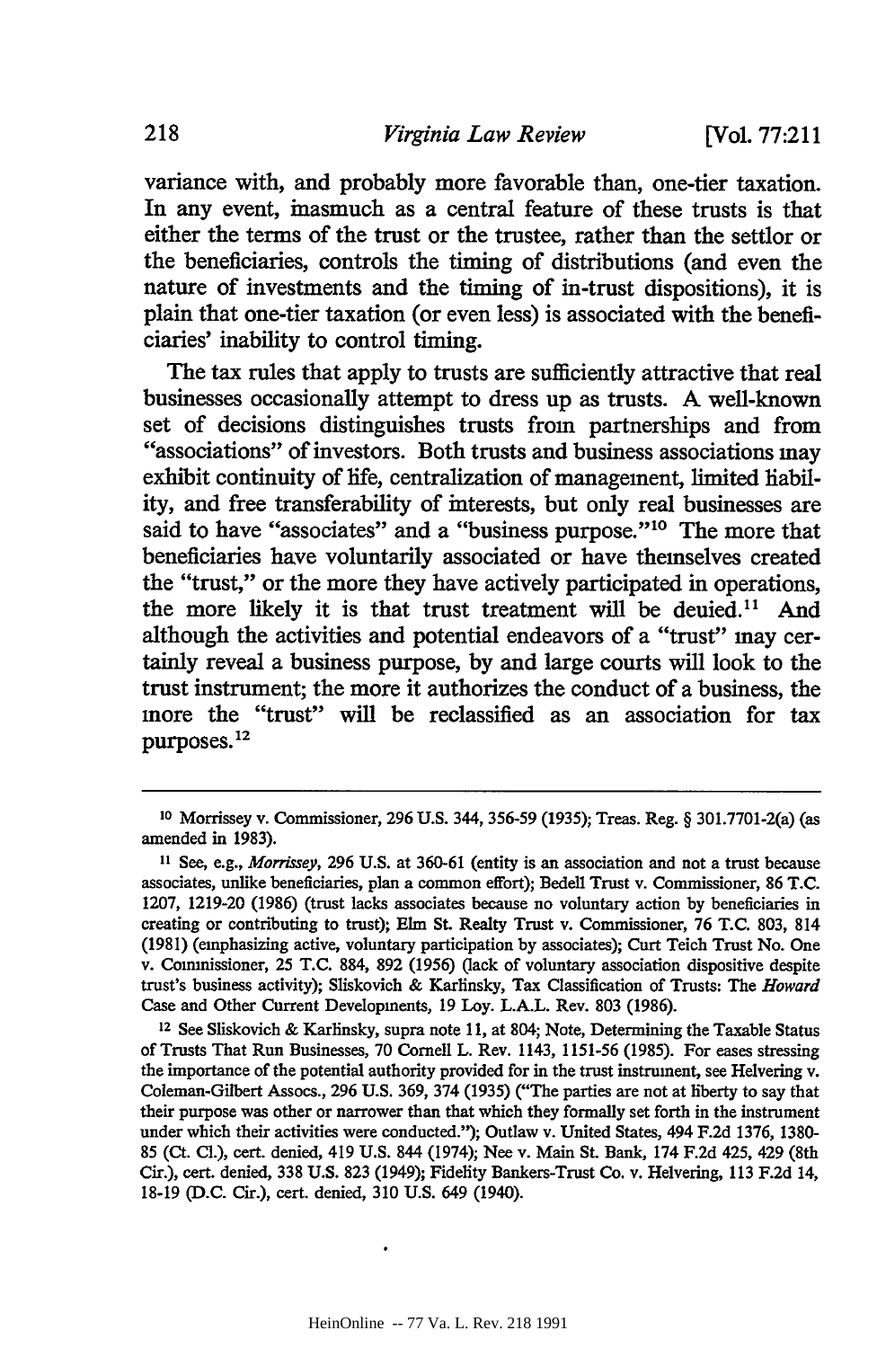variance with, and probably more favorable than, one-tier taxation. In any event, inasmuch as a central feature of these trusts is that either the terms of the trust or the trustee, rather than the settlor or the beneficiaries, controls the timing of distributions (and even the nature of investments and the timing of in-trust dispositions), it is plain that one-tier taxation (or even less) is associated with the beneficiaries' inability to control timing.

The tax rules that apply to trusts are sufficiently attractive that real businesses occasionally attempt to dress up as trusts. A well-known set of decisions distinguishes trusts from partnerships and from "associations" of investors. Both trusts and business associations may exhibit continuity of life, centralization of management, limited liability, and free transferability of interests, but only real businesses are said to have "associates" and a "business purpose."[10] The more that beneficiaries have voluntarily associated or have themselves created the "trust," or the more they have actively participated in operations, the more likely it is that trust treatment will be denied.[11] And although the activities and potential endeavors of a "trust" may certainly reveal a business purpose, by and large courts will look to the trust instrument; the more it authorizes the conduct of a business, the more the "trust" will be reclassified as an association for tax purposes.[12]

---

[10] Morrissey v. Commissioner, 296 U.S. 344, 356-59 (1935); Treas. Reg. § 301.7701-2(a) (as amended in 1983).

[11] See, e.g., *Morrissey*, 296 U.S. at 360-61 (entity is an association and not a trust because associates, unlike beneficiaries, plan a common effort); Bedell Trust v. Commissioner, 86 T.C. 1207, 1219-20 (1986) (trust lacks associates because no voluntary action by beneficiaries in creating or contributing to trust); Elm St. Realty Trust v. Commissioner, 76 T.C. 803, 814 (1981) (emphasizing active, voluntary participation by associates); Curt Teich Trust No. One v. Commissioner, 25 T.C. 884, 892 (1956) (lack of voluntary association dispositive despite trust's business activity); Sliskovich & Karlinsky, Tax Classification of Trusts: The *Howard* Case and Other Current Developments, 19 Loy. L.A.L. Rev. 803 (1986).

[12] See Sliskovich & Karlinsky, supra note 11, at 804; Note, Determining the Taxable Status of Trusts That Run Businesses, 70 Cornell L. Rev. 1143, 1151-56 (1985). For cases stressing the importance of the potential authority provided for in the trust instrument, see Helvering v. Coleman-Gilbert Assocs., 296 U.S. 369, 374 (1935) ("The parties are not at liberty to say that their purpose was other or narrower than that which they formally set forth in the instrument under which their activities were conducted."); Outlaw v. United States, 494 F.2d 1376, 1380-85 (Ct. Cl.), cert. denied, 419 U.S. 844 (1974); Nee v. Main St. Bank, 174 F.2d 425, 429 (8th Cir.), cert. denied, 338 U.S. 823 (1949); Fidelity Bankers-Trust Co. v. Helvering, 113 F.2d 14, 18-19 (D.C. Cir.), cert. denied, 310 U.S. 649 (1940).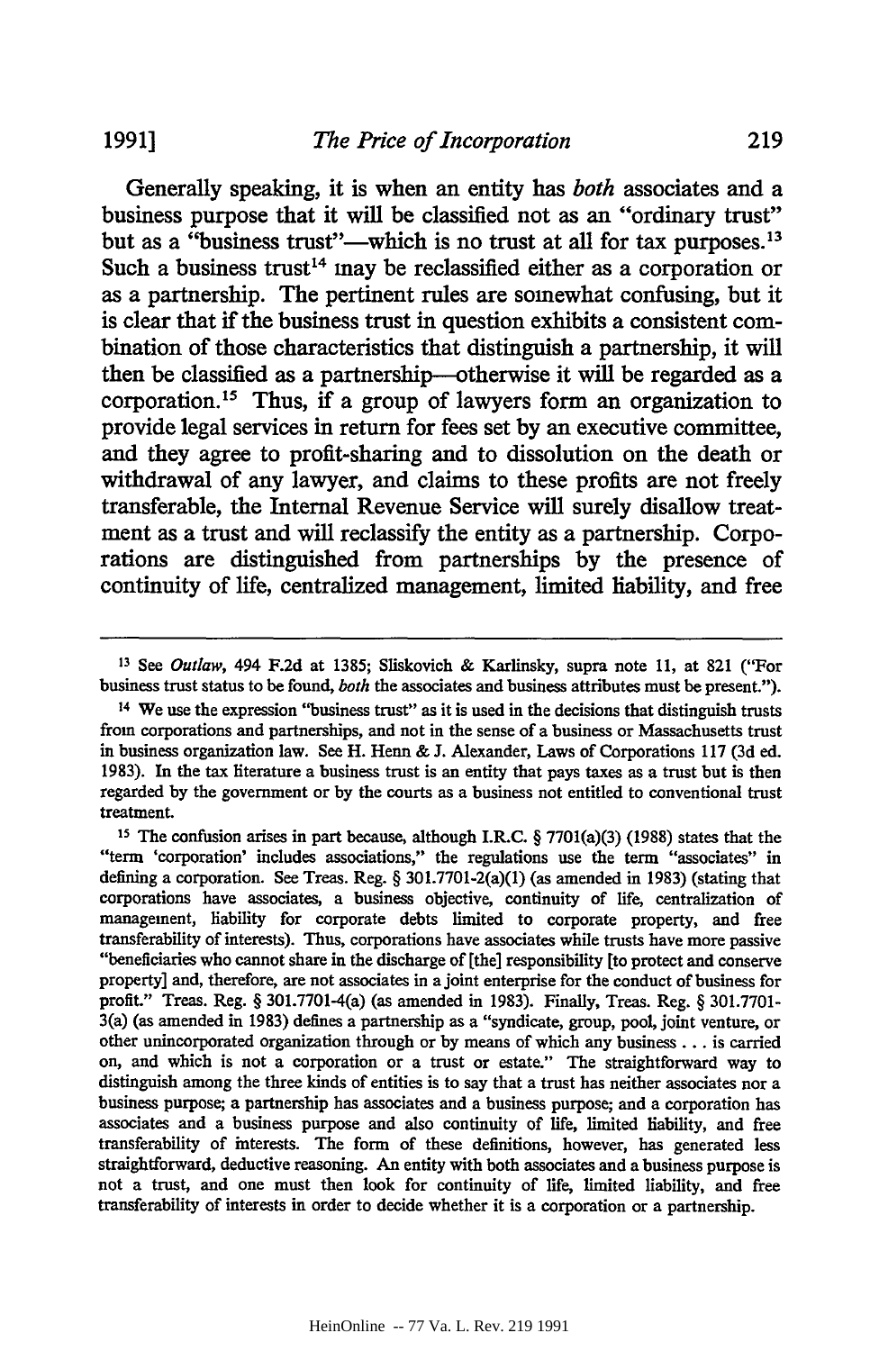Generally speaking, it is when an entity has *both* associates and a business purpose that it will be classified not as an "ordinary trust" but as a "business trust"—which is no trust at all for tax purposes.[13] Such a business trust[14] may be reclassified either as a corporation or as a partnership. The pertinent rules are somewhat confusing, but it is clear that if the business trust in question exhibits a consistent combination of those characteristics that distinguish a partnership, it will then be classified as a partnership—otherwise it will be regarded as a corporation.[15] Thus, if a group of lawyers form an organization to provide legal services in return for fees set by an executive committee, and they agree to profit-sharing and to dissolution on the death or withdrawal of any lawyer, and claims to these profits are not freely transferable, the Internal Revenue Service will surely disallow treatment as a trust and will reclassify the entity as a partnership. Corporations are distinguished from partnerships by the presence of continuity of life, centralized management, limited liability, and free

---

[13] See *Outlaw*, 494 F.2d at 1385; Sliskovich & Karlinsky, supra note 11, at 821 ("For business trust status to be found, *both* the associates and business attributes must be present.").

[14] We use the expression "business trust" as it is used in the decisions that distinguish trusts from corporations and partnerships, and not in the sense of a business or Massachusetts trust in business organization law. See H. Henn & J. Alexander, Laws of Corporations 117 (3d ed. 1983). In the tax literature a business trust is an entity that pays taxes as a trust but is then regarded by the government or by the courts as a business not entitled to conventional trust treatment.

[15] The confusion arises in part because, although I.R.C. § 7701(a)(3) (1988) states that the "term 'corporation' includes associations," the regulations use the term "associates" in defining a corporation. See Treas. Reg. § 301.7701-2(a)(1) (as amended in 1983) (stating that corporations have associates, a business objective, continuity of life, centralization of management, liability for corporate debts limited to corporate property, and free transferability of interests). Thus, corporations have associates while trusts have more passive "beneficiaries who cannot share in the discharge of [the] responsibility [to protect and conserve property] and, therefore, are not associates in a joint enterprise for the conduct of business for profit." Treas. Reg. § 301.7701-4(a) (as amended in 1983). Finally, Treas. Reg. § 301.7701-3(a) (as amended in 1983) defines a partnership as a "syndicate, group, pool, joint venture, or other unincorporated organization through or by means of which any business . . . is carried on, and which is not a corporation or a trust or estate." The straightforward way to distinguish among the three kinds of entities is to say that a trust has neither associates nor a business purpose; a partnership has associates and a business purpose; and a corporation has associates and a business purpose and also continuity of life, limited liability, and free transferability of interests. The form of these definitions, however, has generated less straightforward, deductive reasoning. An entity with both associates and a business purpose is not a trust, and one must then look for continuity of life, limited liability, and free transferability of interests in order to decide whether it is a corporation or a partnership.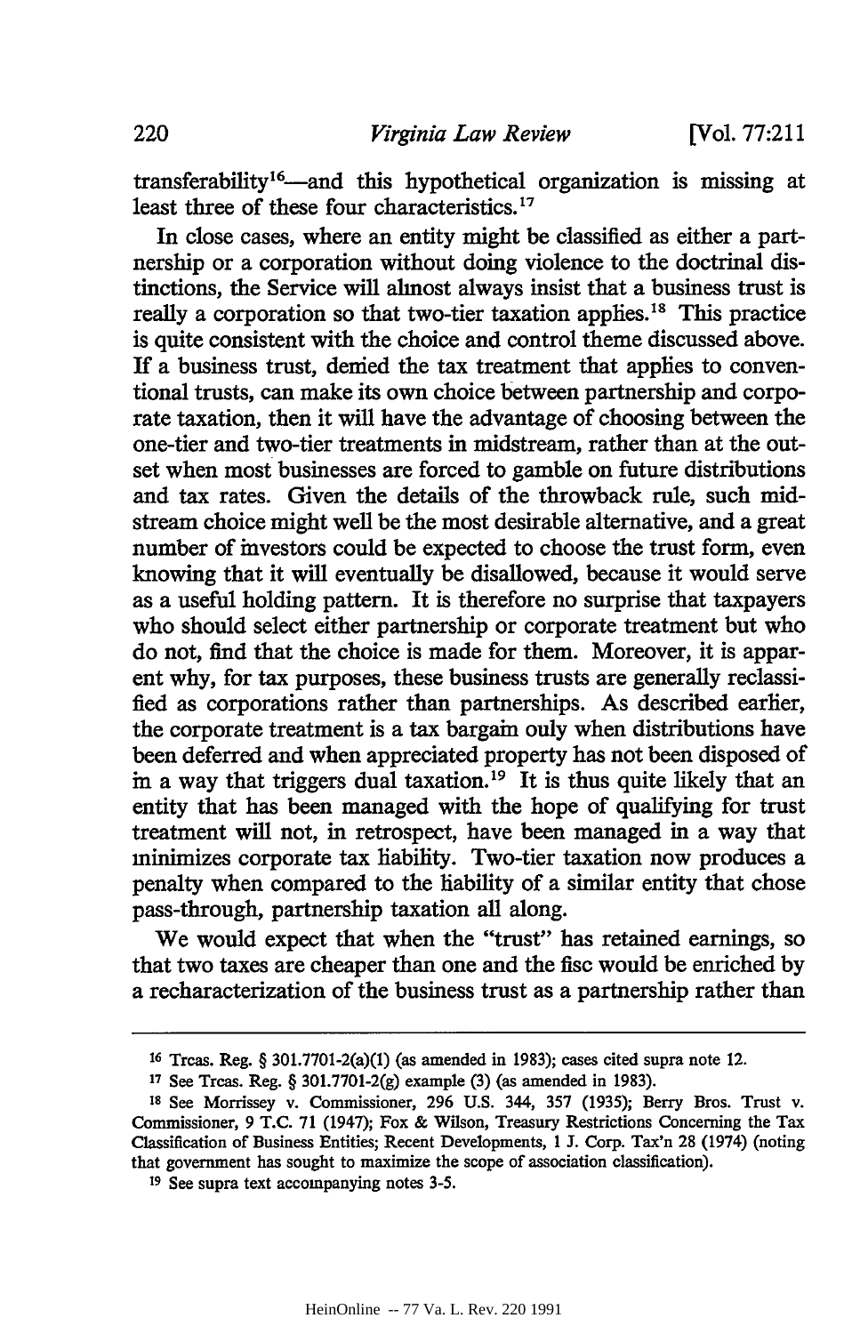transferability[16]—and this hypothetical organization is missing at least three of these four characteristics.[17]

In close cases, where an entity might be classified as either a partnership or a corporation without doing violence to the doctrinal distinctions, the Service will almost always insist that a business trust is really a corporation so that two-tier taxation applies.[18] This practice is quite consistent with the choice and control theme discussed above. If a business trust, denied the tax treatment that applies to conventional trusts, can make its own choice between partnership and corporate taxation, then it will have the advantage of choosing between the one-tier and two-tier treatments in midstream, rather than at the outset when most businesses are forced to gamble on future distributions and tax rates. Given the details of the throwback rule, such midstream choice might well be the most desirable alternative, and a great number of investors could be expected to choose the trust form, even knowing that it will eventually be disallowed, because it would serve as a useful holding pattern. It is therefore no surprise that taxpayers who should select either partnership or corporate treatment but who do not, find that the choice is made for them. Moreover, it is apparent why, for tax purposes, these business trusts are generally reclassified as corporations rather than partnerships. As described earlier, the corporate treatment is a tax bargain only when distributions have been deferred and when appreciated property has not been disposed of in a way that triggers dual taxation.[19] It is thus quite likely that an entity that has been managed with the hope of qualifying for trust treatment will not, in retrospect, have been managed in a way that minimizes corporate tax liability. Two-tier taxation now produces a penalty when compared to the liability of a similar entity that chose pass-through, partnership taxation all along.

We would expect that when the "trust" has retained earnings, so that two taxes are cheaper than one and the fisc would be enriched by a recharacterization of the business trust as a partnership rather than

---

[16] Treas. Reg. § 301.7701-2(a)(1) (as amended in 1983); cases cited supra note 12.

[17] See Treas. Reg. § 301.7701-2(g) example (3) (as amended in 1983).

[18] See Morrissey v. Commissioner, 296 U.S. 344, 357 (1935); Berry Bros. Trust v. Commissioner, 9 T.C. 71 (1947); Fox & Wilson, Treasury Restrictions Concerning the Tax Classification of Business Entities; Recent Developments, 1 J. Corp. Tax'n 28 (1974) (noting that government has sought to maximize the scope of association classification).

[19] See supra text accompanying notes 3-5.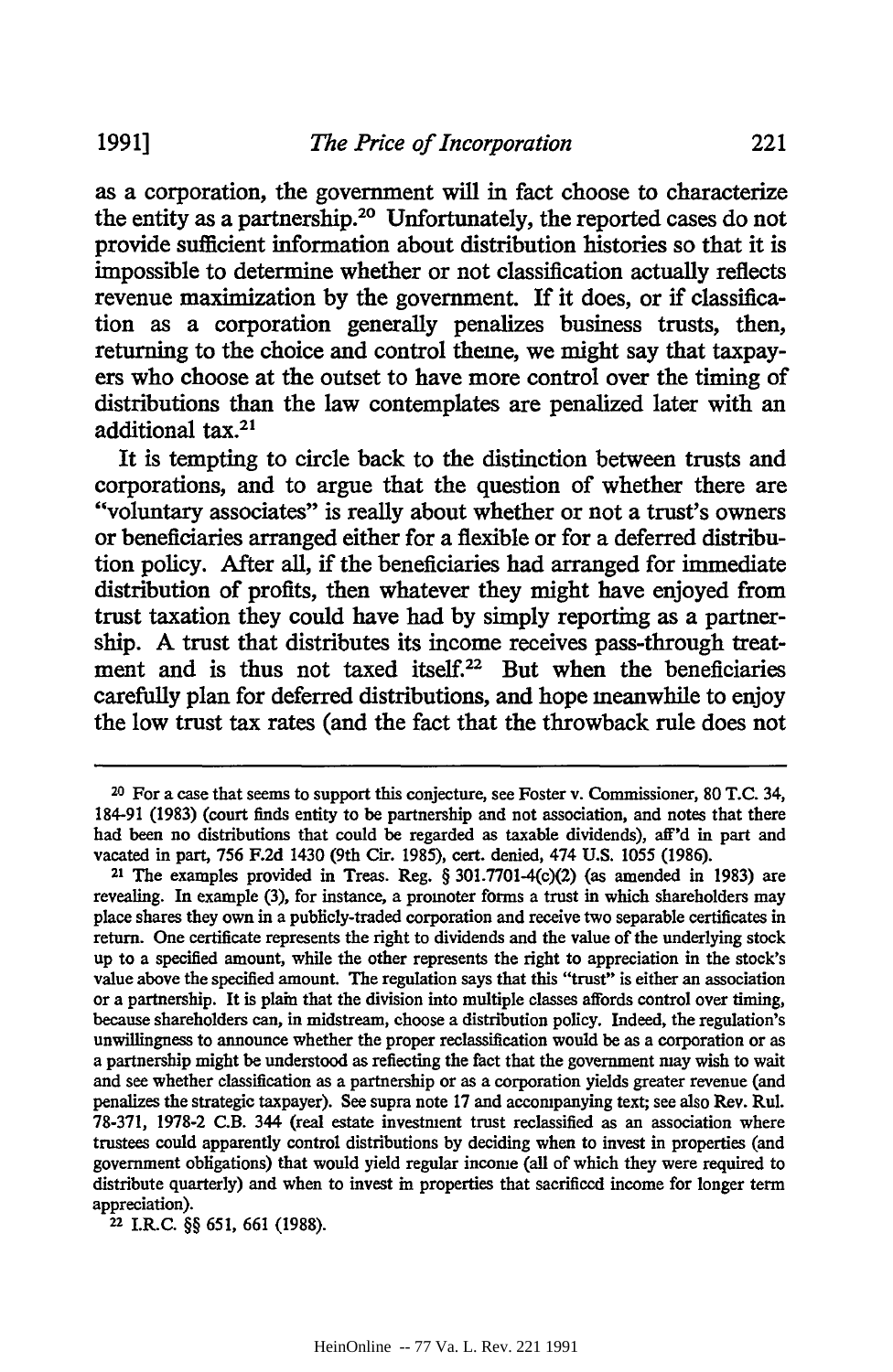as a corporation, the government will in fact choose to characterize the entity as a partnership.[20] Unfortunately, the reported cases do not provide sufficient information about distribution histories so that it is impossible to determine whether or not classification actually reflects revenue maximization by the government. If it does, or if classification as a corporation generally penalizes business trusts, then, returning to the choice and control theme, we might say that taxpayers who choose at the outset to have more control over the timing of distributions than the law contemplates are penalized later with an additional tax.[21]

It is tempting to circle back to the distinction between trusts and corporations, and to argue that the question of whether there are "voluntary associates" is really about whether or not a trust's owners or beneficiaries arranged either for a flexible or for a deferred distribution policy. After all, if the beneficiaries had arranged for immediate distribution of profits, then whatever they might have enjoyed from trust taxation they could have had by simply reporting as a partnership. A trust that distributes its income receives pass-through treatment and is thus not taxed itself.[22] But when the beneficiaries carefully plan for deferred distributions, and hope meanwhile to enjoy the low trust tax rates (and the fact that the throwback rule does not

---

[20] For a case that seems to support this conjecture, see Foster v. Commissioner, 80 T.C. 34, 184-91 (1983) (court finds entity to be partnership and not association, and notes that there had been no distributions that could be regarded as taxable dividends), aff'd in part and vacated in part, 756 F.2d 1430 (9th Cir. 1985), cert. denied, 474 U.S. 1055 (1986).

[21] The examples provided in Treas. Reg. § 301.7701-4(c)(2) (as amended in 1983) are revealing. In example (3), for instance, a promoter forms a trust in which shareholders may place shares they own in a publicly-traded corporation and receive two separable certificates in return. One certificate represents the right to dividends and the value of the underlying stock up to a specified amount, while the other represents the right to appreciation in the stock's value above the specified amount. The regulation says that this "trust" is either an association or a partnership. It is plain that the division into multiple classes affords control over timing, because shareholders can, in midstream, choose a distribution policy. Indeed, the regulation's unwillingness to announce whether the proper reclassification would be as a corporation or as a partnership might be understood as reflecting the fact that the government may wish to wait and see whether classification as a partnership or as a corporation yields greater revenue (and penalizes the strategic taxpayer). See supra note 17 and accompanying text; see also Rev. Rul. 78-371, 1978-2 C.B. 344 (real estate investment trust reclassified as an association where trustees could apparently control distributions by deciding when to invest in properties (and government obligations) that would yield regular income (all of which they were required to distribute quarterly) and when to invest in properties that sacrificed income for longer term appreciation).

[22] I.R.C. §§ 651, 661 (1988).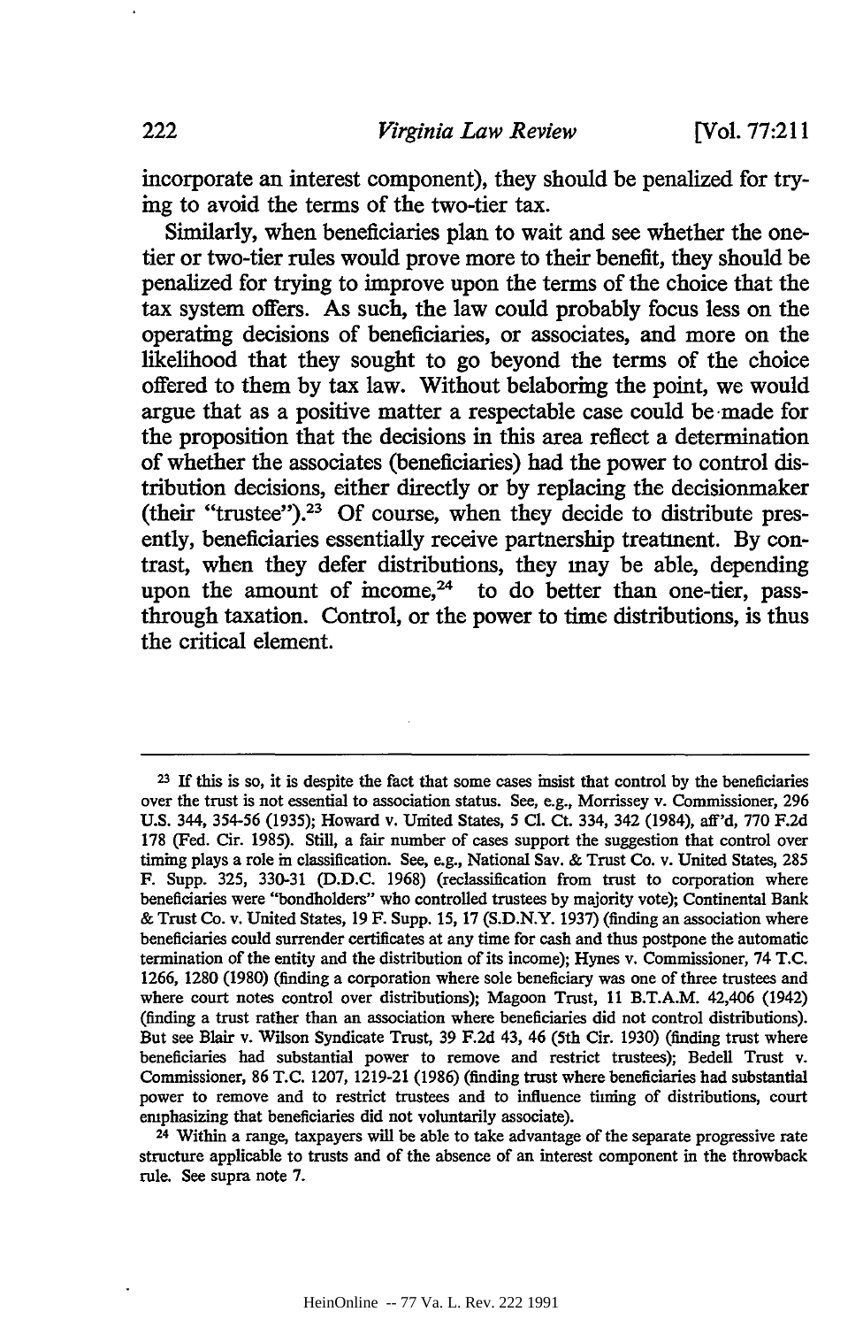incorporate an interest component), they should be penalized for trying to avoid the terms of the two-tier tax.

Similarly, when beneficiaries plan to wait and see whether the one-tier or two-tier rules would prove more to their benefit, they should be penalized for trying to improve upon the terms of the choice that the tax system offers. As such, the law could probably focus less on the operating decisions of beneficiaries, or associates, and more on the likelihood that they sought to go beyond the terms of the choice offered to them by tax law. Without belaboring the point, we would argue that as a positive matter a respectable case could be made for the proposition that the decisions in this area reflect a determination of whether the associates (beneficiaries) had the power to control distribution decisions, either directly or by replacing the decisionmaker (their "trustee").[23] Of course, when they decide to distribute presently, beneficiaries essentially receive partnership treatment. By contrast, when they defer distributions, they may be able, depending upon the amount of income,[24] to do better than one-tier, pass-through taxation. Control, or the power to time distributions, is thus the critical element.

---

[23] If this is so, it is despite the fact that some cases insist that control by the beneficiaries over the trust is not essential to association status. See, e.g., Morrissey v. Commissioner, 296 U.S. 344, 354-56 (1935); Howard v. United States, 5 Cl. Ct. 334, 342 (1984), aff'd, 770 F.2d 178 (Fed. Cir. 1985). Still, a fair number of cases support the suggestion that control over timing plays a role in classification. See, e.g., National Sav. & Trust Co. v. United States, 285 F. Supp. 325, 330-31 (D.D.C. 1968) (reclassification from trust to corporation where beneficiaries were "bondholders" who controlled trustees by majority vote); Continental Bank & Trust Co. v. United States, 19 F. Supp. 15, 17 (S.D.N.Y. 1937) (finding an association where beneficiaries could surrender certificates at any time for cash and thus postpone the automatic termination of the entity and the distribution of its income); Hynes v. Commissioner, 74 T.C. 1266, 1280 (1980) (finding a corporation where sole beneficiary was one of three trustees and where court notes control over distributions); Magoon Trust, 11 B.T.A.M. 42,406 (1942) (finding a trust rather than an association where beneficiaries did not control distributions). But see Blair v. Wilson Syndicate Trust, 39 F.2d 43, 46 (5th Cir. 1930) (finding trust where beneficiaries had substantial power to remove and restrict trustees); Bedell Trust v. Commissioner, 86 T.C. 1207, 1219-21 (1986) (finding trust where beneficiaries had substantial power to remove and to restrict trustees and to influence timing of distributions, court emphasizing that beneficiaries did not voluntarily associate).

[24] Within a range, taxpayers will be able to take advantage of the separate progressive rate structure applicable to trusts and of the absence of an interest component in the throwback rule. See supra note 7.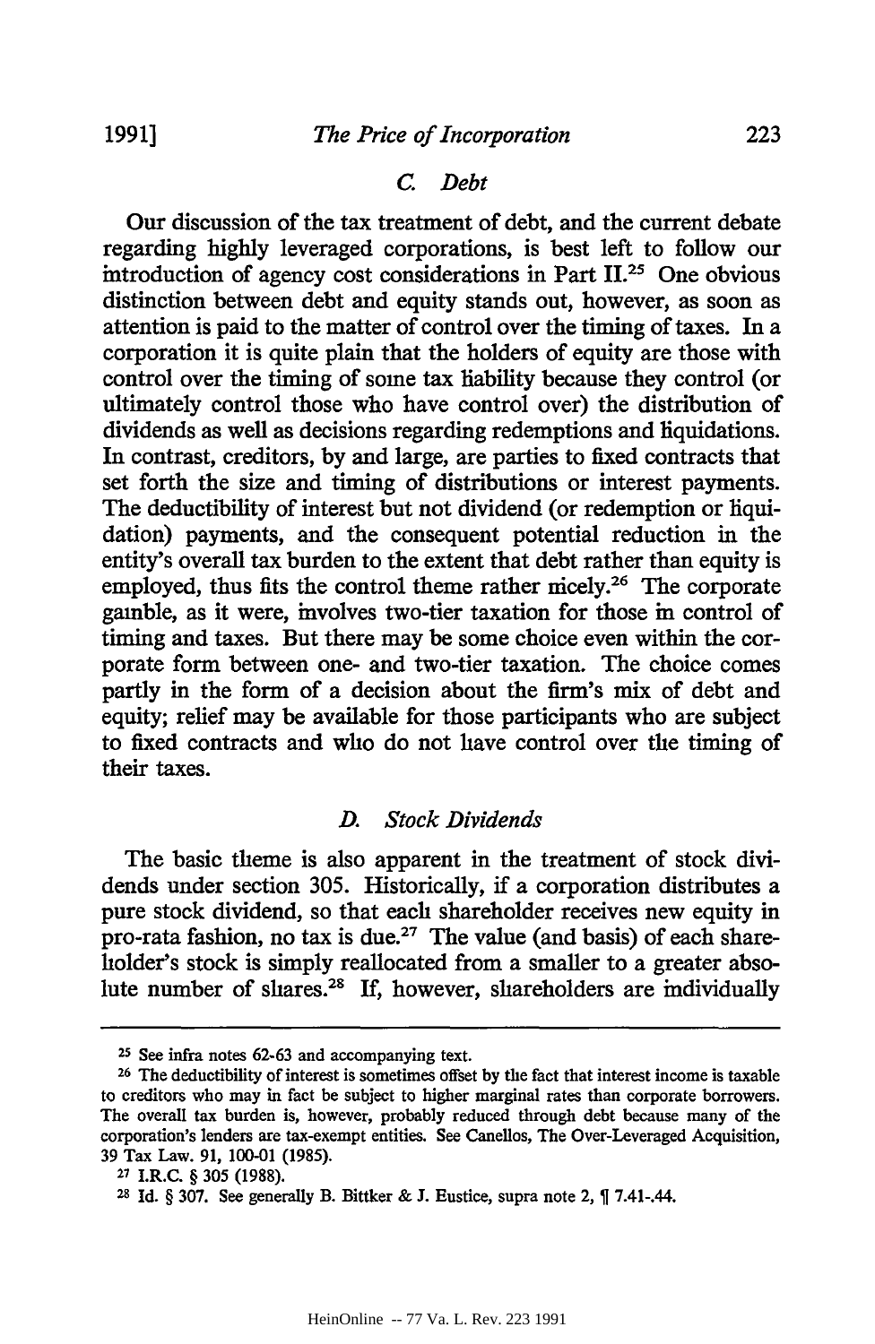### *C. Debt*

Our discussion of the tax treatment of debt, and the current debate regarding highly leveraged corporations, is best left to follow our introduction of agency cost considerations in Part II.[25] One obvious distinction between debt and equity stands out, however, as soon as attention is paid to the matter of control over the timing of taxes. In a corporation it is quite plain that the holders of equity are those with control over the timing of some tax liability because they control (or ultimately control those who have control over) the distribution of dividends as well as decisions regarding redemptions and liquidations. In contrast, creditors, by and large, are parties to fixed contracts that set forth the size and timing of distributions or interest payments. The deductibility of interest but not dividend (or redemption or liquidation) payments, and the consequent potential reduction in the entity's overall tax burden to the extent that debt rather than equity is employed, thus fits the control theme rather nicely.[26] The corporate gamble, as it were, involves two-tier taxation for those in control of timing and taxes. But there may be some choice even within the corporate form between one- and two-tier taxation. The choice comes partly in the form of a decision about the firm's mix of debt and equity; relief may be available for those participants who are subject to fixed contracts and who do not have control over the timing of their taxes.

### *D. Stock Dividends*

The basic theme is also apparent in the treatment of stock dividends under section 305. Historically, if a corporation distributes a pure stock dividend, so that each shareholder receives new equity in pro-rata fashion, no tax is due.[27] The value (and basis) of each shareholder's stock is simply reallocated from a smaller to a greater absolute number of shares.[28] If, however, shareholders are individually

---

[25] See infra notes 62-63 and accompanying text.

[26] The deductibility of interest is sometimes offset by the fact that interest income is taxable to creditors who may in fact be subject to higher marginal rates than corporate borrowers. The overall tax burden is, however, probably reduced through debt because many of the corporation's lenders are tax-exempt entities. See Canellos, The Over-Leveraged Acquisition, 39 Tax Law. 91, 100-01 (1985).

[27] I.R.C. § 305 (1988).

[28] Id. § 307. See generally B. Bittker & J. Eustice, supra note 2, ¶ 7.41-.44.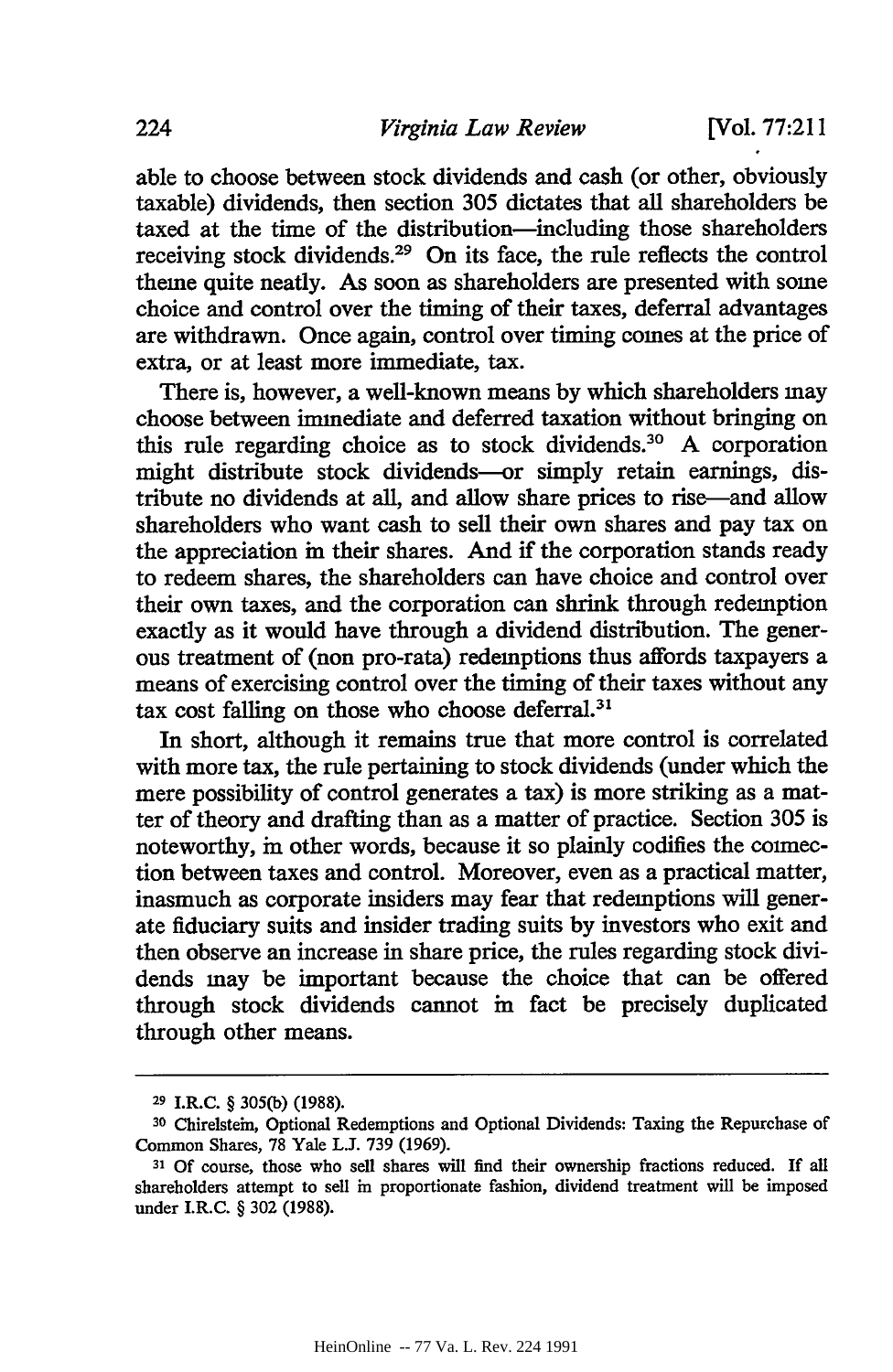able to choose between stock dividends and cash (or other, obviously taxable) dividends, then section 305 dictates that all shareholders be taxed at the time of the distribution—including those shareholders receiving stock dividends.[29] On its face, the rule reflects the control theme quite neatly. As soon as shareholders are presented with some choice and control over the timing of their taxes, deferral advantages are withdrawn. Once again, control over timing comes at the price of extra, or at least more immediate, tax.

There is, however, a well-known means by which shareholders may choose between immediate and deferred taxation without bringing on this rule regarding choice as to stock dividends.[30] A corporation might distribute stock dividends—or simply retain earnings, distribute no dividends at all, and allow share prices to rise—and allow shareholders who want cash to sell their own shares and pay tax on the appreciation in their shares. And if the corporation stands ready to redeem shares, the shareholders can have choice and control over their own taxes, and the corporation can shrink through redemption exactly as it would have through a dividend distribution. The generous treatment of (non pro-rata) redemptions thus affords taxpayers a means of exercising control over the timing of their taxes without any tax cost falling on those who choose deferral.[31]

In short, although it remains true that more control is correlated with more tax, the rule pertaining to stock dividends (under which the mere possibility of control generates a tax) is more striking as a matter of theory and drafting than as a matter of practice. Section 305 is noteworthy, in other words, because it so plainly codifies the connection between taxes and control. Moreover, even as a practical matter, inasmuch as corporate insiders may fear that redemptions will generate fiduciary suits and insider trading suits by investors who exit and then observe an increase in share price, the rules regarding stock dividends may be important because the choice that can be offered through stock dividends cannot in fact be precisely duplicated through other means.

---

[29] I.R.C. § 305(b) (1988).

[30] Chirelstein, Optional Redemptions and Optional Dividends: Taxing the Repurchase of Common Shares, 78 Yale L.J. 739 (1969).

[31] Of course, those who sell shares will find their ownership fractions reduced. If all shareholders attempt to sell in proportionate fashion, dividend treatment will be imposed under I.R.C. § 302 (1988).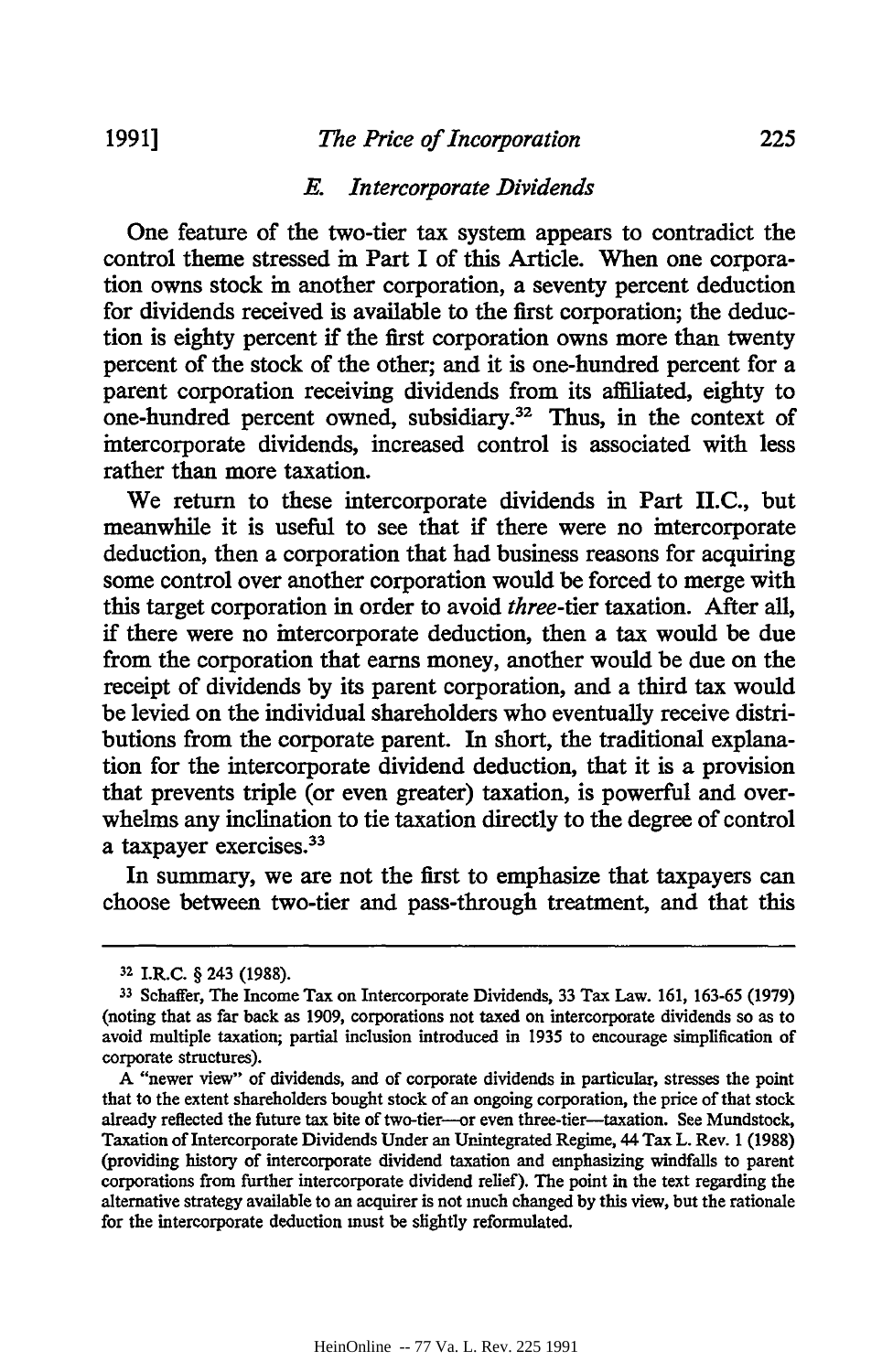### *E. Intercorporate Dividends*

One feature of the two-tier tax system appears to contradict the control theme stressed in Part I of this Article. When one corporation owns stock in another corporation, a seventy percent deduction for dividends received is available to the first corporation; the deduction is eighty percent if the first corporation owns more than twenty percent of the stock of the other; and it is one-hundred percent for a parent corporation receiving dividends from its affiliated, eighty to one-hundred percent owned, subsidiary.[32] Thus, in the context of intercorporate dividends, increased control is associated with less rather than more taxation.

We return to these intercorporate dividends in Part II.C., but meanwhile it is useful to see that if there were no intercorporate deduction, then a corporation that had business reasons for acquiring some control over another corporation would be forced to merge with this target corporation in order to avoid *three*-tier taxation. After all, if there were no intercorporate deduction, then a tax would be due from the corporation that earns money, another would be due on the receipt of dividends by its parent corporation, and a third tax would be levied on the individual shareholders who eventually receive distributions from the corporate parent. In short, the traditional explanation for the intercorporate dividend deduction, that it is a provision that prevents triple (or even greater) taxation, is powerful and overwhelms any inclination to tie taxation directly to the degree of control a taxpayer exercises.[33]

In summary, we are not the first to emphasize that taxpayers can choose between two-tier and pass-through treatment, and that this

---

[32] I.R.C. § 243 (1988).

[33] Schaffer, The Income Tax on Intercorporate Dividends, 33 Tax Law. 161, 163-65 (1979) (noting that as far back as 1909, corporations not taxed on intercorporate dividends so as to avoid multiple taxation; partial inclusion introduced in 1935 to encourage simplification of corporate structures).

A "newer view" of dividends, and of corporate dividends in particular, stresses the point that to the extent shareholders bought stock of an ongoing corporation, the price of that stock already reflected the future tax bite of two-tier—or even three-tier—taxation. See Mundstock, Taxation of Intercorporate Dividends Under an Unintegrated Regime, 44 Tax L. Rev. 1 (1988) (providing history of intercorporate dividend taxation and emphasizing windfalls to parent corporations from further intercorporate dividend relief). The point in the text regarding the alternative strategy available to an acquirer is not much changed by this view, but the rationale for the intercorporate deduction must be slightly reformulated.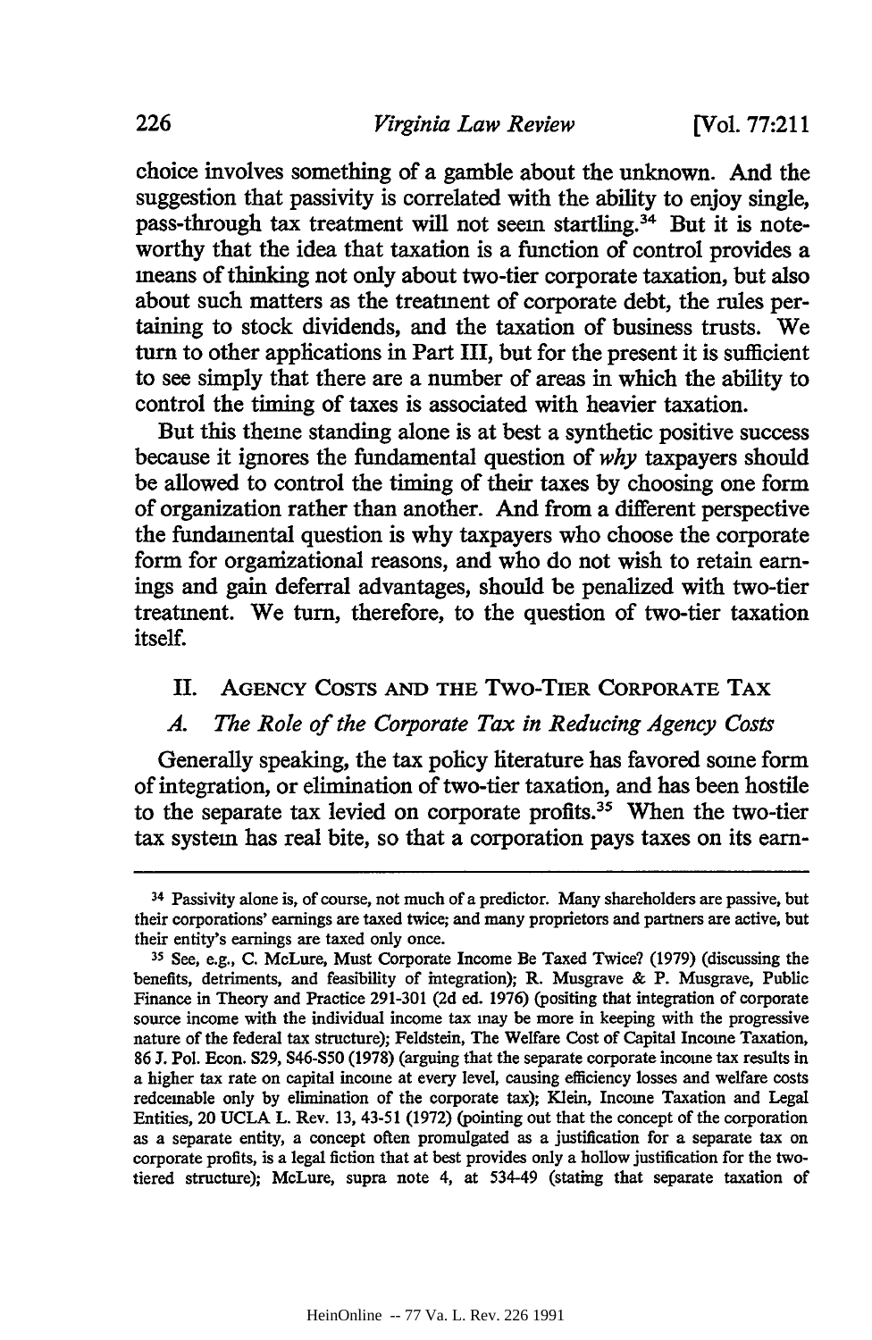choice involves something of a gamble about the unknown. And the suggestion that passivity is correlated with the ability to enjoy single, pass-through tax treatment will not seem startling.[34] But it is noteworthy that the idea that taxation is a function of control provides a means of thinking not only about two-tier corporate taxation, but also about such matters as the treatment of corporate debt, the rules pertaining to stock dividends, and the taxation of business trusts. We turn to other applications in Part III, but for the present it is sufficient to see simply that there are a number of areas in which the ability to control the timing of taxes is associated with heavier taxation.

But this theme standing alone is at best a synthetic positive success because it ignores the fundamental question of *why* taxpayers should be allowed to control the timing of their taxes by choosing one form of organization rather than another. And from a different perspective the fundamental question is why taxpayers who choose the corporate form for organizational reasons, and who do not wish to retain earnings and gain deferral advantages, should be penalized with two-tier treatment. We turn, therefore, to the question of two-tier taxation itself.

## II. Agency Costs and the Two-Tier Corporate Tax

### *A. The Role of the Corporate Tax in Reducing Agency Costs*

Generally speaking, the tax policy literature has favored some form of integration, or elimination of two-tier taxation, and has been hostile to the separate tax levied on corporate profits.[35] When the two-tier tax system has real bite, so that a corporation pays taxes on its earn-

---

[34] Passivity alone is, of course, not much of a predictor. Many shareholders are passive, but their corporations' earnings are taxed twice; and many proprietors and partners are active, but their entity's earnings are taxed only once.

[35] See, e.g., C. McLure, Must Corporate Income Be Taxed Twice? (1979) (discussing the benefits, detriments, and feasibility of integration); R. Musgrave & P. Musgrave, Public Finance in Theory and Practice 291-301 (2d ed. 1976) (positing that integration of corporate source income with the individual income tax may be more in keeping with the progressive nature of the federal tax structure); Feldstein, The Welfare Cost of Capital Income Taxation, 86 J. Pol. Econ. S29, S46-S50 (1978) (arguing that the separate corporate income tax results in a higher tax rate on capital income at every level, causing efficiency losses and welfare costs redeemable only by elimination of the corporate tax); Klein, Income Taxation and Legal Entities, 20 UCLA L. Rev. 13, 43-51 (1972) (pointing out that the concept of the corporation as a separate entity, a concept often promulgated as a justification for a separate tax on corporate profits, is a legal fiction that at best provides only a hollow justification for the two-tiered structure); McLure, supra note 4, at 534-49 (stating that separate taxation of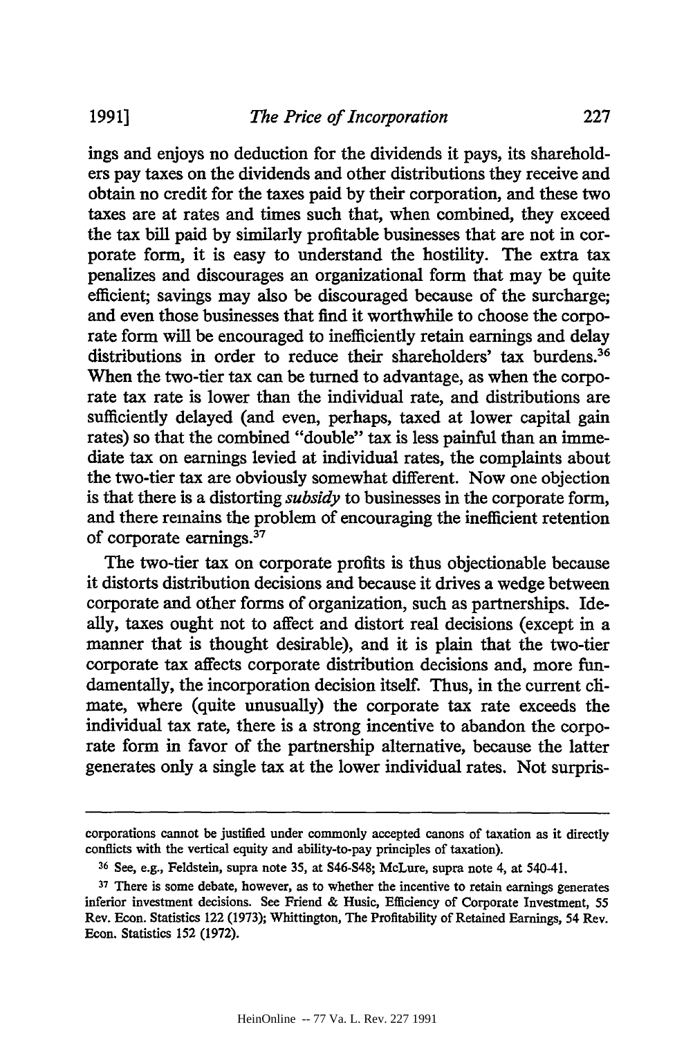ings and enjoys no deduction for the dividends it pays, its shareholders pay taxes on the dividends and other distributions they receive and obtain no credit for the taxes paid by their corporation, and these two taxes are at rates and times such that, when combined, they exceed the tax bill paid by similarly profitable businesses that are not in corporate form, it is easy to understand the hostility. The extra tax penalizes and discourages an organizational form that may be quite efficient; savings may also be discouraged because of the surcharge; and even those businesses that find it worthwhile to choose the corporate form will be encouraged to inefficiently retain earnings and delay distributions in order to reduce their shareholders' tax burdens.[36] When the two-tier tax can be turned to advantage, as when the corporate tax rate is lower than the individual rate, and distributions are sufficiently delayed (and even, perhaps, taxed at lower capital gain rates) so that the combined "double" tax is less painful than an immediate tax on earnings levied at individual rates, the complaints about the two-tier tax are obviously somewhat different. Now one objection is that there is a distorting *subsidy* to businesses in the corporate form, and there remains the problem of encouraging the inefficient retention of corporate earnings.[37]

The two-tier tax on corporate profits is thus objectionable because it distorts distribution decisions and because it drives a wedge between corporate and other forms of organization, such as partnerships. Ideally, taxes ought not to affect and distort real decisions (except in a manner that is thought desirable), and it is plain that the two-tier corporate tax affects corporate distribution decisions and, more fundamentally, the incorporation decision itself. Thus, in the current climate, where (quite unusually) the corporate tax rate exceeds the individual tax rate, there is a strong incentive to abandon the corporate form in favor of the partnership alternative, because the latter generates only a single tax at the lower individual rates. Not surpris-

---

corporations cannot be justified under commonly accepted canons of taxation as it directly conflicts with the vertical equity and ability-to-pay principles of taxation).

[36] See, e.g., Feldstein, supra note 35, at S46-S48; McLure, supra note 4, at 540-41.

[37] There is some debate, however, as to whether the incentive to retain earnings generates inferior investment decisions. See Friend & Husic, Efficiency of Corporate Investment, 55 Rev. Econ. Statistics 122 (1973); Whittington, The Profitability of Retained Earnings, 54 Rev. Econ. Statistics 152 (1972).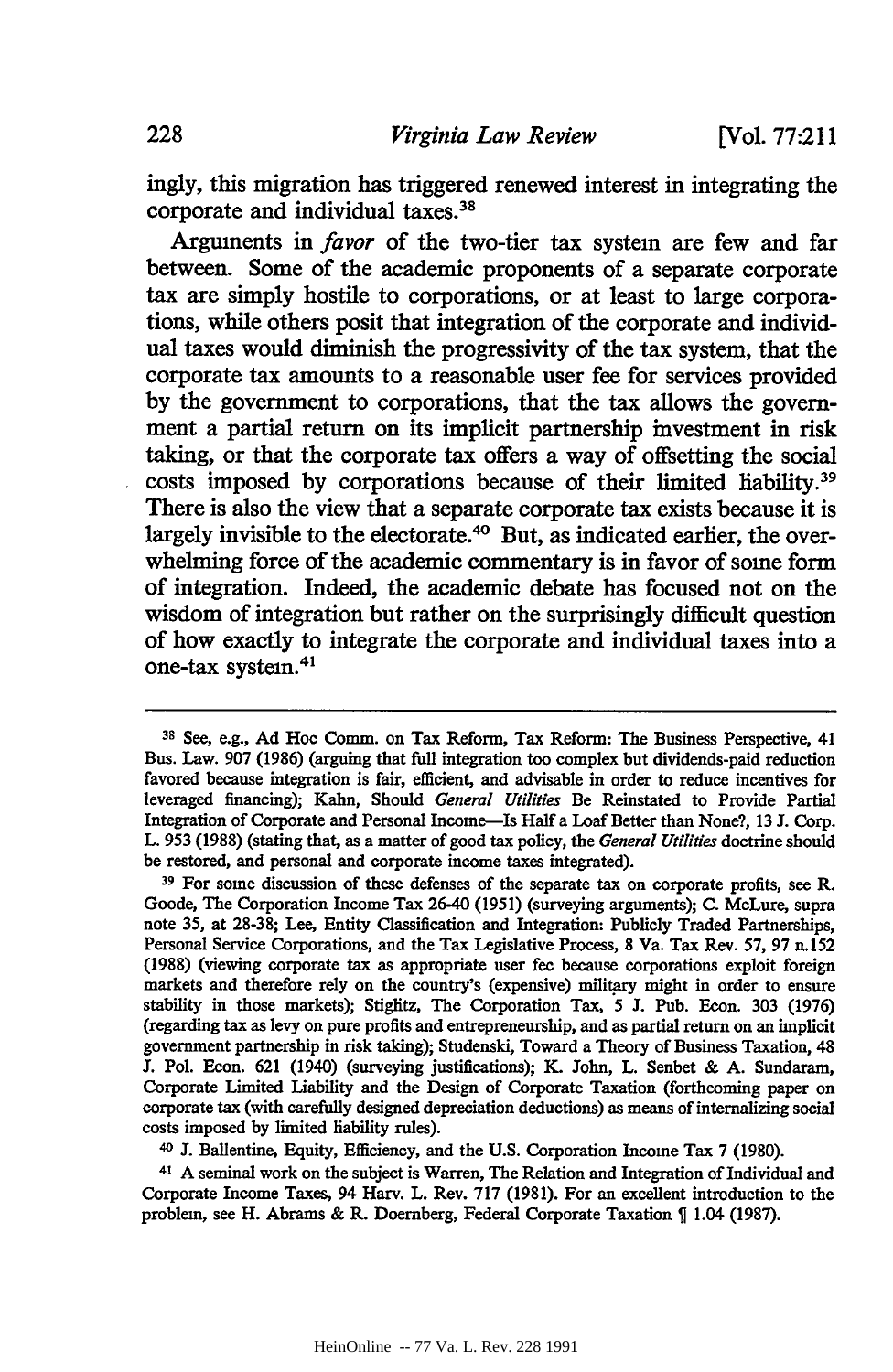ingly, this migration has triggered renewed interest in integrating the corporate and individual taxes.[38]

Arguments in *favor* of the two-tier tax system are few and far between. Some of the academic proponents of a separate corporate tax are simply hostile to corporations, or at least to large corporations, while others posit that integration of the corporate and individual taxes would diminish the progressivity of the tax system, that the corporate tax amounts to a reasonable user fee for services provided by the government to corporations, that the tax allows the government a partial return on its implicit partnership investment in risk taking, or that the corporate tax offers a way of offsetting the social costs imposed by corporations because of their limited liability.[39] There is also the view that a separate corporate tax exists because it is largely invisible to the electorate.[40] But, as indicated earlier, the overwhelming force of the academic commentary is in favor of some form of integration. Indeed, the academic debate has focused not on the wisdom of integration but rather on the surprisingly difficult question of how exactly to integrate the corporate and individual taxes into a one-tax system.[41]

---

[38] See, e.g., Ad Hoc Comm. on Tax Reform, Tax Reform: The Business Perspective, 41 Bus. Law. 907 (1986) (arguing that full integration too complex but dividends-paid reduction favored because integration is fair, efficient, and advisable in order to reduce incentives for leveraged financing); Kahn, Should *General Utilities* Be Reinstated to Provide Partial Integration of Corporate and Personal Income—Is Half a Loaf Better than None?, 13 J. Corp. L. 953 (1988) (stating that, as a matter of good tax policy, the *General Utilities* doctrine should be restored, and personal and corporate income taxes integrated).

[39] For some discussion of these defenses of the separate tax on corporate profits, see R. Goode, The Corporation Income Tax 26-40 (1951) (surveying arguments); C. McLure, supra note 35, at 28-38; Lee, Entity Classification and Integration: Publicly Traded Partnerships, Personal Service Corporations, and the Tax Legislative Process, 8 Va. Tax Rev. 57, 97 n.152 (1988) (viewing corporate tax as appropriate user fee because corporations exploit foreign markets and therefore rely on the country's (expensive) military might in order to ensure stability in those markets); Stiglitz, The Corporation Tax, 5 J. Pub. Econ. 303 (1976) (regarding tax as levy on pure profits and entrepreneurship, and as partial return on an implicit government partnership in risk taking); Studenski, Toward a Theory of Business Taxation, 48 J. Pol. Econ. 621 (1940) (surveying justifications); K. John, L. Senbet & A. Sundaram, Corporate Limited Liability and the Design of Corporate Taxation (forthcoming paper on corporate tax (with carefully designed depreciation deductions) as means of internalizing social costs imposed by limited liability rules).

[40] J. Ballentine, Equity, Efficiency, and the U.S. Corporation Income Tax 7 (1980).

[41] A seminal work on the subject is Warren, The Relation and Integration of Individual and Corporate Income Taxes, 94 Harv. L. Rev. 717 (1981). For an excellent introduction to the problem, see H. Abrams & R. Doernberg, Federal Corporate Taxation ¶ 1.04 (1987).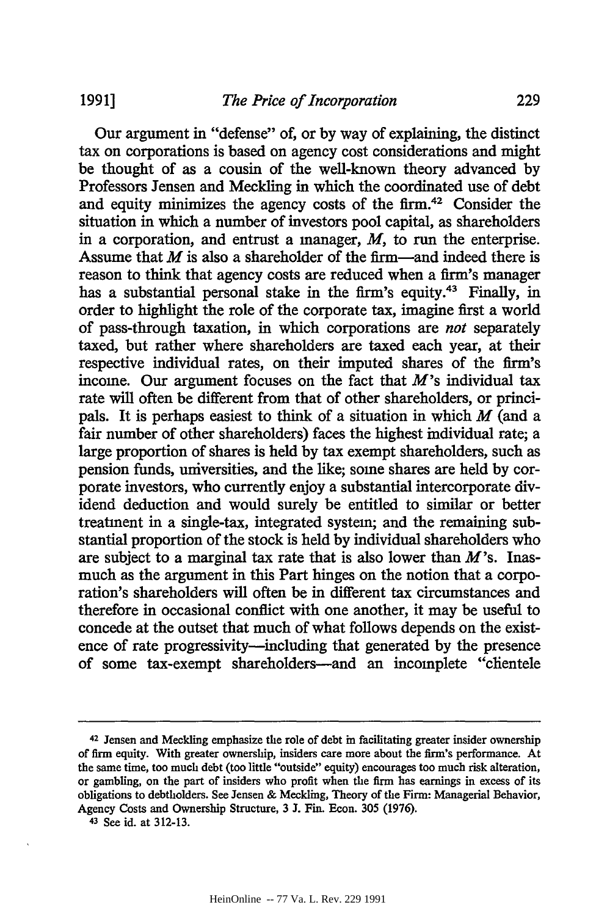Our argument in "defense" of, or by way of explaining, the distinct tax on corporations is based on agency cost considerations and might be thought of as a cousin of the well-known theory advanced by Professors Jensen and Meckling in which the coordinated use of debt and equity minimizes the agency costs of the firm.[42] Consider the situation in which a number of investors pool capital, as shareholders in a corporation, and entrust a manager, *M*, to run the enterprise. Assume that *M* is also a shareholder of the firm—and indeed there is reason to think that agency costs are reduced when a firm's manager has a substantial personal stake in the firm's equity.[43] Finally, in order to highlight the role of the corporate tax, imagine first a world of pass-through taxation, in which corporations are *not* separately taxed, but rather where shareholders are taxed each year, at their respective individual rates, on their imputed shares of the firm's income. Our argument focuses on the fact that *M*'s individual tax rate will often be different from that of other shareholders, or principals. It is perhaps easiest to think of a situation in which *M* (and a fair number of other shareholders) faces the highest individual rate; a large proportion of shares is held by tax exempt shareholders, such as pension funds, universities, and the like; some shares are held by corporate investors, who currently enjoy a substantial intercorporate dividend deduction and would surely be entitled to similar or better treatment in a single-tax, integrated system; and the remaining substantial proportion of the stock is held by individual shareholders who are subject to a marginal tax rate that is also lower than *M*'s. Inasmuch as the argument in this Part hinges on the notion that a corporation's shareholders will often be in different tax circumstances and therefore in occasional conflict with one another, it may be useful to concede at the outset that much of what follows depends on the existence of rate progressivity—including that generated by the presence of some tax-exempt shareholders—and an incomplete "clientele

---

[42] Jensen and Meckling emphasize the role of debt in facilitating greater insider ownership of firm equity. With greater ownership, insiders care more about the firm's performance. At the same time, too much debt (too little "outside" equity) encourages too much risk alteration, or gambling, on the part of insiders who profit when the firm has earnings in excess of its obligations to debtholders. See Jensen & Meckling, Theory of the Firm: Managerial Behavior, Agency Costs and Ownership Structure, 3 J. Fin. Econ. 305 (1976).

[43] See id. at 312-13.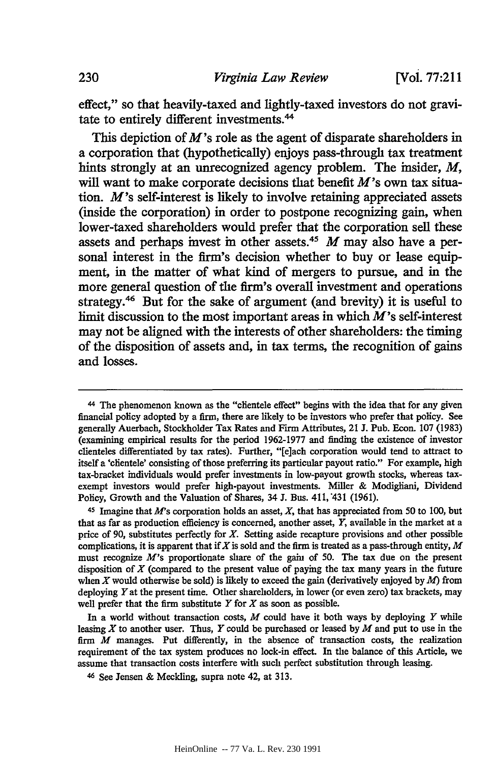effect," so that heavily-taxed and lightly-taxed investors do not gravitate to entirely different investments.[44]

This depiction of *M*'s role as the agent of disparate shareholders in a corporation that (hypothetically) enjoys pass-through tax treatment hints strongly at an unrecognized agency problem. The insider, *M*, will want to make corporate decisions that benefit *M*'s own tax situation. *M*'s self-interest is likely to involve retaining appreciated assets (inside the corporation) in order to postpone recognizing gain, when lower-taxed shareholders would prefer that the corporation sell these assets and perhaps invest in other assets.[45] *M* may also have a personal interest in the firm's decision whether to buy or lease equipment, in the matter of what kind of mergers to pursue, and in the more general question of the firm's overall investment and operations strategy.[46] But for the sake of argument (and brevity) it is useful to limit discussion to the most important areas in which *M*'s self-interest may not be aligned with the interests of other shareholders: the timing of the disposition of assets and, in tax terms, the recognition of gains and losses.

---

[44] The phenomenon known as the "clientele effect" begins with the idea that for any given financial policy adopted by a firm, there are likely to be investors who prefer that policy. See generally Auerbach, Stockholder Tax Rates and Firm Attributes, 21 J. Pub. Econ. 107 (1983) (examining empirical results for the period 1962-1977 and finding the existence of investor clienteles differentiated by tax rates). Further, "[e]ach corporation would tend to attract to itself a 'clientele' consisting of those preferring its particular payout ratio." For example, high tax-bracket individuals would prefer investments in low-payout growth stocks, whereas tax-exempt investors would prefer high-payout investments. Miller & Modigliani, Dividend Policy, Growth and the Valuation of Shares, 34 J. Bus. 411, 431 (1961).

[45] Imagine that *M*'s corporation holds an asset, *X*, that has appreciated from 50 to 100, but that as far as production efficiency is concerned, another asset, *Y*, available in the market at a price of 90, substitutes perfectly for *X*. Setting aside recapture provisions and other possible complications, it is apparent that if *X* is sold and the firm is treated as a pass-through entity, *M* must recognize *M*'s proportionate share of the gain of 50. The tax due on the present disposition of *X* (compared to the present value of paying the tax many years in the future when *X* would otherwise be sold) is likely to exceed the gain (derivatively enjoyed by *M*) from deploying *Y* at the present time. Other shareholders, in lower (or even zero) tax brackets, may well prefer that the firm substitute *Y* for *X* as soon as possible.

In a world without transaction costs, *M* could have it both ways by deploying *Y* while leasing *X* to another user. Thus, *Y* could be purchased or leased by *M* and put to use in the firm *M* manages. Put differently, in the absence of transaction costs, the realization requirement of the tax system produces no lock-in effect. In the balance of this Article, we assume that transaction costs interfere with such perfect substitution through leasing.

[46] See Jensen & Meckling, supra note 42, at 313.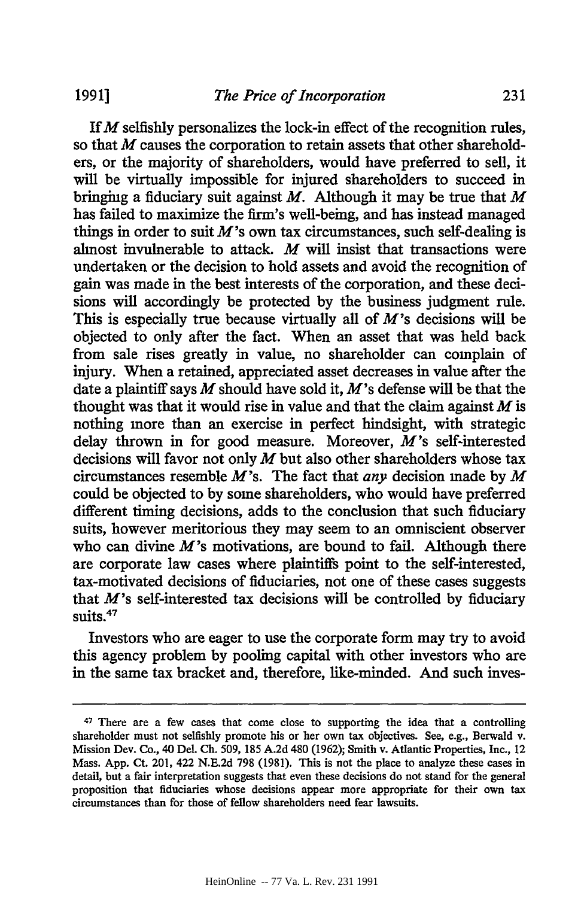If *M* selfishly personalizes the lock-in effect of the recognition rules, so that *M* causes the corporation to retain assets that other shareholders, or the majority of shareholders, would have preferred to sell, it will be virtually impossible for injured shareholders to succeed in bringing a fiduciary suit against *M*. Although it may be true that *M* has failed to maximize the firm's well-being, and has instead managed things in order to suit *M*'s own tax circumstances, such self-dealing is almost invulnerable to attack. *M* will insist that transactions were undertaken or the decision to hold assets and avoid the recognition of gain was made in the best interests of the corporation, and these decisions will accordingly be protected by the business judgment rule. This is especially true because virtually all of *M*'s decisions will be objected to only after the fact. When an asset that was held back from sale rises greatly in value, no shareholder can complain of injury. When a retained, appreciated asset decreases in value after the date a plaintiff says *M* should have sold it, *M*'s defense will be that the thought was that it would rise in value and that the claim against *M* is nothing more than an exercise in perfect hindsight, with strategic delay thrown in for good measure. Moreover, *M*'s self-interested decisions will favor not only *M* but also other shareholders whose tax circumstances resemble *M*'s. The fact that *any* decision made by *M* could be objected to by some shareholders, who would have preferred different timing decisions, adds to the conclusion that such fiduciary suits, however meritorious they may seem to an omniscient observer who can divine *M*'s motivations, are bound to fail. Although there are corporate law cases where plaintiffs point to the self-interested, tax-motivated decisions of fiduciaries, not one of these cases suggests that *M*'s self-interested tax decisions will be controlled by fiduciary suits.[47]

Investors who are eager to use the corporate form may try to avoid this agency problem by pooling capital with other investors who are in the same tax bracket and, therefore, like-minded. And such inves-

---

[47] There are a few cases that come close to supporting the idea that a controlling shareholder must not selfishly promote his or her own tax objectives. See, e.g., Berwald v. Mission Dev. Co., 40 Del. Ch. 509, 185 A.2d 480 (1962); Smith v. Atlantic Properties, Inc., 12 Mass. App. Ct. 201, 422 N.E.2d 798 (1981). This is not the place to analyze these cases in detail, but a fair interpretation suggests that even these decisions do not stand for the general proposition that fiduciaries whose decisions appear more appropriate for their own tax circumstances than for those of fellow shareholders need fear lawsuits.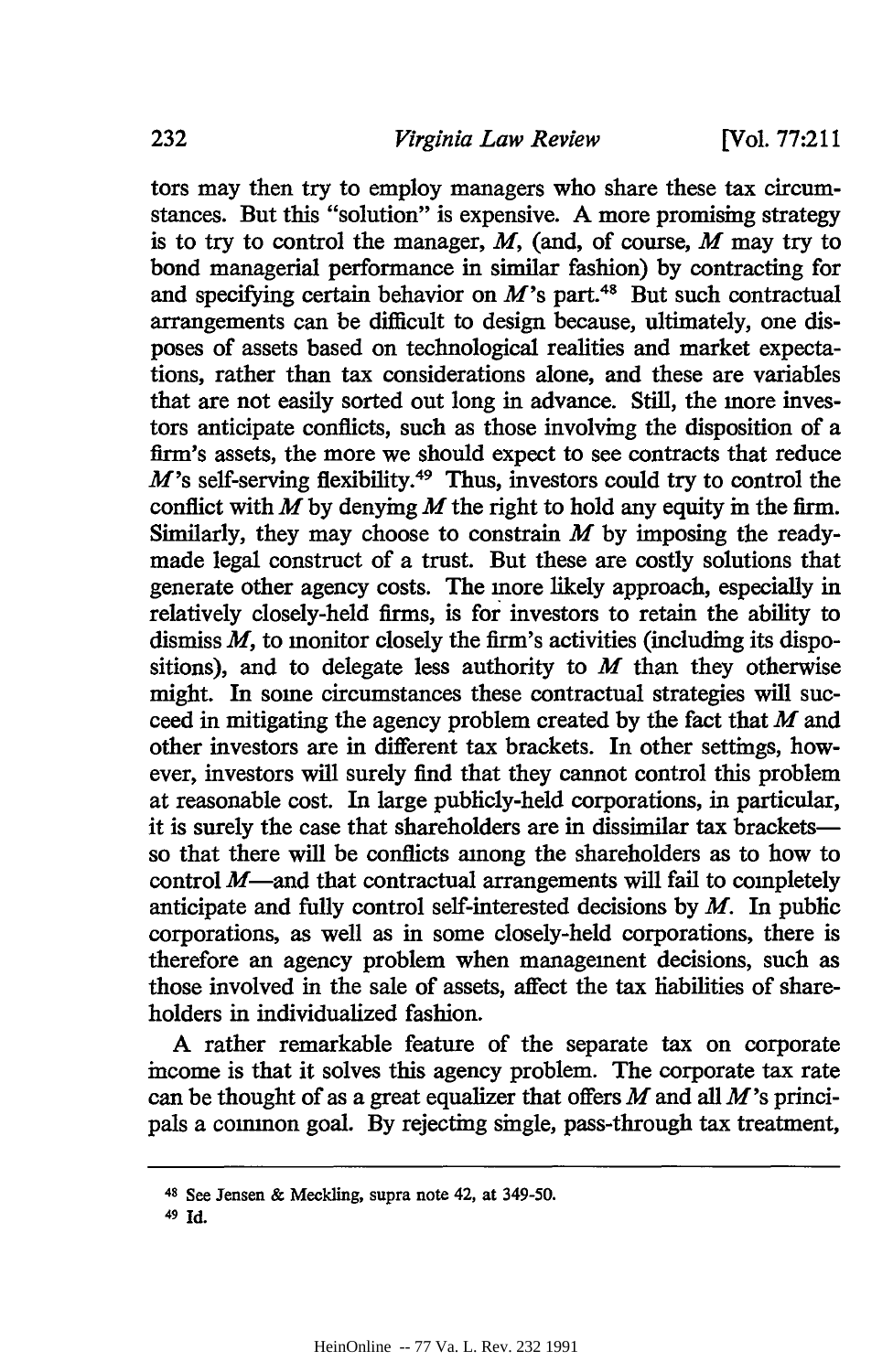tors may then try to employ managers who share these tax circumstances. But this "solution" is expensive. A more promising strategy is to try to control the manager, *M*, (and, of course, *M* may try to bond managerial performance in similar fashion) by contracting for and specifying certain behavior on *M*'s part.[48] But such contractual arrangements can be difficult to design because, ultimately, one disposes of assets based on technological realities and market expectations, rather than tax considerations alone, and these are variables that are not easily sorted out long in advance. Still, the more investors anticipate conflicts, such as those involving the disposition of a firm's assets, the more we should expect to see contracts that reduce *M*'s self-serving flexibility.[49] Thus, investors could try to control the conflict with *M* by denying *M* the right to hold any equity in the firm. Similarly, they may choose to constrain *M* by imposing the ready-made legal construct of a trust. But these are costly solutions that generate other agency costs. The more likely approach, especially in relatively closely-held firms, is for investors to retain the ability to dismiss *M*, to monitor closely the firm's activities (including its dispositions), and to delegate less authority to *M* than they otherwise might. In some circumstances these contractual strategies will succeed in mitigating the agency problem created by the fact that *M* and other investors are in different tax brackets. In other settings, however, investors will surely find that they cannot control this problem at reasonable cost. In large publicly-held corporations, in particular, it is surely the case that shareholders are in dissimilar tax brackets—so that there will be conflicts among the shareholders as to how to control *M*—and that contractual arrangements will fail to completely anticipate and fully control self-interested decisions by *M*. In public corporations, as well as in some closely-held corporations, there is therefore an agency problem when management decisions, such as those involved in the sale of assets, affect the tax liabilities of shareholders in individualized fashion.

A rather remarkable feature of the separate tax on corporate income is that it solves this agency problem. The corporate tax rate can be thought of as a great equalizer that offers *M* and all *M*'s principals a common goal. By rejecting single, pass-through tax treatment,

---

[48] See Jensen & Meckling, supra note 42, at 349-50.

[49] Id.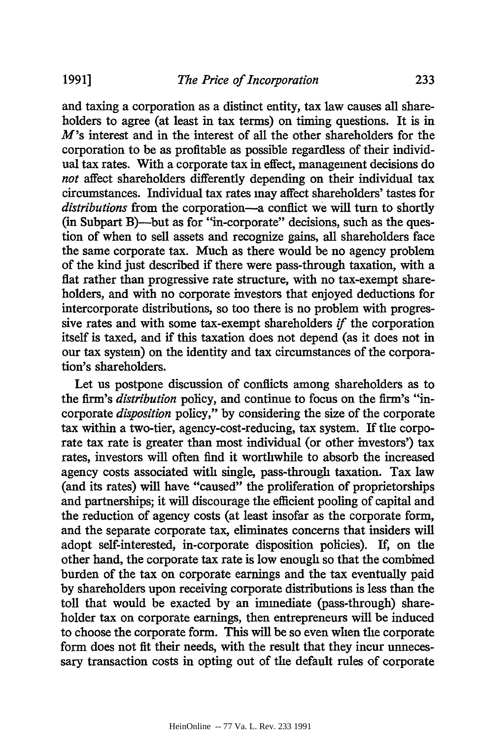and taxing a corporation as a distinct entity, tax law causes all shareholders to agree (at least in tax terms) on timing questions. It is in *M*'s interest and in the interest of all the other shareholders for the corporation to be as profitable as possible regardless of their individual tax rates. With a corporate tax in effect, management decisions do *not* affect shareholders differently depending on their individual tax circumstances. Individual tax rates may affect shareholders' tastes for *distributions* from the corporation—a conflict we will turn to shortly (in Subpart B)—but as for "in-corporate" decisions, such as the question of when to sell assets and recognize gains, all shareholders face the same corporate tax. Much as there would be no agency problem of the kind just described if there were pass-through taxation, with a flat rather than progressive rate structure, with no tax-exempt shareholders, and with no corporate investors that enjoyed deductions for intercorporate distributions, so too there is no problem with progressive rates and with some tax-exempt shareholders *if* the corporation itself is taxed, and if this taxation does not depend (as it does not in our tax system) on the identity and tax circumstances of the corporation's shareholders.

Let us postpone discussion of conflicts among shareholders as to the firm's *distribution* policy, and continue to focus on the firm's "in-corporate *disposition* policy," by considering the size of the corporate tax within a two-tier, agency-cost-reducing, tax system. If the corporate tax rate is greater than most individual (or other investors') tax rates, investors will often find it worthwhile to absorb the increased agency costs associated with single, pass-through taxation. Tax law (and its rates) will have "caused" the proliferation of proprietorships and partnerships; it will discourage the efficient pooling of capital and the reduction of agency costs (at least insofar as the corporate form, and the separate corporate tax, eliminates concerns that insiders will adopt self-interested, in-corporate disposition policies). If, on the other hand, the corporate tax rate is low enough so that the combined burden of the tax on corporate earnings and the tax eventually paid by shareholders upon receiving corporate distributions is less than the toll that would be exacted by an immediate (pass-through) shareholder tax on corporate earnings, then entrepreneurs will be induced to choose the corporate form. This will be so even when the corporate form does not fit their needs, with the result that they incur unnecessary transaction costs in opting out of the default rules of corporate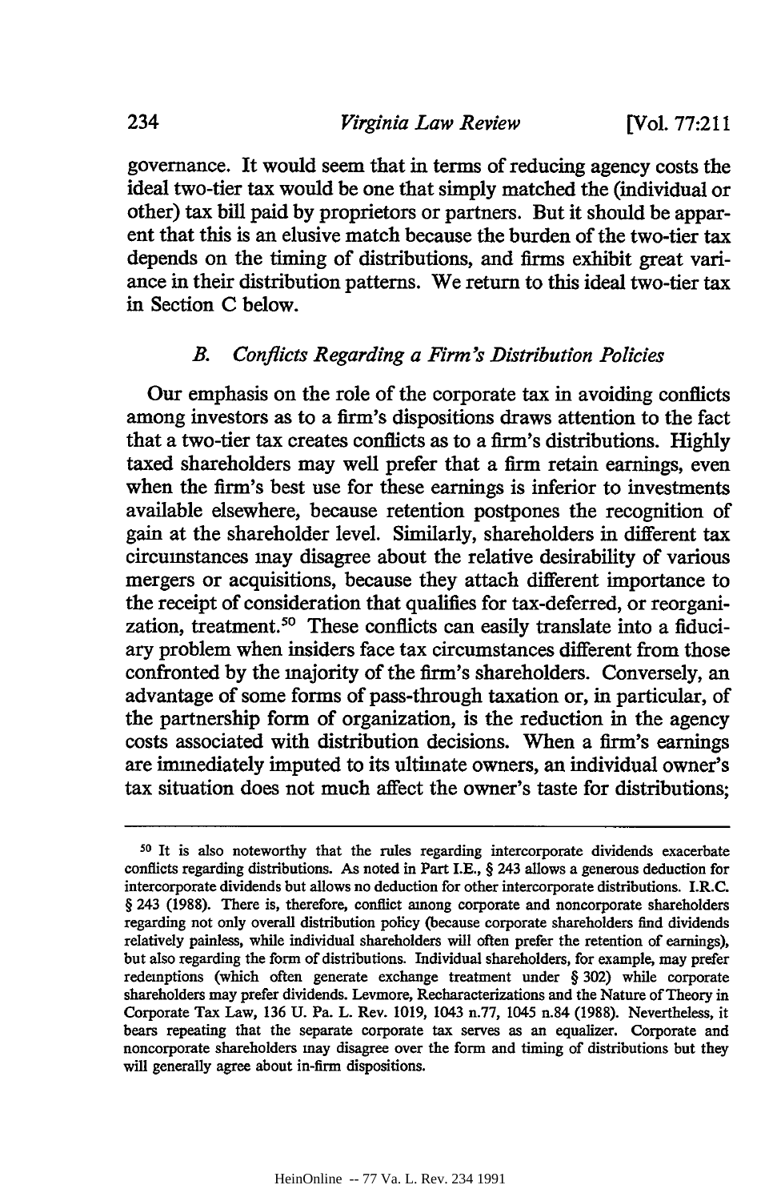governance. It would seem that in terms of reducing agency costs the ideal two-tier tax would be one that simply matched the (individual or other) tax bill paid by proprietors or partners. But it should be apparent that this is an elusive match because the burden of the two-tier tax depends on the timing of distributions, and firms exhibit great variance in their distribution patterns. We return to this ideal two-tier tax in Section C below.

### *B. Conflicts Regarding a Firm's Distribution Policies*

Our emphasis on the role of the corporate tax in avoiding conflicts among investors as to a firm's dispositions draws attention to the fact that a two-tier tax creates conflicts as to a firm's distributions. Highly taxed shareholders may well prefer that a firm retain earnings, even when the firm's best use for these earnings is inferior to investments available elsewhere, because retention postpones the recognition of gain at the shareholder level. Similarly, shareholders in different tax circumstances may disagree about the relative desirability of various mergers or acquisitions, because they attach different importance to the receipt of consideration that qualifies for tax-deferred, or reorganization, treatment.[50] These conflicts can easily translate into a fiduciary problem when insiders face tax circumstances different from those confronted by the majority of the firm's shareholders. Conversely, an advantage of some forms of pass-through taxation or, in particular, of the partnership form of organization, is the reduction in the agency costs associated with distribution decisions. When a firm's earnings are immediately imputed to its ultimate owners, an individual owner's tax situation does not much affect the owner's taste for distributions;

---

[50] It is also noteworthy that the rules regarding intercorporate dividends exacerbate conflicts regarding distributions. As noted in Part I.E., § 243 allows a generous deduction for intercorporate dividends but allows no deduction for other intercorporate distributions. I.R.C. § 243 (1988). There is, therefore, conflict among corporate and noncorporate shareholders regarding not only overall distribution policy (because corporate shareholders find dividends relatively painless, while individual shareholders will often prefer the retention of earnings), but also regarding the form of distributions. Individual shareholders, for example, may prefer redemptions (which often generate exchange treatment under § 302) while corporate shareholders may prefer dividends. Levmore, Recharacterizations and the Nature of Theory in Corporate Tax Law, 136 U. Pa. L. Rev. 1019, 1043 n.77, 1045 n.84 (1988). Nevertheless, it bears repeating that the separate corporate tax serves as an equalizer. Corporate and noncorporate shareholders may disagree over the form and timing of distributions but they will generally agree about in-firm dispositions.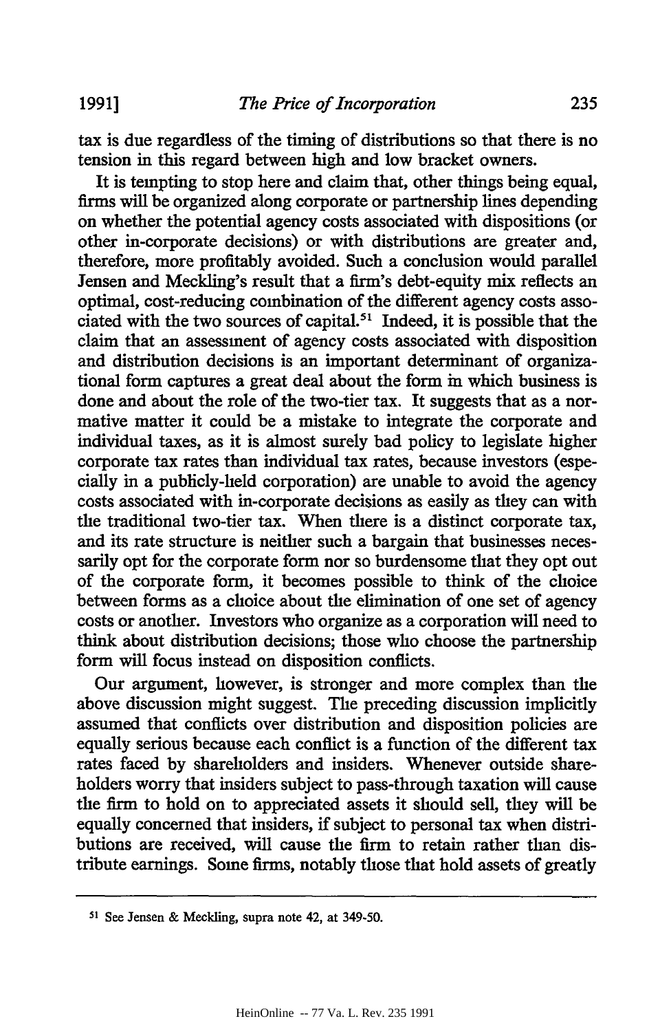tax is due regardless of the timing of distributions so that there is no tension in this regard between high and low bracket owners.

It is tempting to stop here and claim that, other things being equal, firms will be organized along corporate or partnership lines depending on whether the potential agency costs associated with dispositions (or other in-corporate decisions) or with distributions are greater and, therefore, more profitably avoided. Such a conclusion would parallel Jensen and Meckling's result that a firm's debt-equity mix reflects an optimal, cost-reducing combination of the different agency costs associated with the two sources of capital.[51] Indeed, it is possible that the claim that an assessment of agency costs associated with disposition and distribution decisions is an important determinant of organizational form captures a great deal about the form in which business is done and about the role of the two-tier tax. It suggests that as a normative matter it could be a mistake to integrate the corporate and individual taxes, as it is almost surely bad policy to legislate higher corporate tax rates than individual tax rates, because investors (especially in a publicly-held corporation) are unable to avoid the agency costs associated with in-corporate decisions as easily as they can with the traditional two-tier tax. When there is a distinct corporate tax, and its rate structure is neither such a bargain that businesses necessarily opt for the corporate form nor so burdensome that they opt out of the corporate form, it becomes possible to think of the choice between forms as a choice about the elimination of one set of agency costs or another. Investors who organize as a corporation will need to think about distribution decisions; those who choose the partnership form will focus instead on disposition conflicts.

Our argument, however, is stronger and more complex than the above discussion might suggest. The preceding discussion implicitly assumed that conflicts over distribution and disposition policies are equally serious because each conflict is a function of the different tax rates faced by shareholders and insiders. Whenever outside shareholders worry that insiders subject to pass-through taxation will cause the firm to hold on to appreciated assets it should sell, they will be equally concerned that insiders, if subject to personal tax when distributions are received, will cause the firm to retain rather than distribute earnings. Some firms, notably those that hold assets of greatly

---

[51] See Jensen & Meckling, supra note 42, at 349-50.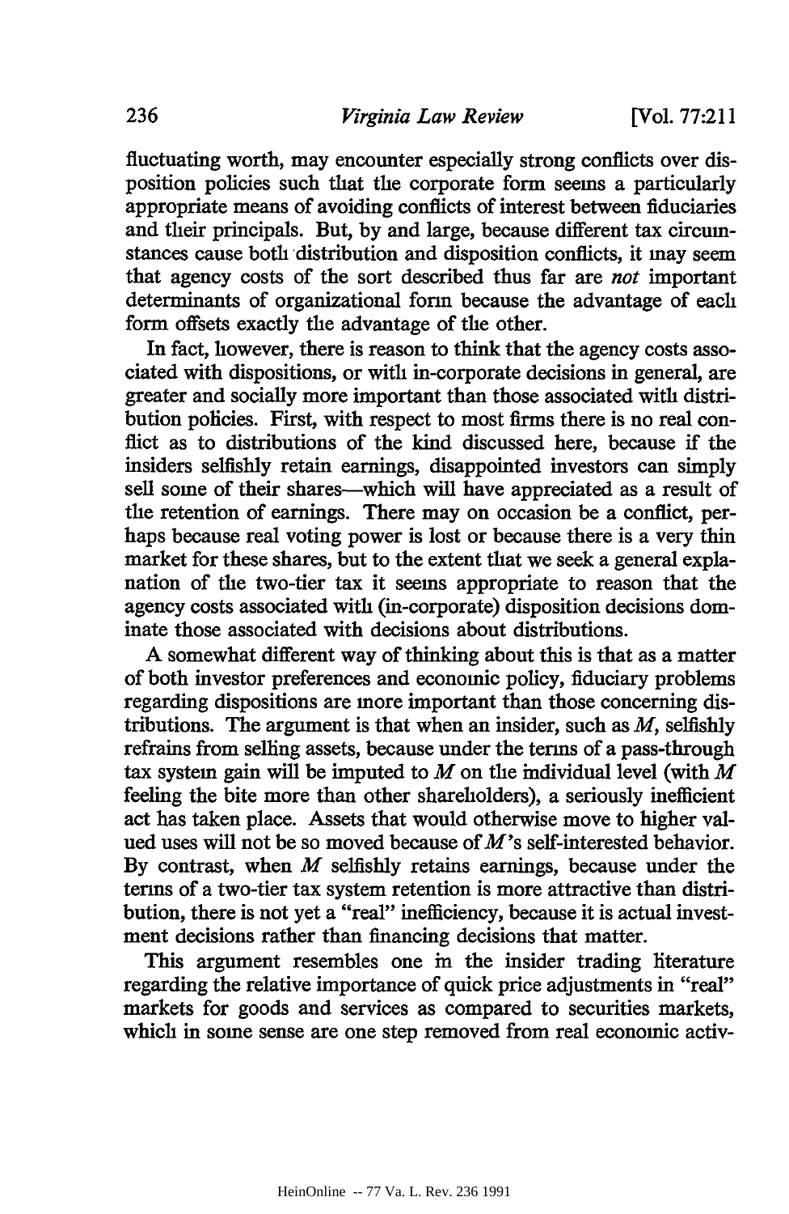fluctuating worth, may encounter especially strong conflicts over disposition policies such that the corporate form seems a particularly appropriate means of avoiding conflicts of interest between fiduciaries and their principals. But, by and large, because different tax circumstances cause both distribution and disposition conflicts, it may seem that agency costs of the sort described thus far are *not* important determinants of organizational form because the advantage of each form offsets exactly the advantage of the other.

In fact, however, there is reason to think that the agency costs associated with dispositions, or with in-corporate decisions in general, are greater and socially more important than those associated with distribution policies. First, with respect to most firms there is no real conflict as to distributions of the kind discussed here, because if the insiders selfishly retain earnings, disappointed investors can simply sell some of their shares—which will have appreciated as a result of the retention of earnings. There may on occasion be a conflict, perhaps because real voting power is lost or because there is a very thin market for these shares, but to the extent that we seek a general explanation of the two-tier tax it seems appropriate to reason that the agency costs associated with (in-corporate) disposition decisions dominate those associated with decisions about distributions.

A somewhat different way of thinking about this is that as a matter of both investor preferences and economic policy, fiduciary problems regarding dispositions are more important than those concerning distributions. The argument is that when an insider, such as *M*, selfishly refrains from selling assets, because under the terms of a pass-through tax system gain will be imputed to *M* on the individual level (with *M* feeling the bite more than other shareholders), a seriously inefficient act has taken place. Assets that would otherwise move to higher valued uses will not be so moved because of *M*'s self-interested behavior. By contrast, when *M* selfishly retains earnings, because under the terms of a two-tier tax system retention is more attractive than distribution, there is not yet a "real" inefficiency, because it is actual investment decisions rather than financing decisions that matter.

This argument resembles one in the insider trading literature regarding the relative importance of quick price adjustments in "real" markets for goods and services as compared to securities markets, which in some sense are one step removed from real economic activ-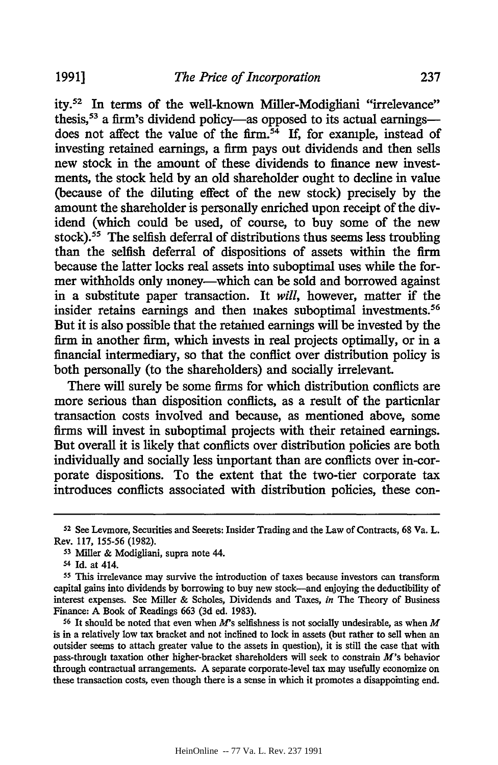ity.[52] In terms of the well-known Miller-Modigliani "irrelevance" thesis,[53] a firm's dividend policy—as opposed to its actual earnings—does not affect the value of the firm.[54] If, for example, instead of investing retained earnings, a firm pays out dividends and then sells new stock in the amount of these dividends to finance new investments, the stock held by an old shareholder ought to decline in value (because of the diluting effect of the new stock) precisely by the amount the shareholder is personally enriched upon receipt of the dividend (which could be used, of course, to buy some of the new stock).[55] The selfish deferral of distributions thus seems less troubling than the selfish deferral of dispositions of assets within the firm because the latter locks real assets into suboptimal uses while the former withholds only money—which can be sold and borrowed against in a substitute paper transaction. It *will*, however, matter if the insider retains earnings and then makes suboptimal investments.[56] But it is also possible that the retained earnings will be invested by the firm in another firm, which invests in real projects optimally, or in a financial intermediary, so that the conflict over distribution policy is both personally (to the shareholders) and socially irrelevant.

There will surely be some firms for which distribution conflicts are more serious than disposition conflicts, as a result of the particular transaction costs involved and because, as mentioned above, some firms will invest in suboptimal projects with their retained earnings. But overall it is likely that conflicts over distribution policies are both individually and socially less important than are conflicts over in-corporate dispositions. To the extent that the two-tier corporate tax introduces conflicts associated with distribution policies, these con-

---

[52] See Levmore, Securities and Secrets: Insider Trading and the Law of Contracts, 68 Va. L. Rev. 117, 155-56 (1982).

[53] Miller & Modigliani, supra note 44.

[54] Id. at 414.

[55] This irrelevance may survive the introduction of taxes because investors can transform capital gains into dividends by borrowing to buy new stock—and enjoying the deductibility of interest expenses. See Miller & Scholes, Dividends and Taxes, *in* The Theory of Business Finance: A Book of Readings 663 (3d ed. 1983).

[56] It should be noted that even when *M*'s selfishness is not socially undesirable, as when *M* is in a relatively low tax bracket and not inclined to lock in assets (but rather to sell when an outsider seems to attach greater value to the assets in question), it is still the case that with pass-through taxation other higher-bracket shareholders will seek to constrain *M*'s behavior through contractual arrangements. A separate corporate-level tax may usefully economize on these transaction costs, even though there is a sense in which it promotes a disappointing end.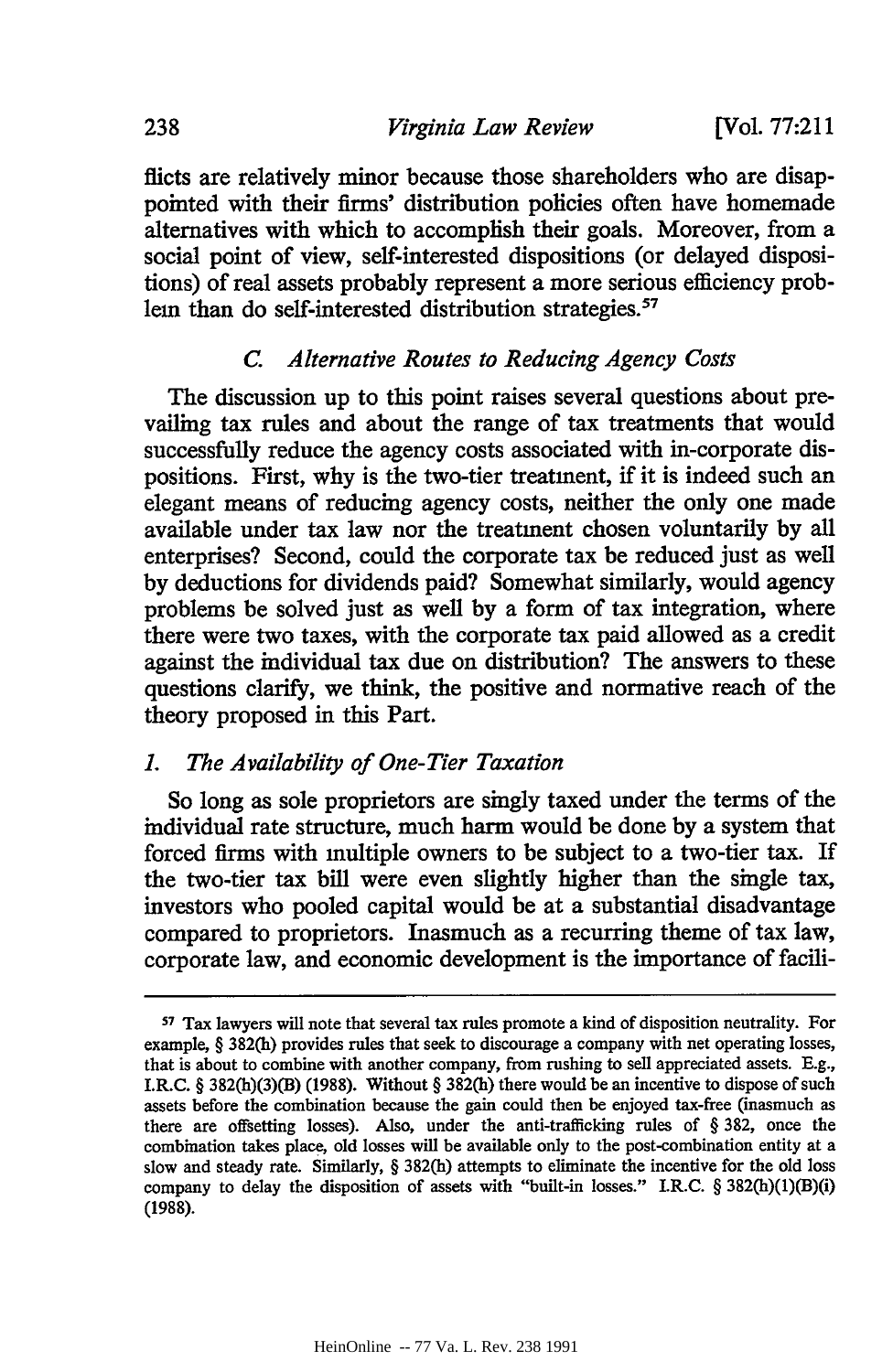flicts are relatively minor because those shareholders who are disappointed with their firms' distribution policies often have homemade alternatives with which to accomplish their goals. Moreover, from a social point of view, self-interested dispositions (or delayed dispositions) of real assets probably represent a more serious efficiency problem than do self-interested distribution strategies.[57]

### *C. Alternative Routes to Reducing Agency Costs*

The discussion up to this point raises several questions about prevailing tax rules and about the range of tax treatments that would successfully reduce the agency costs associated with in-corporate dispositions. First, why is the two-tier treatment, if it is indeed such an elegant means of reducing agency costs, neither the only one made available under tax law nor the treatment chosen voluntarily by all enterprises? Second, could the corporate tax be reduced just as well by deductions for dividends paid? Somewhat similarly, would agency problems be solved just as well by a form of tax integration, where there were two taxes, with the corporate tax paid allowed as a credit against the individual tax due on distribution? The answers to these questions clarify, we think, the positive and normative reach of the theory proposed in this Part.

#### *1. The Availability of One-Tier Taxation*

So long as sole proprietors are singly taxed under the terms of the individual rate structure, much harm would be done by a system that forced firms with multiple owners to be subject to a two-tier tax. If the two-tier tax bill were even slightly higher than the single tax, investors who pooled capital would be at a substantial disadvantage compared to proprietors. Inasmuch as a recurring theme of tax law, corporate law, and economic development is the importance of facili-

---

[57] Tax lawyers will note that several tax rules promote a kind of disposition neutrality. For example, § 382(h) provides rules that seek to discourage a company with net operating losses, that is about to combine with another company, from rushing to sell appreciated assets. E.g., I.R.C. § 382(h)(3)(B) (1988). Without § 382(h) there would be an incentive to dispose of such assets before the combination because the gain could then be enjoyed tax-free (inasmuch as there are offsetting losses). Also, under the anti-trafficking rules of § 382, once the combination takes place, old losses will be available only to the post-combination entity at a slow and steady rate. Similarly, § 382(h) attempts to eliminate the incentive for the old loss company to delay the disposition of assets with "built-in losses." I.R.C. § 382(h)(1)(B)(i) (1988).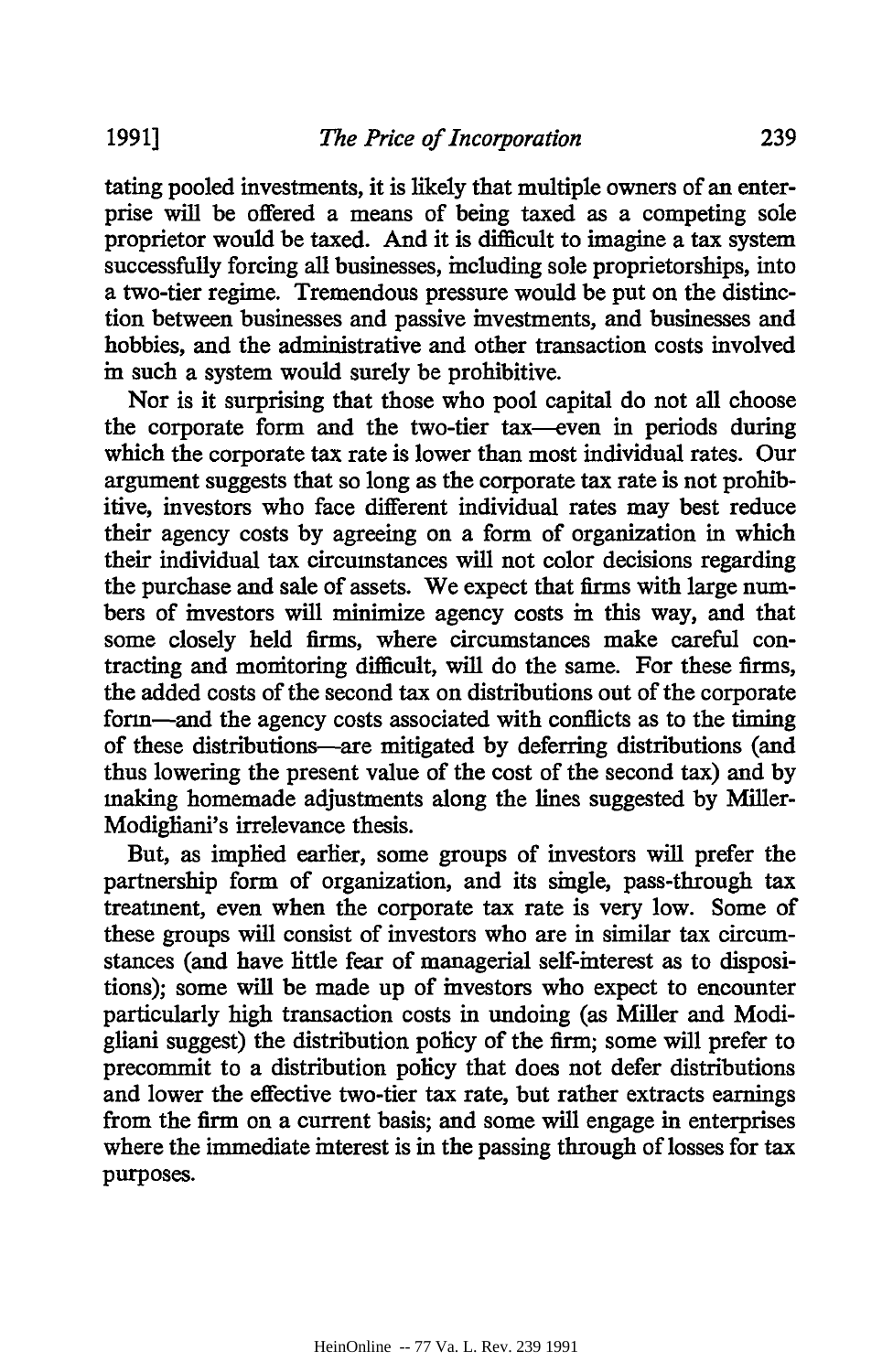tating pooled investments, it is likely that multiple owners of an enterprise will be offered a means of being taxed as a competing sole proprietor would be taxed. And it is difficult to imagine a tax system successfully forcing all businesses, including sole proprietorships, into a two-tier regime. Tremendous pressure would be put on the distinction between businesses and passive investments, and businesses and hobbies, and the administrative and other transaction costs involved in such a system would surely be prohibitive.

Nor is it surprising that those who pool capital do not all choose the corporate form and the two-tier tax—even in periods during which the corporate tax rate is lower than most individual rates. Our argument suggests that so long as the corporate tax rate is not prohibitive, investors who face different individual rates may best reduce their agency costs by agreeing on a form of organization in which their individual tax circumstances will not color decisions regarding the purchase and sale of assets. We expect that firms with large numbers of investors will minimize agency costs in this way, and that some closely held firms, where circumstances make careful contracting and monitoring difficult, will do the same. For these firms, the added costs of the second tax on distributions out of the corporate form—and the agency costs associated with conflicts as to the timing of these distributions—are mitigated by deferring distributions (and thus lowering the present value of the cost of the second tax) and by making homemade adjustments along the lines suggested by Miller-Modigliani's irrelevance thesis.

But, as implied earlier, some groups of investors will prefer the partnership form of organization, and its single, pass-through tax treatment, even when the corporate tax rate is very low. Some of these groups will consist of investors who are in similar tax circumstances (and have little fear of managerial self-interest as to dispositions); some will be made up of investors who expect to encounter particularly high transaction costs in undoing (as Miller and Modigliani suggest) the distribution policy of the firm; some will prefer to precommit to a distribution policy that does not defer distributions and lower the effective two-tier tax rate, but rather extracts earnings from the firm on a current basis; and some will engage in enterprises where the immediate interest is in the passing through of losses for tax purposes.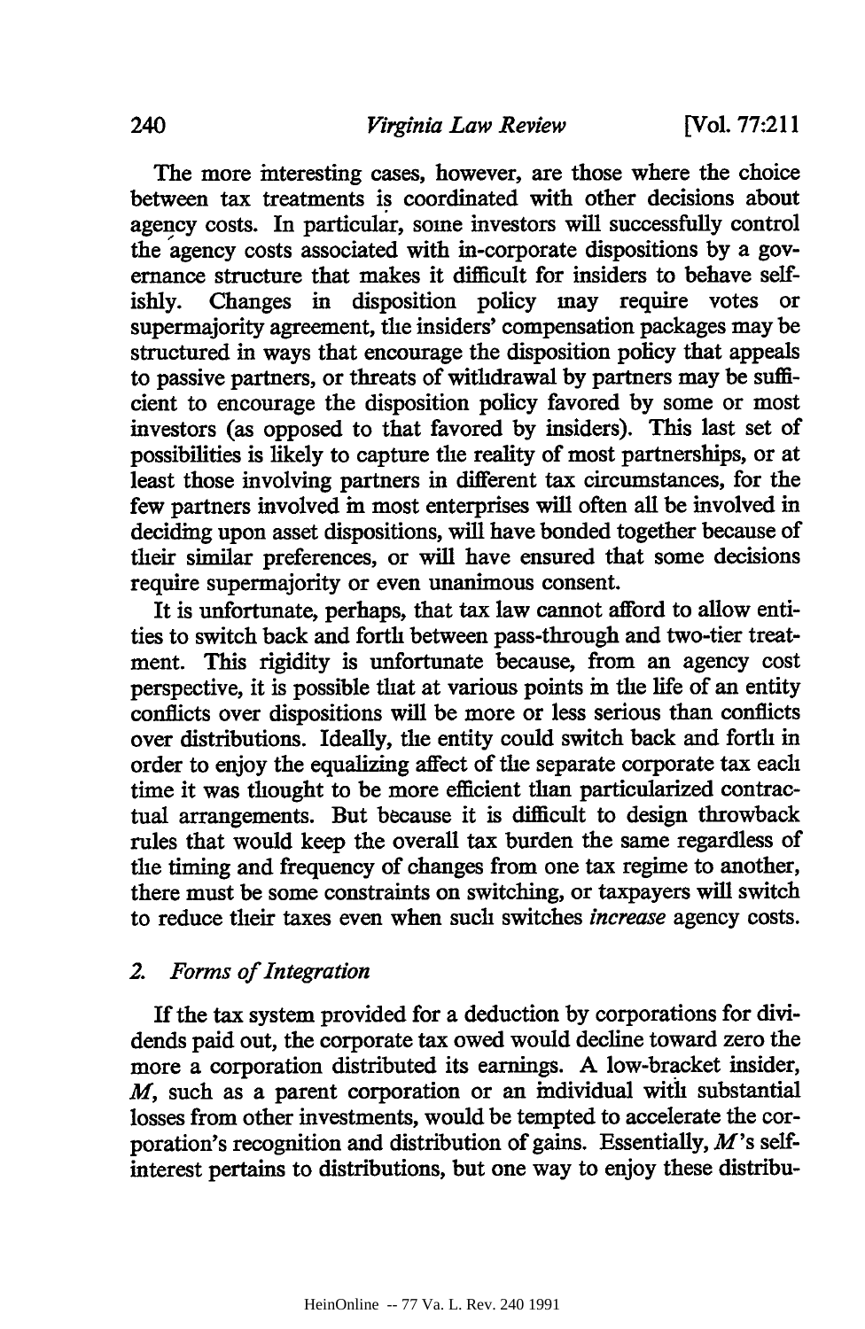The more interesting cases, however, are those where the choice between tax treatments is coordinated with other decisions about agency costs. In particular, some investors will successfully control the agency costs associated with in-corporate dispositions by a governance structure that makes it difficult for insiders to behave selfishly. Changes in disposition policy may require votes or supermajority agreement, the insiders' compensation packages may be structured in ways that encourage the disposition policy that appeals to passive partners, or threats of withdrawal by partners may be sufficient to encourage the disposition policy favored by some or most investors (as opposed to that favored by insiders). This last set of possibilities is likely to capture the reality of most partnerships, or at least those involving partners in different tax circumstances, for the few partners involved in most enterprises will often all be involved in deciding upon asset dispositions, will have bonded together because of their similar preferences, or will have ensured that some decisions require supermajority or even unanimous consent.

It is unfortunate, perhaps, that tax law cannot afford to allow entities to switch back and forth between pass-through and two-tier treatment. This rigidity is unfortunate because, from an agency cost perspective, it is possible that at various points in the life of an entity conflicts over dispositions will be more or less serious than conflicts over distributions. Ideally, the entity could switch back and forth in order to enjoy the equalizing affect of the separate corporate tax each time it was thought to be more efficient than particularized contractual arrangements. But because it is difficult to design throwback rules that would keep the overall tax burden the same regardless of the timing and frequency of changes from one tax regime to another, there must be some constraints on switching, or taxpayers will switch to reduce their taxes even when such switches *increase* agency costs.

### 2. *Forms of Integration*

If the tax system provided for a deduction by corporations for dividends paid out, the corporate tax owed would decline toward zero the more a corporation distributed its earnings. A low-bracket insider, *M*, such as a parent corporation or an individual with substantial losses from other investments, would be tempted to accelerate the corporation's recognition and distribution of gains. Essentially, *M*'s self-interest pertains to distributions, but one way to enjoy these distribu-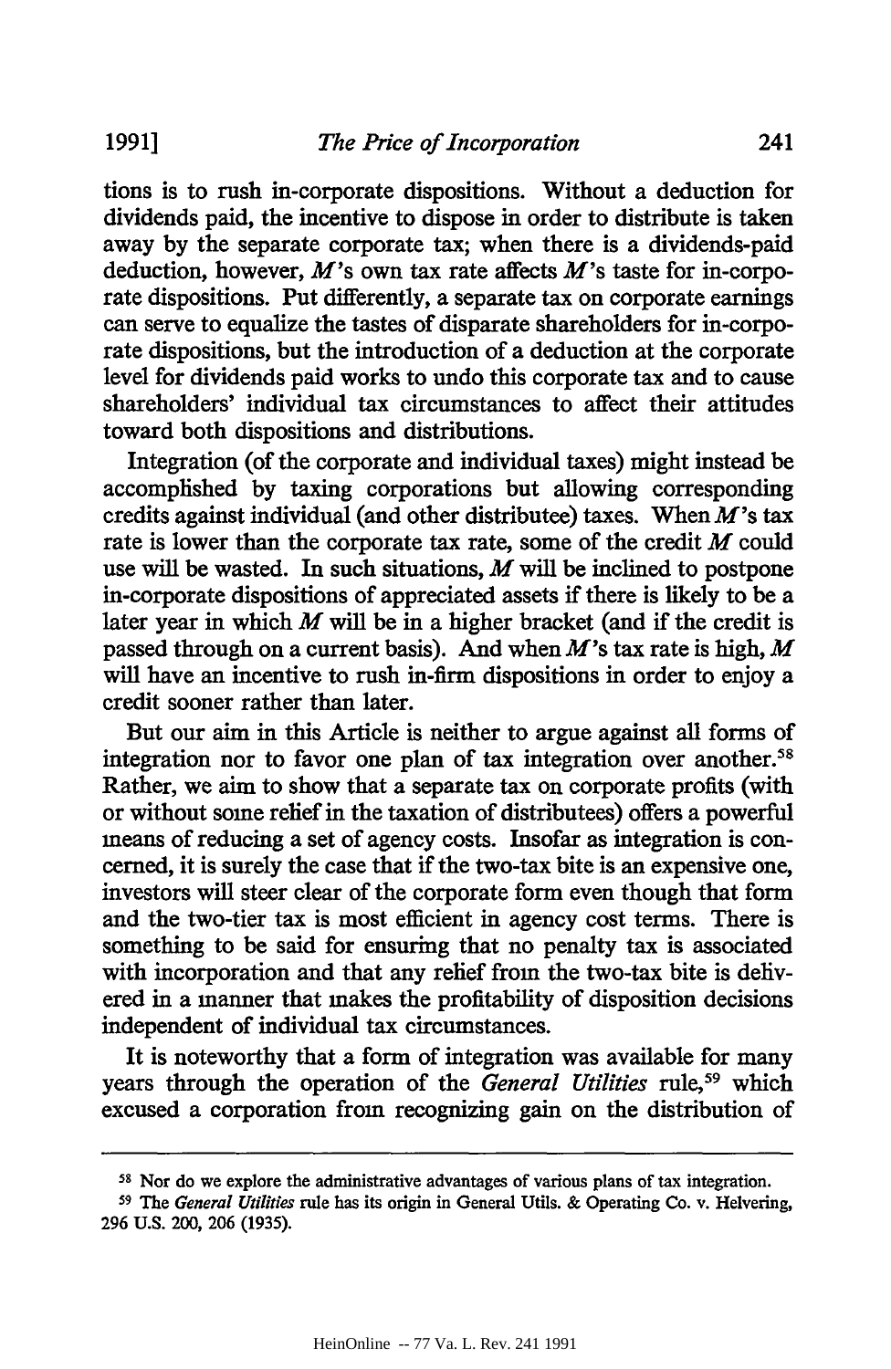tions is to rush in-corporate dispositions. Without a deduction for dividends paid, the incentive to dispose in order to distribute is taken away by the separate corporate tax; when there is a dividends-paid deduction, however, *M*'s own tax rate affects *M*'s taste for in-corporate dispositions. Put differently, a separate tax on corporate earnings can serve to equalize the tastes of disparate shareholders for in-corporate dispositions, but the introduction of a deduction at the corporate level for dividends paid works to undo this corporate tax and to cause shareholders' individual tax circumstances to affect their attitudes toward both dispositions and distributions.

Integration (of the corporate and individual taxes) might instead be accomplished by taxing corporations but allowing corresponding credits against individual (and other distributee) taxes. When *M*'s tax rate is lower than the corporate tax rate, some of the credit *M* could use will be wasted. In such situations, *M* will be inclined to postpone in-corporate dispositions of appreciated assets if there is likely to be a later year in which *M* will be in a higher bracket (and if the credit is passed through on a current basis). And when *M*'s tax rate is high, *M* will have an incentive to rush in-firm dispositions in order to enjoy a credit sooner rather than later.

But our aim in this Article is neither to argue against all forms of integration nor to favor one plan of tax integration over another.[58] Rather, we aim to show that a separate tax on corporate profits (with or without some relief in the taxation of distributees) offers a powerful means of reducing a set of agency costs. Insofar as integration is concerned, it is surely the case that if the two-tax bite is an expensive one, investors will steer clear of the corporate form even though that form and the two-tier tax is most efficient in agency cost terms. There is something to be said for ensuring that no penalty tax is associated with incorporation and that any relief from the two-tax bite is delivered in a manner that makes the profitability of disposition decisions independent of individual tax circumstances.

It is noteworthy that a form of integration was available for many years through the operation of the *General Utilities* rule,[59] which excused a corporation from recognizing gain on the distribution of

---

[58] Nor do we explore the administrative advantages of various plans of tax integration.

[59] The *General Utilities* rule has its origin in General Utils. & Operating Co. v. Helvering, 296 U.S. 200, 206 (1935).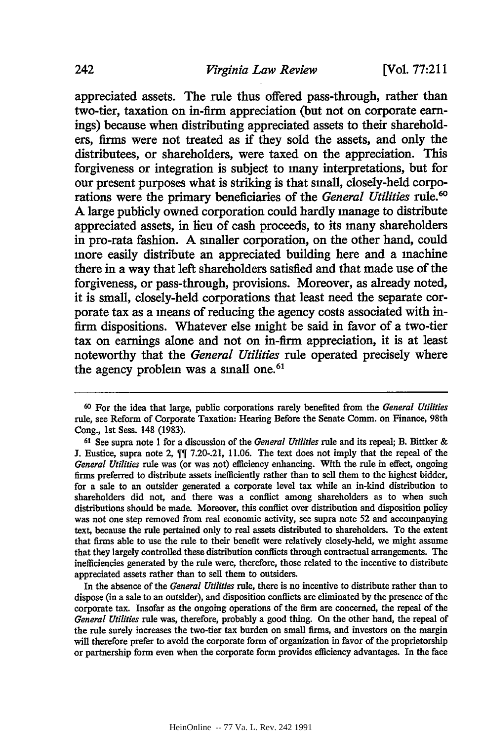appreciated assets. The rule thus offered pass-through, rather than two-tier, taxation on in-firm appreciation (but not on corporate earnings) because when distributing appreciated assets to their shareholders, firms were not treated as if they sold the assets, and only the distributees, or shareholders, were taxed on the appreciation. This forgiveness or integration is subject to many interpretations, but for our present purposes what is striking is that small, closely-held corporations were the primary beneficiaries of the *General Utilities* rule.[60] A large publicly owned corporation could hardly manage to distribute appreciated assets, in lieu of cash proceeds, to its many shareholders in pro-rata fashion. A smaller corporation, on the other hand, could more easily distribute an appreciated building here and a machine there in a way that left shareholders satisfied and that made use of the forgiveness, or pass-through, provisions. Moreover, as already noted, it is small, closely-held corporations that least need the separate corporate tax as a means of reducing the agency costs associated with in-firm dispositions. Whatever else might be said in favor of a two-tier tax on earnings alone and not on in-firm appreciation, it is at least noteworthy that the *General Utilities* rule operated precisely where the agency problem was a small one.[61]

---

[60] For the idea that large, public corporations rarely benefited from the *General Utilities* rule, see Reform of Corporate Taxation: Hearing Before the Senate Comm. on Finance, 98th Cong., 1st Sess. 148 (1983).

[61] See supra note 1 for a discussion of the *General Utilities* rule and its repeal; B. Bittker & J. Eustice, supra note 2, ¶¶ 7.20-.21, 11.06. The text does not imply that the repeal of the *General Utilities* rule was (or was not) efficiency enhancing. With the rule in effect, ongoing firms preferred to distribute assets inefficiently rather than to sell them to the highest bidder, for a sale to an outsider generated a corporate level tax while an in-kind distribution to shareholders did not, and there was a conflict among shareholders as to when such distributions should be made. Moreover, this conflict over distribution and disposition policy was not one step removed from real economic activity, see supra note 52 and accompanying text, because the rule pertained only to real assets distributed to shareholders. To the extent that firms able to use the rule to their benefit were relatively closely-held, we might assume that they largely controlled these distribution conflicts through contractual arrangements. The inefficiencies generated by the rule were, therefore, those related to the incentive to distribute appreciated assets rather than to sell them to outsiders.

In the absence of the *General Utilities* rule, there is no incentive to distribute rather than to dispose (in a sale to an outsider), and disposition conflicts are eliminated by the presence of the corporate tax. Insofar as the ongoing operations of the firm are concerned, the repeal of the *General Utilities* rule was, therefore, probably a good thing. On the other hand, the repeal of the rule surely increases the two-tier tax burden on small firms, and investors on the margin will therefore prefer to avoid the corporate form of organization in favor of the proprietorship or partnership form even when the corporate form provides efficiency advantages. In the face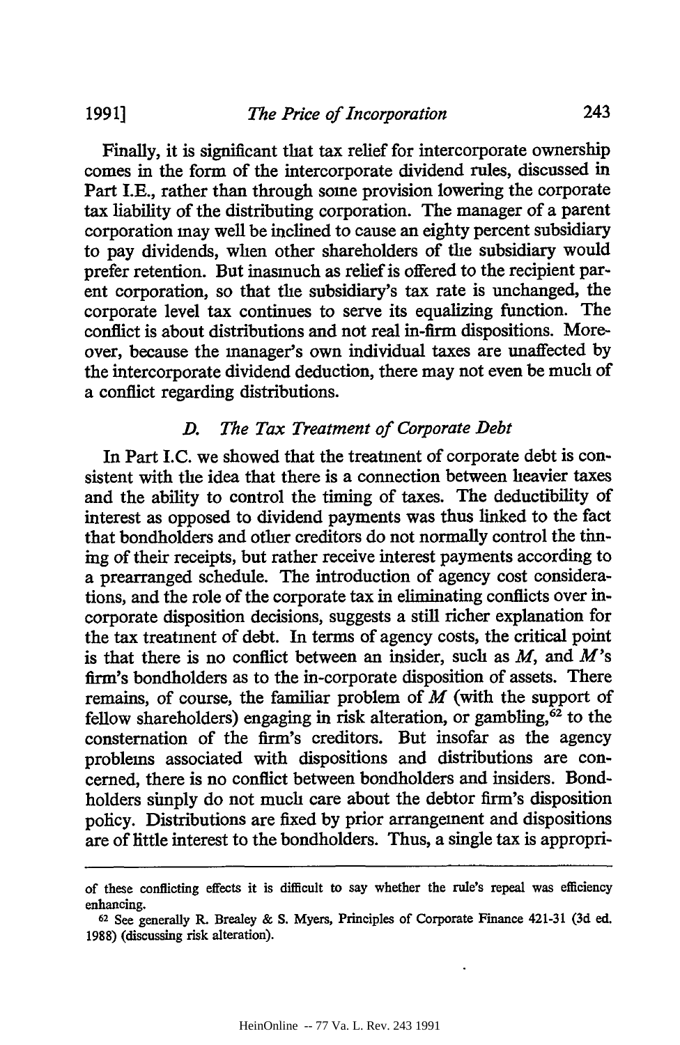Finally, it is significant that tax relief for intercorporate ownership comes in the form of the intercorporate dividend rules, discussed in Part I.E., rather than through some provision lowering the corporate tax liability of the distributing corporation. The manager of a parent corporation may well be inclined to cause an eighty percent subsidiary to pay dividends, when other shareholders of the subsidiary would prefer retention. But inasmuch as relief is offered to the recipient parent corporation, so that the subsidiary's tax rate is unchanged, the corporate level tax continues to serve its equalizing function. The conflict is about distributions and not real in-firm dispositions. Moreover, because the manager's own individual taxes are unaffected by the intercorporate dividend deduction, there may not even be much of a conflict regarding distributions.

### *D. The Tax Treatment of Corporate Debt*

In Part I.C. we showed that the treatment of corporate debt is consistent with the idea that there is a connection between heavier taxes and the ability to control the timing of taxes. The deductibility of interest as opposed to dividend payments was thus linked to the fact that bondholders and other creditors do not normally control the timing of their receipts, but rather receive interest payments according to a prearranged schedule. The introduction of agency cost considerations, and the role of the corporate tax in eliminating conflicts over in-corporate disposition decisions, suggests a still richer explanation for the tax treatment of debt. In terms of agency costs, the critical point is that there is no conflict between an insider, such as *M*, and *M*'s firm's bondholders as to the in-corporate disposition of assets. There remains, of course, the familiar problem of *M* (with the support of fellow shareholders) engaging in risk alteration, or gambling,[62] to the consternation of the firm's creditors. But insofar as the agency problems associated with dispositions and distributions are concerned, there is no conflict between bondholders and insiders. Bondholders simply do not much care about the debtor firm's disposition policy. Distributions are fixed by prior arrangement and dispositions are of little interest to the bondholders. Thus, a single tax is appropri-

---

of these conflicting effects it is difficult to say whether the rule's repeal was efficiency enhancing.

[62] See generally R. Brealey & S. Myers, Principles of Corporate Finance 421-31 (3d ed. 1988) (discussing risk alteration).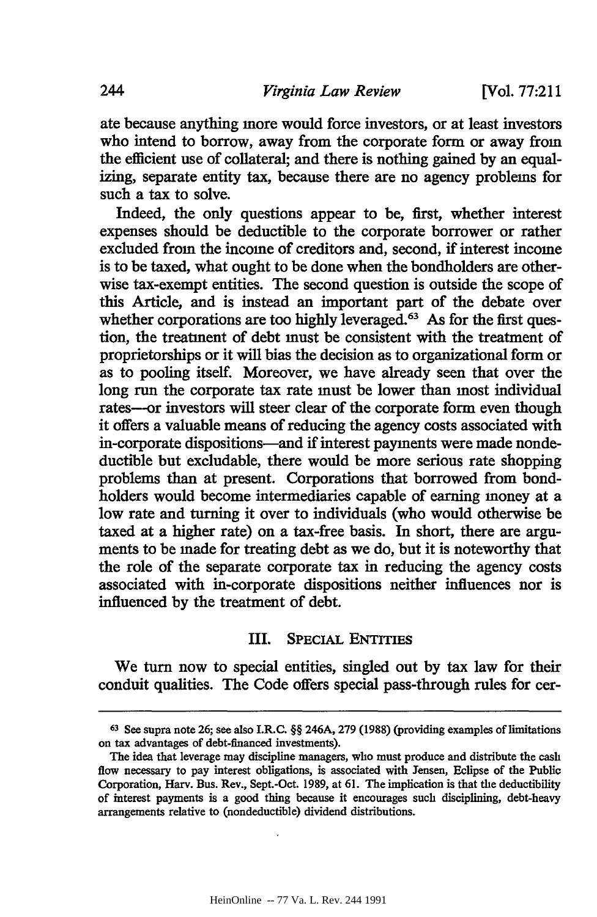ate because anything more would force investors, or at least investors who intend to borrow, away from the corporate form or away from the efficient use of collateral; and there is nothing gained by an equalizing, separate entity tax, because there are no agency problems for such a tax to solve.

Indeed, the only questions appear to be, first, whether interest expenses should be deductible to the corporate borrower or rather excluded from the income of creditors and, second, if interest income is to be taxed, what ought to be done when the bondholders are otherwise tax-exempt entities. The second question is outside the scope of this Article, and is instead an important part of the debate over whether corporations are too highly leveraged.[63] As for the first question, the treatment of debt must be consistent with the treatment of proprietorships or it will bias the decision as to organizational form or as to pooling itself. Moreover, we have already seen that over the long run the corporate tax rate must be lower than most individual rates—or investors will steer clear of the corporate form even though it offers a valuable means of reducing the agency costs associated with in-corporate dispositions—and if interest payments were made nondeductible but excludable, there would be more serious rate shopping problems than at present. Corporations that borrowed from bondholders would become intermediaries capable of earning money at a low rate and turning it over to individuals (who would otherwise be taxed at a higher rate) on a tax-free basis. In short, there are arguments to be made for treating debt as we do, but it is noteworthy that the role of the separate corporate tax in reducing the agency costs associated with in-corporate dispositions neither influences nor is influenced by the treatment of debt.

## III. Special Entities

We turn now to special entities, singled out by tax law for their conduit qualities. The Code offers special pass-through rules for cer-

---

[63] See supra note 26; see also I.R.C. §§ 246A, 279 (1988) (providing examples of limitations on tax advantages of debt-financed investments).

The idea that leverage may discipline managers, who must produce and distribute the cash flow necessary to pay interest obligations, is associated with Jensen, Eclipse of the Public Corporation, Harv. Bus. Rev., Sept.-Oct. 1989, at 61. The implication is that the deductibility of interest payments is a good thing because it encourages such disciplining, debt-heavy arrangements relative to (nondeductible) dividend distributions.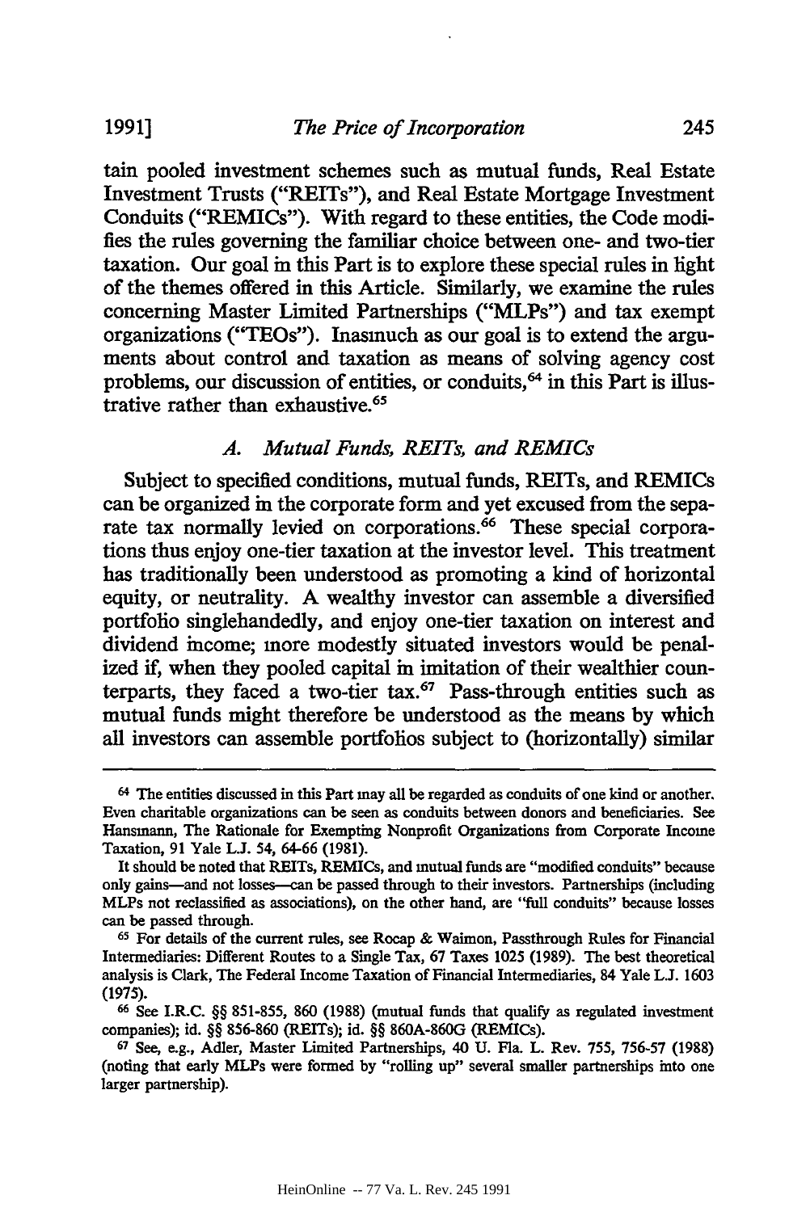tain pooled investment schemes such as mutual funds, Real Estate Investment Trusts ("REITs"), and Real Estate Mortgage Investment Conduits ("REMICs"). With regard to these entities, the Code modifies the rules governing the familiar choice between one- and two-tier taxation. Our goal in this Part is to explore these special rules in light of the themes offered in this Article. Similarly, we examine the rules concerning Master Limited Partnerships ("MLPs") and tax exempt organizations ("TEOs"). Inasmuch as our goal is to extend the arguments about control and taxation as means of solving agency cost problems, our discussion of entities, or conduits,[64] in this Part is illustrative rather than exhaustive.[65]

### *A. Mutual Funds, REITs, and REMICs*

Subject to specified conditions, mutual funds, REITs, and REMICs can be organized in the corporate form and yet excused from the separate tax normally levied on corporations.[66] These special corporations thus enjoy one-tier taxation at the investor level. This treatment has traditionally been understood as promoting a kind of horizontal equity, or neutrality. A wealthy investor can assemble a diversified portfolio singlehandedly, and enjoy one-tier taxation on interest and dividend income; more modestly situated investors would be penalized if, when they pooled capital in imitation of their wealthier counterparts, they faced a two-tier tax.[67] Pass-through entities such as mutual funds might therefore be understood as the means by which all investors can assemble portfolios subject to (horizontally) similar

---

[64] The entities discussed in this Part may all be regarded as conduits of one kind or another. Even charitable organizations can be seen as conduits between donors and beneficiaries. See Hansmann, The Rationale for Exempting Nonprofit Organizations from Corporate Income Taxation, 91 Yale L.J. 54, 64-66 (1981).

It should be noted that REITs, REMICs, and mutual funds are "modified conduits" because only gains—and not losses—can be passed through to their investors. Partnerships (including MLPs not reclassified as associations), on the other hand, are "full conduits" because losses can be passed through.

[65] For details of the current rules, see Rocap & Waimon, Passthrough Rules for Financial Intermediaries: Different Routes to a Single Tax, 67 Taxes 1025 (1989). The best theoretical analysis is Clark, The Federal Income Taxation of Financial Intermediaries, 84 Yale L.J. 1603 (1975).

[66] See I.R.C. §§ 851-855, 860 (1988) (mutual funds that qualify as regulated investment companies); id. §§ 856-860 (REITs); id. §§ 860A-860G (REMICs).

[67] See, e.g., Adler, Master Limited Partnerships, 40 U. Fla. L. Rev. 755, 756-57 (1988) (noting that early MLPs were formed by "rolling up" several smaller partnerships into one larger partnership).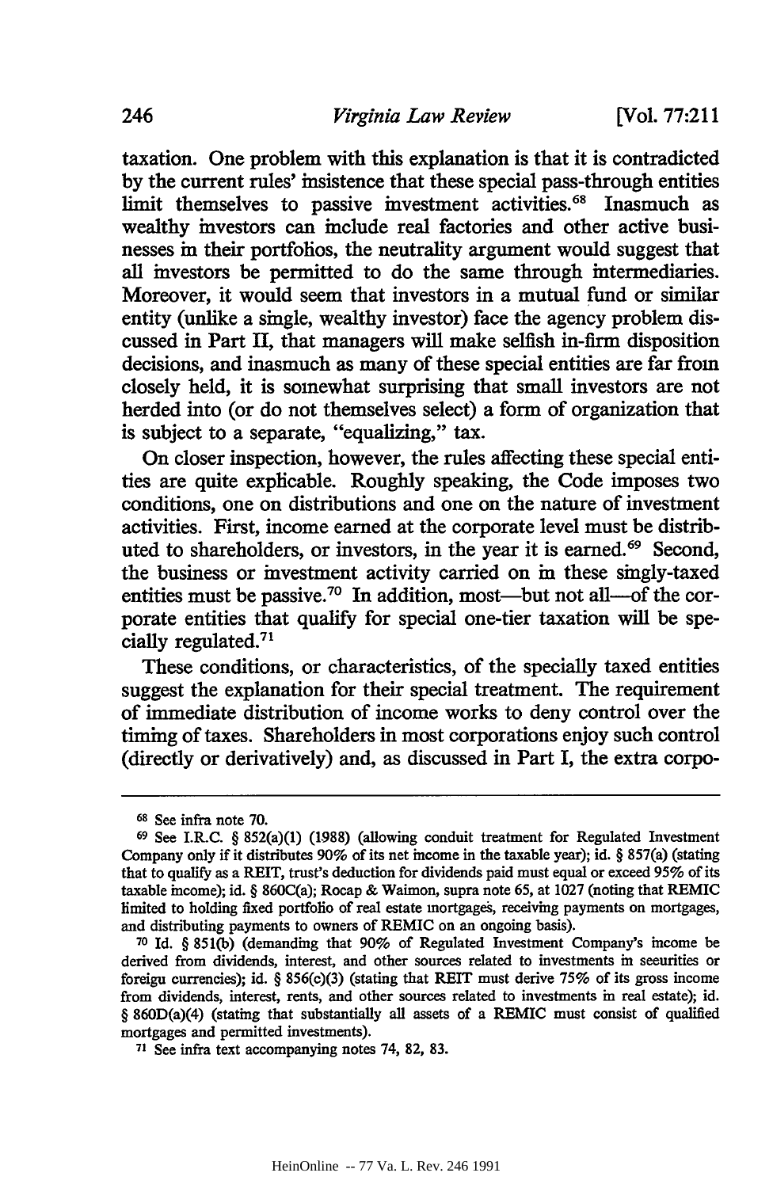taxation. One problem with this explanation is that it is contradicted by the current rules' insistence that these special pass-through entities limit themselves to passive investment activities.[68] Inasmuch as wealthy investors can include real factories and other active businesses in their portfolios, the neutrality argument would suggest that all investors be permitted to do the same through intermediaries. Moreover, it would seem that investors in a mutual fund or similar entity (unlike a single, wealthy investor) face the agency problem discussed in Part II, that managers will make selfish in-firm disposition decisions, and inasmuch as many of these special entities are far from closely held, it is somewhat surprising that small investors are not herded into (or do not themselves select) a form of organization that is subject to a separate, "equalizing," tax.

On closer inspection, however, the rules affecting these special entities are quite explicable. Roughly speaking, the Code imposes two conditions, one on distributions and one on the nature of investment activities. First, income earned at the corporate level must be distributed to shareholders, or investors, in the year it is earned.[69] Second, the business or investment activity carried on in these singly-taxed entities must be passive.[70] In addition, most—but not all—of the corporate entities that qualify for special one-tier taxation will be specially regulated.[71]

These conditions, or characteristics, of the specially taxed entities suggest the explanation for their special treatment. The requirement of immediate distribution of income works to deny control over the timing of taxes. Shareholders in most corporations enjoy such control (directly or derivatively) and, as discussed in Part I, the extra corpo-

---

[68] See infra note 70.

[69] See I.R.C. § 852(a)(1) (1988) (allowing conduit treatment for Regulated Investment Company only if it distributes 90% of its net income in the taxable year); id. § 857(a) (stating that to qualify as a REIT, trust's deduction for dividends paid must equal or exceed 95% of its taxable income); id. § 860C(a); Rocap & Waimon, supra note 65, at 1027 (noting that REMIC limited to holding fixed portfolio of real estate mortgages, receiving payments on mortgages, and distributing payments to owners of REMIC on an ongoing basis).

[70] Id. § 851(b) (demanding that 90% of Regulated Investment Company's income be derived from dividends, interest, and other sources related to investments in securities or foreign currencies); id. § 856(c)(3) (stating that REIT must derive 75% of its gross income from dividends, interest, rents, and other sources related to investments in real estate); id. § 860D(a)(4) (stating that substantially all assets of a REMIC must consist of qualified mortgages and permitted investments).

[71] See infra text accompanying notes 74, 82, 83.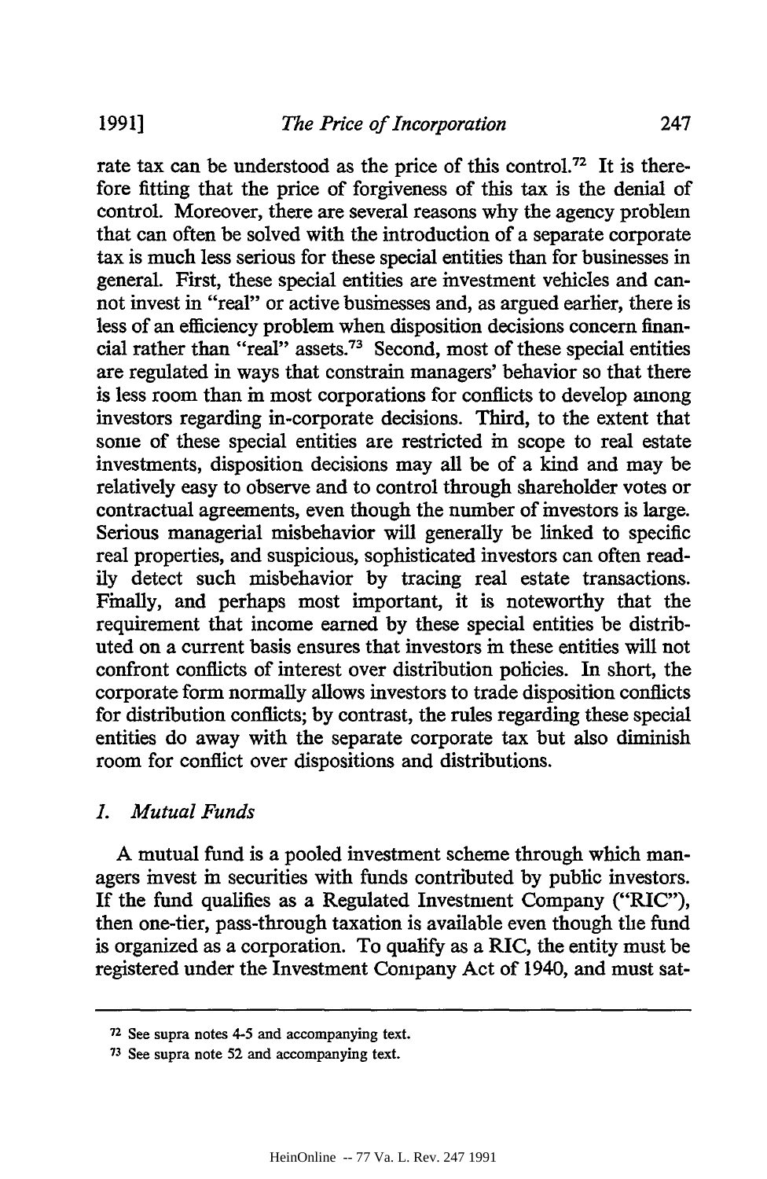rate tax can be understood as the price of this control.[72] It is therefore fitting that the price of forgiveness of this tax is the denial of control. Moreover, there are several reasons why the agency problem that can often be solved with the introduction of a separate corporate tax is much less serious for these special entities than for businesses in general. First, these special entities are investment vehicles and cannot invest in "real" or active businesses and, as argued earlier, there is less of an efficiency problem when disposition decisions concern financial rather than "real" assets.[73] Second, most of these special entities are regulated in ways that constrain managers' behavior so that there is less room than in most corporations for conflicts to develop among investors regarding in-corporate decisions. Third, to the extent that some of these special entities are restricted in scope to real estate investments, disposition decisions may all be of a kind and may be relatively easy to observe and to control through shareholder votes or contractual agreements, even though the number of investors is large. Serious managerial misbehavior will generally be linked to specific real properties, and suspicious, sophisticated investors can often readily detect such misbehavior by tracing real estate transactions. Finally, and perhaps most important, it is noteworthy that the requirement that income earned by these special entities be distributed on a current basis ensures that investors in these entities will not confront conflicts of interest over distribution policies. In short, the corporate form normally allows investors to trade disposition conflicts for distribution conflicts; by contrast, the rules regarding these special entities do away with the separate corporate tax but also diminish room for conflict over dispositions and distributions.

### *1. Mutual Funds*

A mutual fund is a pooled investment scheme through which managers invest in securities with funds contributed by public investors. If the fund qualifies as a Regulated Investment Company ("RIC"), then one-tier, pass-through taxation is available even though the fund is organized as a corporation. To qualify as a RIC, the entity must be registered under the Investment Company Act of 1940, and must sat-

---

[72] See supra notes 4-5 and accompanying text.

[73] See supra note 52 and accompanying text.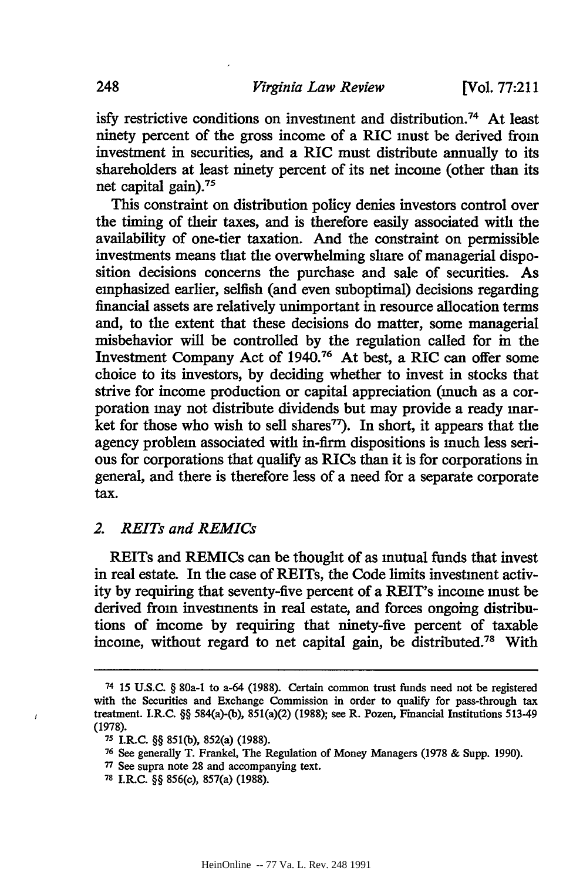isfy restrictive conditions on investment and distribution.[74] At least ninety percent of the gross income of a RIC must be derived from investment in securities, and a RIC must distribute annually to its shareholders at least ninety percent of its net income (other than its net capital gain).[75]

This constraint on distribution policy denies investors control over the timing of their taxes, and is therefore easily associated with the availability of one-tier taxation. And the constraint on permissible investments means that the overwhelming share of managerial disposition decisions concerns the purchase and sale of securities. As emphasized earlier, selfish (and even suboptimal) decisions regarding financial assets are relatively unimportant in resource allocation terms and, to the extent that these decisions do matter, some managerial misbehavior will be controlled by the regulation called for in the Investment Company Act of 1940.[76] At best, a RIC can offer some choice to its investors, by deciding whether to invest in stocks that strive for income production or capital appreciation (much as a corporation may not distribute dividends but may provide a ready market for those who wish to sell shares[77]). In short, it appears that the agency problem associated with in-firm dispositions is much less serious for corporations that qualify as RICs than it is for corporations in general, and there is therefore less of a need for a separate corporate tax.

### 2. *REITs and REMICs*

REITs and REMICs can be thought of as mutual funds that invest in real estate. In the case of REITs, the Code limits investment activity by requiring that seventy-five percent of a REIT's income must be derived from investments in real estate, and forces ongoing distributions of income by requiring that ninety-five percent of taxable income, without regard to net capital gain, be distributed.[78] With

---

[74] 15 U.S.C. § 80a-1 to a-64 (1988). Certain common trust funds need not be registered with the Securities and Exchange Commission in order to qualify for pass-through tax treatment. I.R.C. §§ 584(a)-(b), 851(a)(2) (1988); see R. Pozen, Financial Institutions 513-49 (1978).

[75] I.R.C. §§ 851(b), 852(a) (1988).

[76] See generally T. Frankel, The Regulation of Money Managers (1978 & Supp. 1990).

[77] See supra note 28 and accompanying text.

[78] I.R.C. §§ 856(c), 857(a) (1988).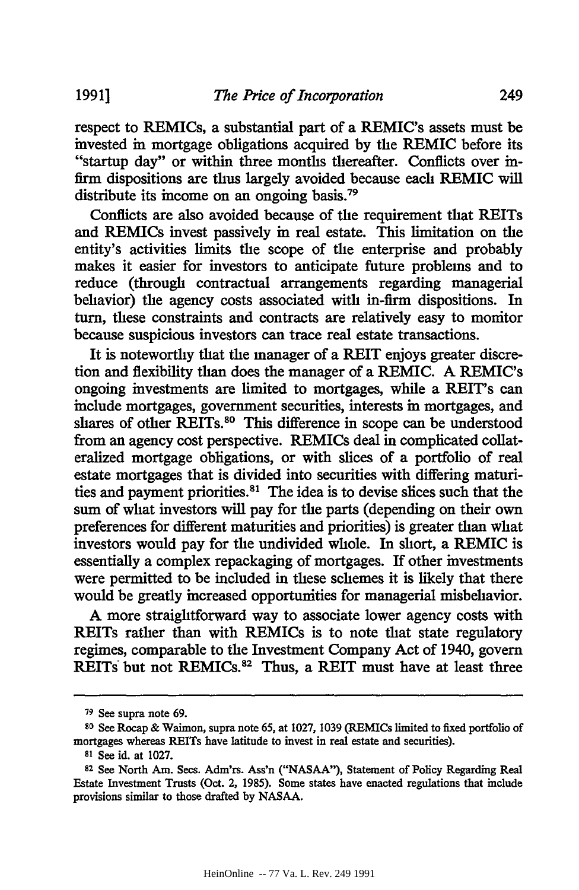respect to REMICs, a substantial part of a REMIC's assets must be invested in mortgage obligations acquired by the REMIC before its "startup day" or within three months thereafter. Conflicts over in-firm dispositions are thus largely avoided because each REMIC will distribute its income on an ongoing basis.[79]

Conflicts are also avoided because of the requirement that REITs and REMICs invest passively in real estate. This limitation on the entity's activities limits the scope of the enterprise and probably makes it easier for investors to anticipate future problems and to reduce (through contractual arrangements regarding managerial behavior) the agency costs associated with in-firm dispositions. In turn, these constraints and contracts are relatively easy to monitor because suspicious investors can trace real estate transactions.

It is noteworthy that the manager of a REIT enjoys greater discretion and flexibility than does the manager of a REMIC. A REMIC's ongoing investments are limited to mortgages, while a REIT's can include mortgages, government securities, interests in mortgages, and shares of other REITs.[80] This difference in scope can be understood from an agency cost perspective. REMICs deal in complicated collateralized mortgage obligations, or with slices of a portfolio of real estate mortgages that is divided into securities with differing maturities and payment priorities.[81] The idea is to devise slices such that the sum of what investors will pay for the parts (depending on their own preferences for different maturities and priorities) is greater than what investors would pay for the undivided whole. In short, a REMIC is essentially a complex repackaging of mortgages. If other investments were permitted to be included in these schemes it is likely that there would be greatly increased opportunities for managerial misbehavior.

A more straightforward way to associate lower agency costs with REITs rather than with REMICs is to note that state regulatory regimes, comparable to the Investment Company Act of 1940, govern REITs but not REMICs.[82] Thus, a REIT must have at least three

---

[79] See supra note 69.

[80] See Rocap & Waimon, supra note 65, at 1027, 1039 (REMICs limited to fixed portfolio of mortgages whereas REITs have latitude to invest in real estate and securities).

[81] See id. at 1027.

[82] See North Am. Secs. Adm'rs. Ass'n ("NASAA"), Statement of Policy Regarding Real Estate Investment Trusts (Oct. 2, 1985). Some states have enacted regulations that include provisions similar to those drafted by NASAA.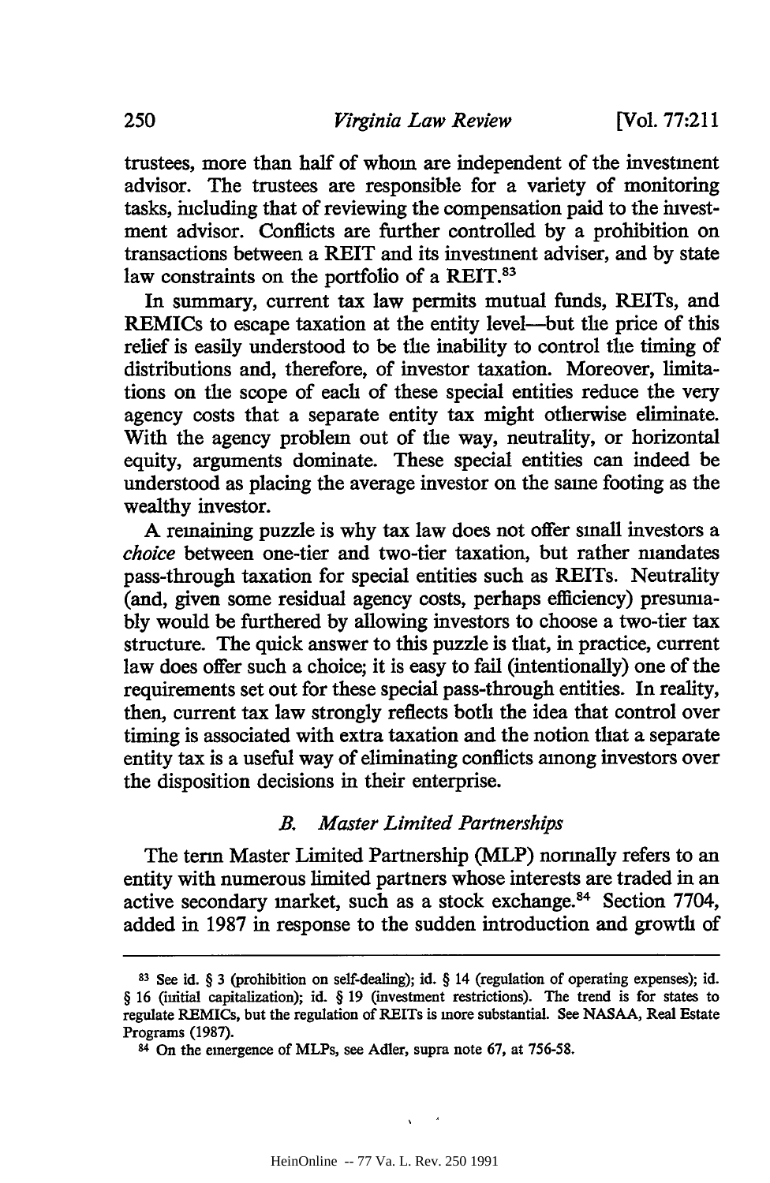trustees, more than half of whom are independent of the investment advisor. The trustees are responsible for a variety of monitoring tasks, including that of reviewing the compensation paid to the investment advisor. Conflicts are further controlled by a prohibition on transactions between a REIT and its investment adviser, and by state law constraints on the portfolio of a REIT.[83]

In summary, current tax law permits mutual funds, REITs, and REMICs to escape taxation at the entity level—but the price of this relief is easily understood to be the inability to control the timing of distributions and, therefore, of investor taxation. Moreover, limitations on the scope of each of these special entities reduce the very agency costs that a separate entity tax might otherwise eliminate. With the agency problem out of the way, neutrality, or horizontal equity, arguments dominate. These special entities can indeed be understood as placing the average investor on the same footing as the wealthy investor.

A remaining puzzle is why tax law does not offer small investors a *choice* between one-tier and two-tier taxation, but rather mandates pass-through taxation for special entities such as REITs. Neutrality (and, given some residual agency costs, perhaps efficiency) presumably would be furthered by allowing investors to choose a two-tier tax structure. The quick answer to this puzzle is that, in practice, current law does offer such a choice; it is easy to fail (intentionally) one of the requirements set out for these special pass-through entities. In reality, then, current tax law strongly reflects both the idea that control over timing is associated with extra taxation and the notion that a separate entity tax is a useful way of eliminating conflicts among investors over the disposition decisions in their enterprise.

### *B. Master Limited Partnerships*

The term Master Limited Partnership (MLP) normally refers to an entity with numerous limited partners whose interests are traded in an active secondary market, such as a stock exchange.[84] Section 7704, added in 1987 in response to the sudden introduction and growth of

---

[83] See id. § 3 (prohibition on self-dealing); id. § 14 (regulation of operating expenses); id. § 16 (initial capitalization); id. § 19 (investment restrictions). The trend is for states to regulate REMICs, but the regulation of REITs is more substantial. See NASAA, Real Estate Programs (1987).

[84] On the emergence of MLPs, see Adler, supra note 67, at 756-58.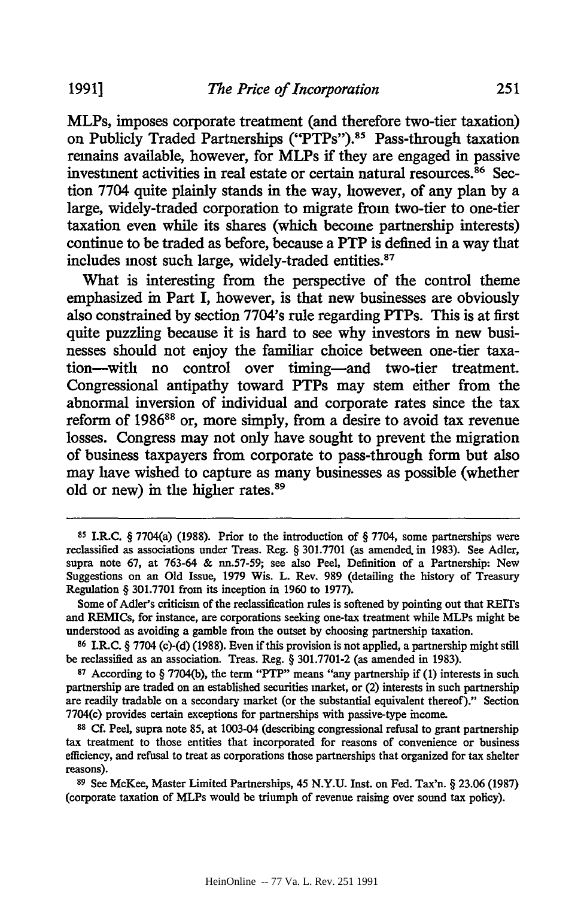MLPs, imposes corporate treatment (and therefore two-tier taxation) on Publicly Traded Partnerships ("PTPs").[85] Pass-through taxation remains available, however, for MLPs if they are engaged in passive investment activities in real estate or certain natural resources.[86] Section 7704 quite plainly stands in the way, however, of any plan by a large, widely-traded corporation to migrate from two-tier to one-tier taxation even while its shares (which become partnership interests) continue to be traded as before, because a PTP is defined in a way that includes most such large, widely-traded entities.[87]

What is interesting from the perspective of the control theme emphasized in Part I, however, is that new businesses are obviously also constrained by section 7704's rule regarding PTPs. This is at first quite puzzling because it is hard to see why investors in new businesses should not enjoy the familiar choice between one-tier taxation—with no control over timing—and two-tier treatment. Congressional antipathy toward PTPs may stem either from the abnormal inversion of individual and corporate rates since the tax reform of 1986[88] or, more simply, from a desire to avoid tax revenue losses. Congress may not only have sought to prevent the migration of business taxpayers from corporate to pass-through form but also may have wished to capture as many businesses as possible (whether old or new) in the higher rates.[89]

---

[85] I.R.C. § 7704(a) (1988). Prior to the introduction of § 7704, some partnerships were reclassified as associations under Treas. Reg. § 301.7701 (as amended in 1983). See Adler, supra note 67, at 763-64 & nn.57-59; see also Peel, Definition of a Partnership: New Suggestions on an Old Issue, 1979 Wis. L. Rev. 989 (detailing the history of Treasury Regulation § 301.7701 from its inception in 1960 to 1977).

Some of Adler's criticism of the reclassification rules is softened by pointing out that REITs and REMICs, for instance, are corporations seeking one-tax treatment while MLPs might be understood as avoiding a gamble from the outset by choosing partnership taxation.

[86] I.R.C. § 7704 (c)-(d) (1988). Even if this provision is not applied, a partnership might still be reclassified as an association. Treas. Reg. § 301.7701-2 (as amended in 1983).

[87] According to § 7704(b), the term "PTP" means "any partnership if (1) interests in such partnership are traded on an established securities market, or (2) interests in such partnership are readily tradable on a secondary market (or the substantial equivalent thereof)." Section 7704(c) provides certain exceptions for partnerships with passive-type income.

[88] Cf. Peel, supra note 85, at 1003-04 (describing congressional refusal to grant partnership tax treatment to those entities that incorporated for reasons of convenience or business efficiency, and refusal to treat as corporations those partnerships that organized for tax shelter reasons).

[89] See McKee, Master Limited Partnerships, 45 N.Y.U. Inst. on Fed. Tax'n. § 23.06 (1987) (corporate taxation of MLPs would be triumph of revenue raising over sound tax policy).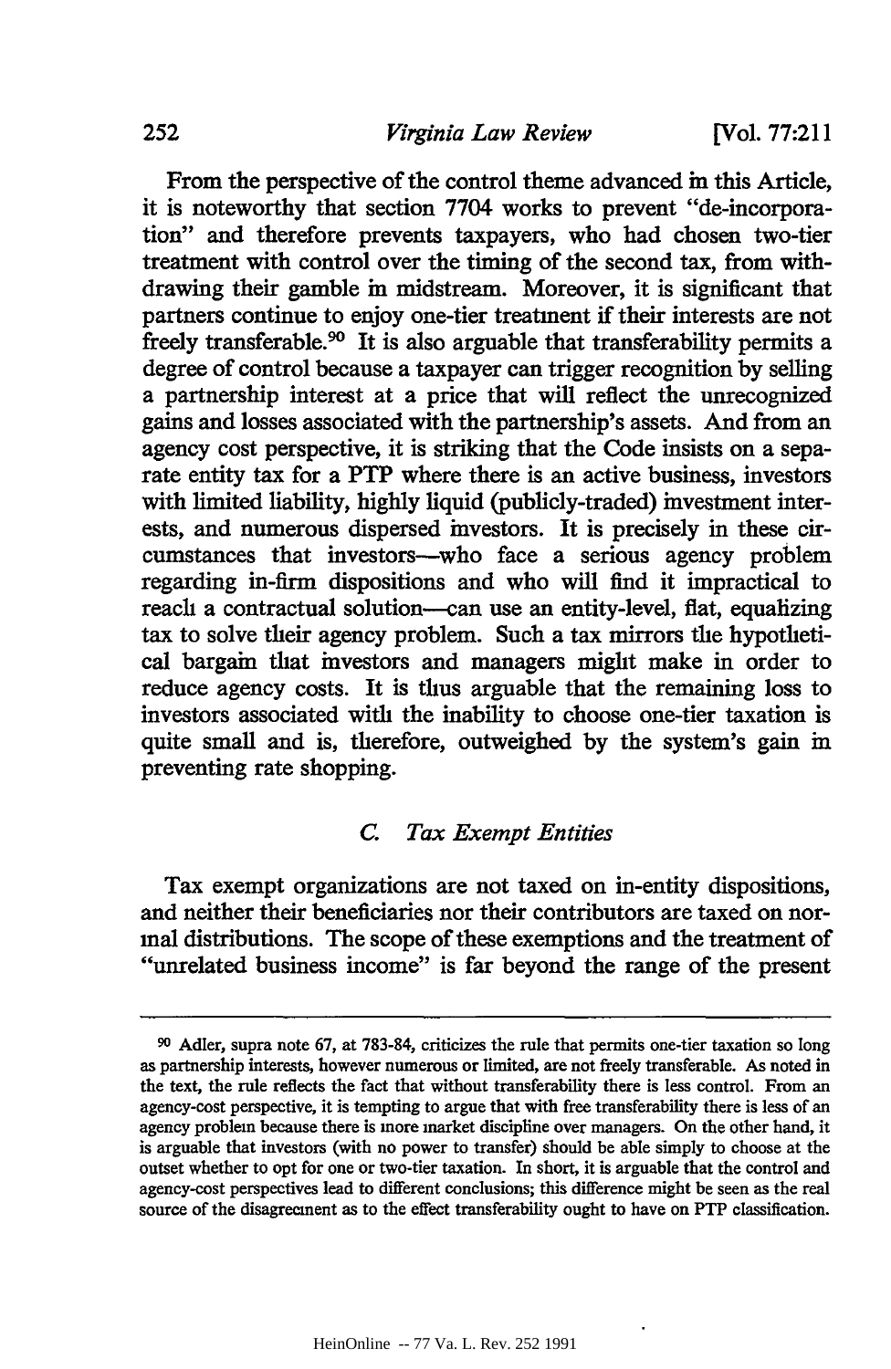From the perspective of the control theme advanced in this Article, it is noteworthy that section 7704 works to prevent "de-incorporation" and therefore prevents taxpayers, who had chosen two-tier treatment with control over the timing of the second tax, from withdrawing their gamble in midstream. Moreover, it is significant that partners continue to enjoy one-tier treatment if their interests are not freely transferable.[90] It is also arguable that transferability permits a degree of control because a taxpayer can trigger recognition by selling a partnership interest at a price that will reflect the unrecognized gains and losses associated with the partnership's assets. And from an agency cost perspective, it is striking that the Code insists on a separate entity tax for a PTP where there is an active business, investors with limited liability, highly liquid (publicly-traded) investment interests, and numerous dispersed investors. It is precisely in these circumstances that investors—who face a serious agency problem regarding in-firm dispositions and who will find it impractical to reach a contractual solution—can use an entity-level, flat, equalizing tax to solve their agency problem. Such a tax mirrors the hypothetical bargain that investors and managers might make in order to reduce agency costs. It is thus arguable that the remaining loss to investors associated with the inability to choose one-tier taxation is quite small and is, therefore, outweighed by the system's gain in preventing rate shopping.

### *C. Tax Exempt Entities*

Tax exempt organizations are not taxed on in-entity dispositions, and neither their beneficiaries nor their contributors are taxed on normal distributions. The scope of these exemptions and the treatment of "unrelated business income" is far beyond the range of the present

---

[90] Adler, supra note 67, at 783-84, criticizes the rule that permits one-tier taxation so long as partnership interests, however numerous or limited, are not freely transferable. As noted in the text, the rule reflects the fact that without transferability there is less control. From an agency-cost perspective, it is tempting to argue that with free transferability there is less of an agency problem because there is more market discipline over managers. On the other hand, it is arguable that investors (with no power to transfer) should be able simply to choose at the outset whether to opt for one or two-tier taxation. In short, it is arguable that the control and agency-cost perspectives lead to different conclusions; this difference might be seen as the real source of the disagreement as to the effect transferability ought to have on PTP classification.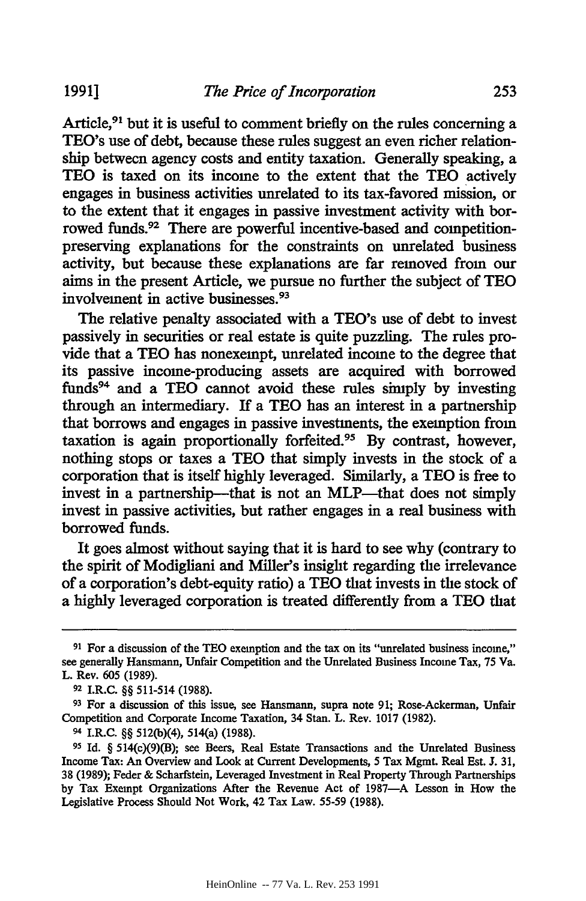Article,[91] but it is useful to comment briefly on the rules concerning a TEO's use of debt, because these rules suggest an even richer relationship between agency costs and entity taxation. Generally speaking, a TEO is taxed on its income to the extent that the TEO actively engages in business activities unrelated to its tax-favored mission, or to the extent that it engages in passive investment activity with borrowed funds.[92] There are powerful incentive-based and competition-preserving explanations for the constraints on unrelated business activity, but because these explanations are far removed from our aims in the present Article, we pursue no further the subject of TEO involvement in active businesses.[93]

The relative penalty associated with a TEO's use of debt to invest passively in securities or real estate is quite puzzling. The rules provide that a TEO has nonexempt, unrelated income to the degree that its passive income-producing assets are acquired with borrowed funds[94] and a TEO cannot avoid these rules simply by investing through an intermediary. If a TEO has an interest in a partnership that borrows and engages in passive investments, the exemption from taxation is again proportionally forfeited.[95] By contrast, however, nothing stops or taxes a TEO that simply invests in the stock of a corporation that is itself highly leveraged. Similarly, a TEO is free to invest in a partnership—that is not an MLP—that does not simply invest in passive activities, but rather engages in a real business with borrowed funds.

It goes almost without saying that it is hard to see why (contrary to the spirit of Modigliani and Miller's insight regarding the irrelevance of a corporation's debt-equity ratio) a TEO that invests in the stock of a highly leveraged corporation is treated differently from a TEO that

---

[91] For a discussion of the TEO exemption and the tax on its "unrelated business income," see generally Hansmann, Unfair Competition and the Unrelated Business Income Tax, 75 Va. L. Rev. 605 (1989).

[92] I.R.C. §§ 511-514 (1988).

[93] For a discussion of this issue, see Hansmann, supra note 91; Rose-Ackerman, Unfair Competition and Corporate Income Taxation, 34 Stan. L. Rev. 1017 (1982).

[94] I.R.C. §§ 512(b)(4), 514(a) (1988).

[95] Id. § 514(c)(9)(B); see Beers, Real Estate Transactions and the Unrelated Business Income Tax: An Overview and Look at Current Developments, 5 Tax Mgmt. Real Est. J. 31, 38 (1989); Feder & Scharfstein, Leveraged Investment in Real Property Through Partnerships by Tax Exempt Organizations After the Revenue Act of 1987—A Lesson in How the Legislative Process Should Not Work, 42 Tax Law. 55-59 (1988).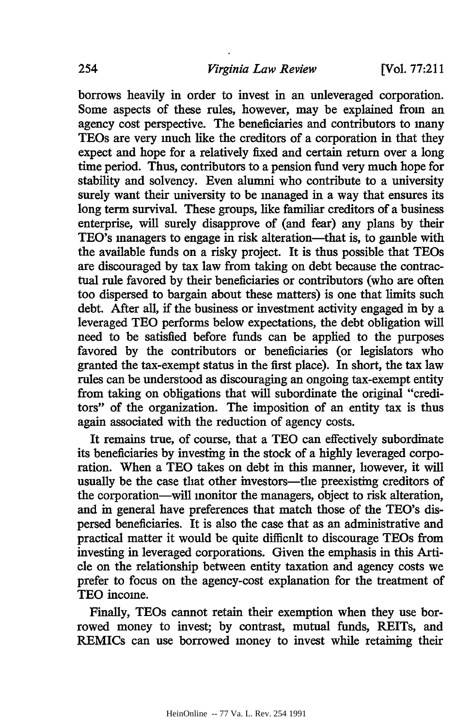borrows heavily in order to invest in an unleveraged corporation. Some aspects of these rules, however, may be explained from an agency cost perspective. The beneficiaries and contributors to many TEOs are very much like the creditors of a corporation in that they expect and hope for a relatively fixed and certain return over a long time period. Thus, contributors to a pension fund very much hope for stability and solvency. Even alumni who contribute to a university surely want their university to be managed in a way that ensures its long term survival. These groups, like familiar creditors of a business enterprise, will surely disapprove of (and fear) any plans by their TEO's managers to engage in risk alteration—that is, to gamble with the available funds on a risky project. It is thus possible that TEOs are discouraged by tax law from taking on debt because the contractual rule favored by their beneficiaries or contributors (who are often too dispersed to bargain about these matters) is one that limits such debt. After all, if the business or investment activity engaged in by a leveraged TEO performs below expectations, the debt obligation will need to be satisfied before funds can be applied to the purposes favored by the contributors or beneficiaries (or legislators who granted the tax-exempt status in the first place). In short, the tax law rules can be understood as discouraging an ongoing tax-exempt entity from taking on obligations that will subordinate the original "creditors" of the organization. The imposition of an entity tax is thus again associated with the reduction of agency costs.

It remains true, of course, that a TEO can effectively subordinate its beneficiaries by investing in the stock of a highly leveraged corporation. When a TEO takes on debt in this manner, however, it will usually be the case that other investors—the preexisting creditors of the corporation—will monitor the managers, object to risk alteration, and in general have preferences that match those of the TEO's dispersed beneficiaries. It is also the case that as an administrative and practical matter it would be quite difficult to discourage TEOs from investing in leveraged corporations. Given the emphasis in this Article on the relationship between entity taxation and agency costs we prefer to focus on the agency-cost explanation for the treatment of TEO income.

Finally, TEOs cannot retain their exemption when they use borrowed money to invest; by contrast, mutual funds, REITs, and REMICs can use borrowed money to invest while retaining their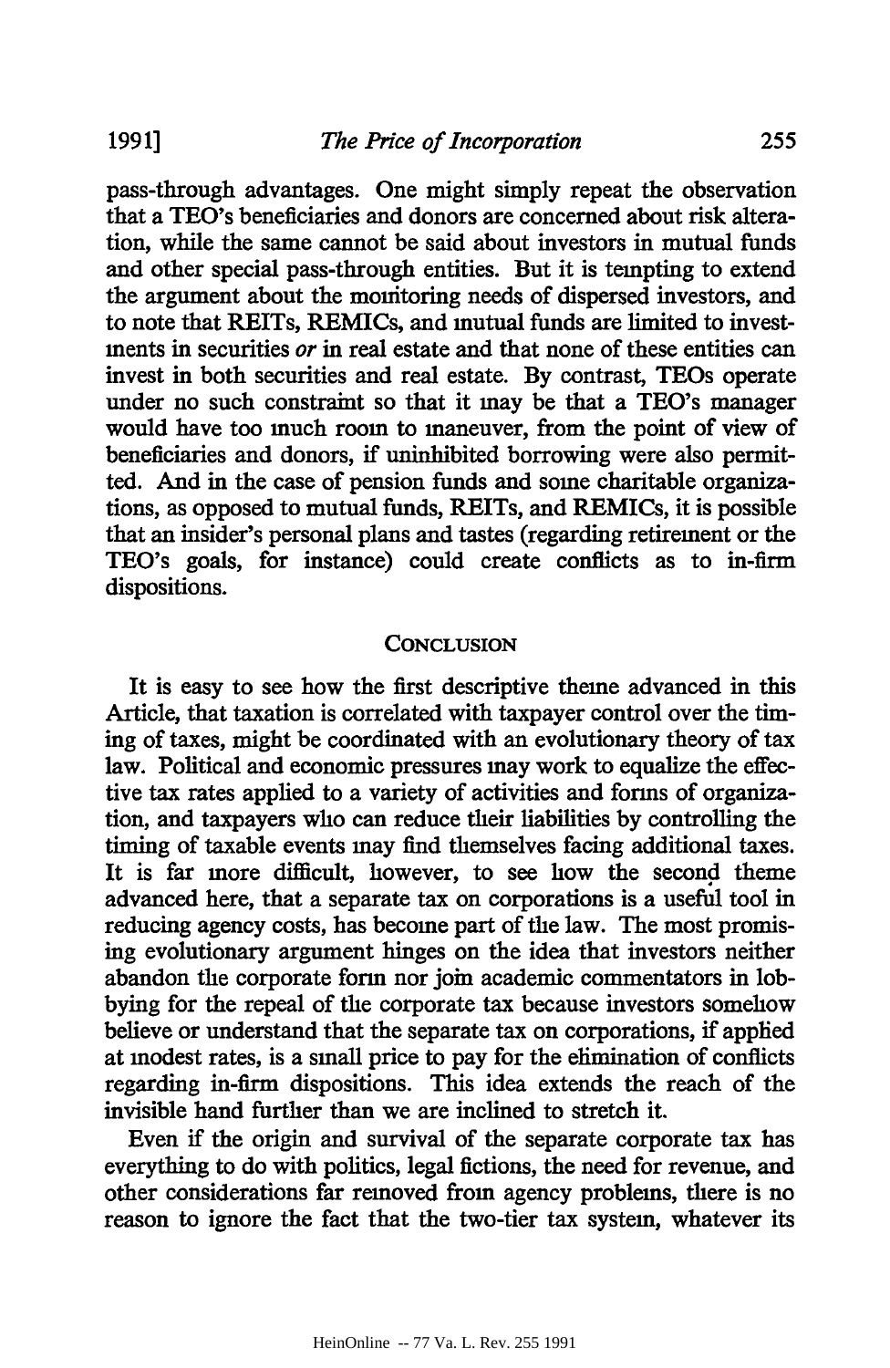pass-through advantages. One might simply repeat the observation that a TEO's beneficiaries and donors are concerned about risk alteration, while the same cannot be said about investors in mutual funds and other special pass-through entities. But it is tempting to extend the argument about the monitoring needs of dispersed investors, and to note that REITs, REMICs, and mutual funds are limited to investments in securities *or* in real estate and that none of these entities can invest in both securities and real estate. By contrast, TEOs operate under no such constraint so that it may be that a TEO's manager would have too much room to maneuver, from the point of view of beneficiaries and donors, if uninhibited borrowing were also permitted. And in the case of pension funds and some charitable organizations, as opposed to mutual funds, REITs, and REMICs, it is possible that an insider's personal plans and tastes (regarding retirement or the TEO's goals, for instance) could create conflicts as to in-firm dispositions.

## Conclusion

It is easy to see how the first descriptive theme advanced in this Article, that taxation is correlated with taxpayer control over the timing of taxes, might be coordinated with an evolutionary theory of tax law. Political and economic pressures may work to equalize the effective tax rates applied to a variety of activities and forms of organization, and taxpayers who can reduce their liabilities by controlling the timing of taxable events may find themselves facing additional taxes. It is far more difficult, however, to see how the second theme advanced here, that a separate tax on corporations is a useful tool in reducing agency costs, has become part of the law. The most promising evolutionary argument hinges on the idea that investors neither abandon the corporate form nor join academic commentators in lobbying for the repeal of the corporate tax because investors somehow believe or understand that the separate tax on corporations, if applied at modest rates, is a small price to pay for the elimination of conflicts regarding in-firm dispositions. This idea extends the reach of the invisible hand further than we are inclined to stretch it.

Even if the origin and survival of the separate corporate tax has everything to do with politics, legal fictions, the need for revenue, and other considerations far removed from agency problems, there is no reason to ignore the fact that the two-tier tax system, whatever its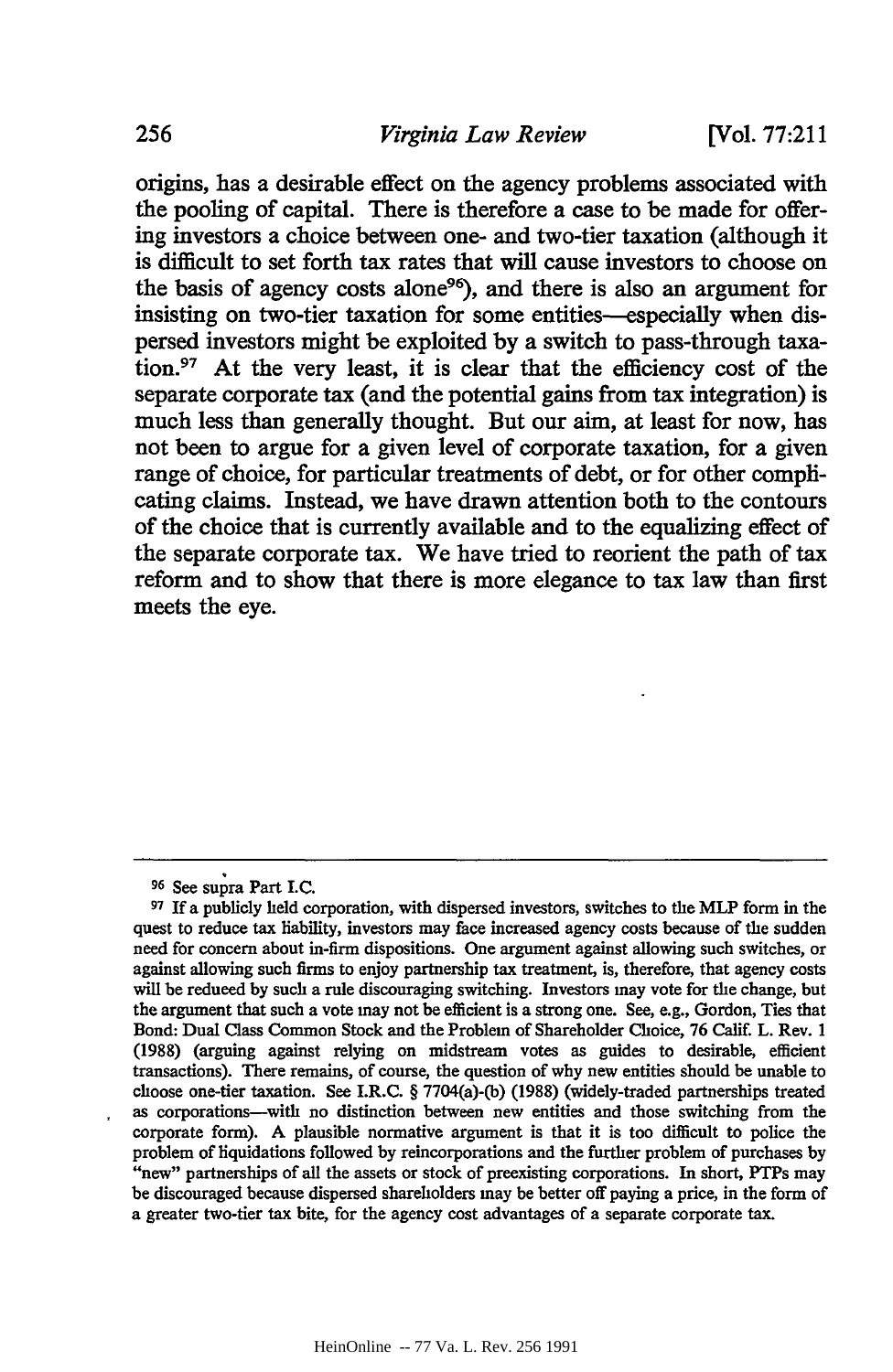origins, has a desirable effect on the agency problems associated with the pooling of capital. There is therefore a case to be made for offering investors a choice between one- and two-tier taxation (although it is difficult to set forth tax rates that will cause investors to choose on the basis of agency costs alone[96]), and there is also an argument for insisting on two-tier taxation for some entities—especially when dispersed investors might be exploited by a switch to pass-through taxation.[97] At the very least, it is clear that the efficiency cost of the separate corporate tax (and the potential gains from tax integration) is much less than generally thought. But our aim, at least for now, has not been to argue for a given level of corporate taxation, for a given range of choice, for particular treatments of debt, or for other complicating claims. Instead, we have drawn attention both to the contours of the choice that is currently available and to the equalizing effect of the separate corporate tax. We have tried to reorient the path of tax reform and to show that there is more elegance to tax law than first meets the eye.

---

[96] See supra Part I.C.

[97] If a publicly held corporation, with dispersed investors, switches to the MLP form in the quest to reduce tax liability, investors may face increased agency costs because of the sudden need for concern about in-firm dispositions. One argument against allowing such switches, or against allowing such firms to enjoy partnership tax treatment, is, therefore, that agency costs will be reduced by such a rule discouraging switching. Investors may vote for the change, but the argument that such a vote may not be efficient is a strong one. See, e.g., Gordon, Ties that Bond: Dual Class Common Stock and the Problem of Shareholder Choice, 76 Calif. L. Rev. 1 (1988) (arguing against relying on midstream votes as guides to desirable, efficient transactions). There remains, of course, the question of why new entities should be unable to choose one-tier taxation. See I.R.C. § 7704(a)-(b) (1988) (widely-traded partnerships treated as corporations—with no distinction between new entities and those switching from the corporate form). A plausible normative argument is that it is too difficult to police the problem of liquidations followed by reincorporations and the further problem of purchases by "new" partnerships of all the assets or stock of preexisting corporations. In short, PTPs may be discouraged because dispersed shareholders may be better off paying a price, in the form of a greater two-tier tax bite, for the agency cost advantages of a separate corporate tax.